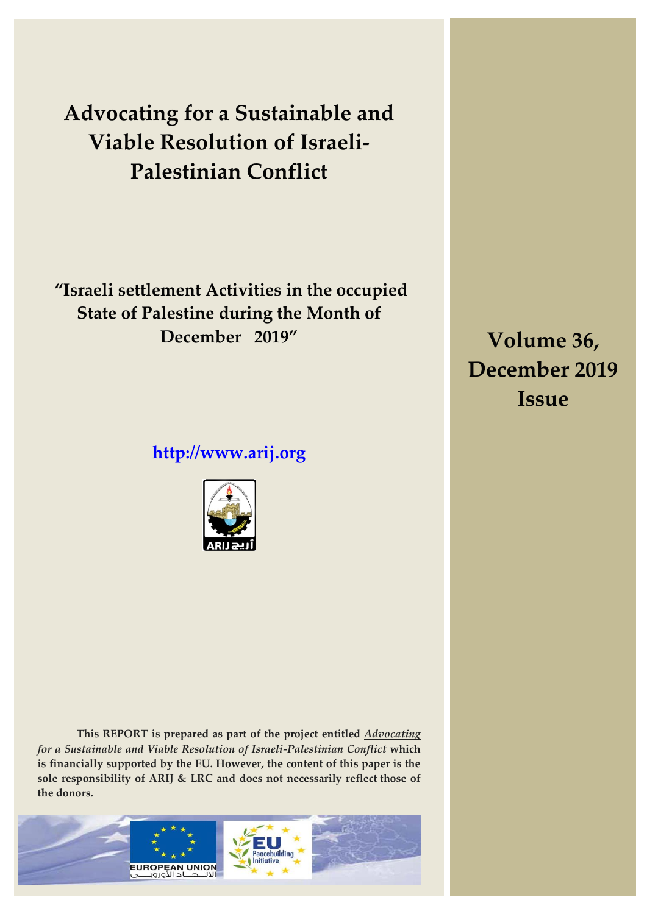# Advocating for a Sustainable and Viable Resolution of Israeli-Palestinian Conflict

## "Israeli settlement Activities in the occupied State of Palestine during the Month of December 2019"

**Volume 36, December 2019 Issue**

http://www.arij.org

**This REPORT is prepared as part of the project entitled *Advocating for a Sustainable and Viable Resolution of Israeli-Palestinian Conflict* which is financially supported by the EU. However, the content of this paper is the sole responsibility of ARIJ & LRC and does not necessarily reflect those of the donors.**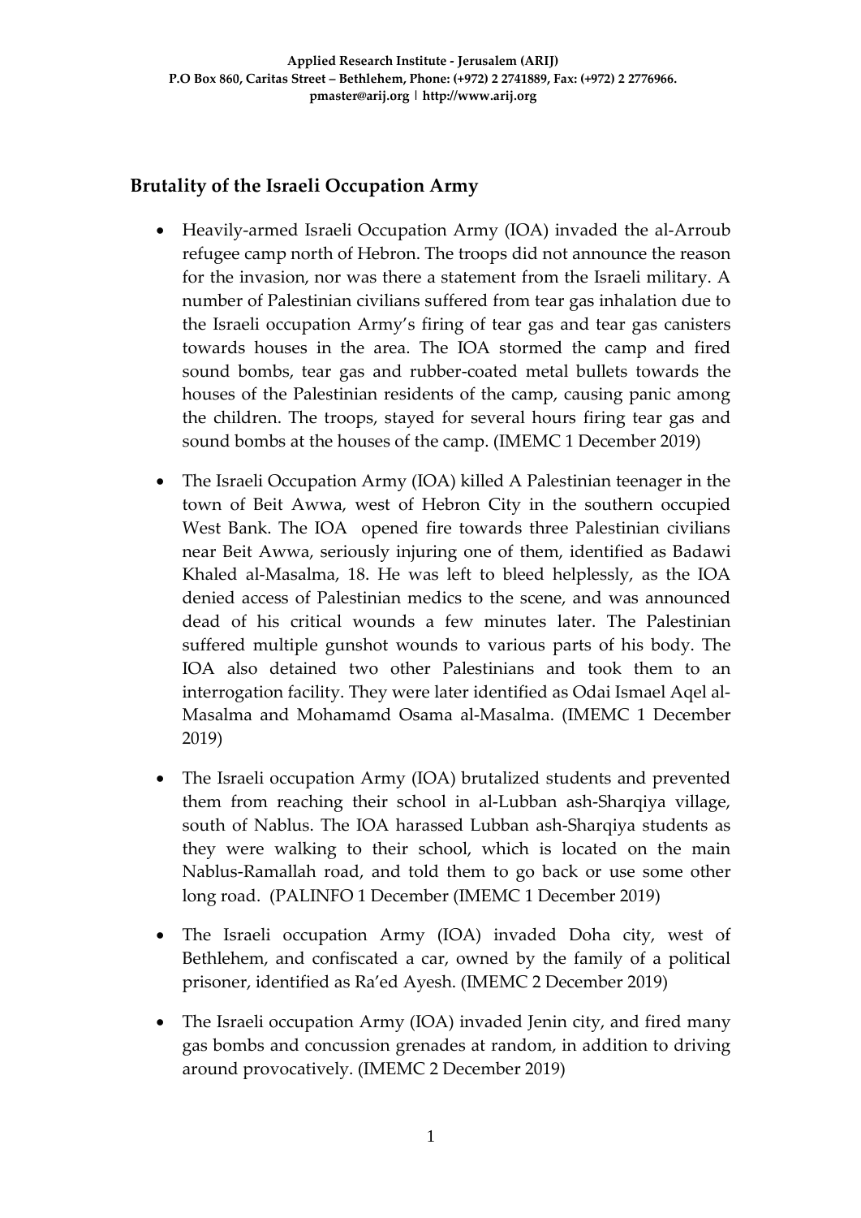## Brutality of the Israeli Occupation Army

- Heavily-armed Israeli Occupation Army (IOA) invaded the al-Arroub refugee camp north of Hebron. The troops did not announce the reason for the invasion, nor was there a statement from the Israeli military. A number of Palestinian civilians suffered from tear gas inhalation due to the Israeli occupation Army's firing of tear gas and tear gas canisters towards houses in the area. The IOA stormed the camp and fired sound bombs, tear gas and rubber-coated metal bullets towards the houses of the Palestinian residents of the camp, causing panic among the children. The troops, stayed for several hours firing tear gas and sound bombs at the houses of the camp. (IMEMC 1 December 2019)

- The Israeli Occupation Army (IOA) killed A Palestinian teenager in the town of Beit Awwa, west of Hebron City in the southern occupied West Bank. The IOA opened fire towards three Palestinian civilians near Beit Awwa, seriously injuring one of them, identified as Badawi Khaled al-Masalma, 18. He was left to bleed helplessly, as the IOA denied access of Palestinian medics to the scene, and was announced dead of his critical wounds a few minutes later. The Palestinian suffered multiple gunshot wounds to various parts of his body. The IOA also detained two other Palestinians and took them to an interrogation facility. They were later identified as Odai Ismael Aqel al-Masalma and Mohamamd Osama al-Masalma. (IMEMC 1 December 2019)

- The Israeli occupation Army (IOA) brutalized students and prevented them from reaching their school in al-Lubban ash-Sharqiya village, south of Nablus. The IOA harassed Lubban ash-Sharqiya students as they were walking to their school, which is located on the main Nablus-Ramallah road, and told them to go back or use some other long road. (PALINFO 1 December (IMEMC 1 December 2019)

- The Israeli occupation Army (IOA) invaded Doha city, west of Bethlehem, and confiscated a car, owned by the family of a political prisoner, identified as Ra'ed Ayesh. (IMEMC 2 December 2019)

- The Israeli occupation Army (IOA) invaded Jenin city, and fired many gas bombs and concussion grenades at random, in addition to driving around provocatively. (IMEMC 2 December 2019)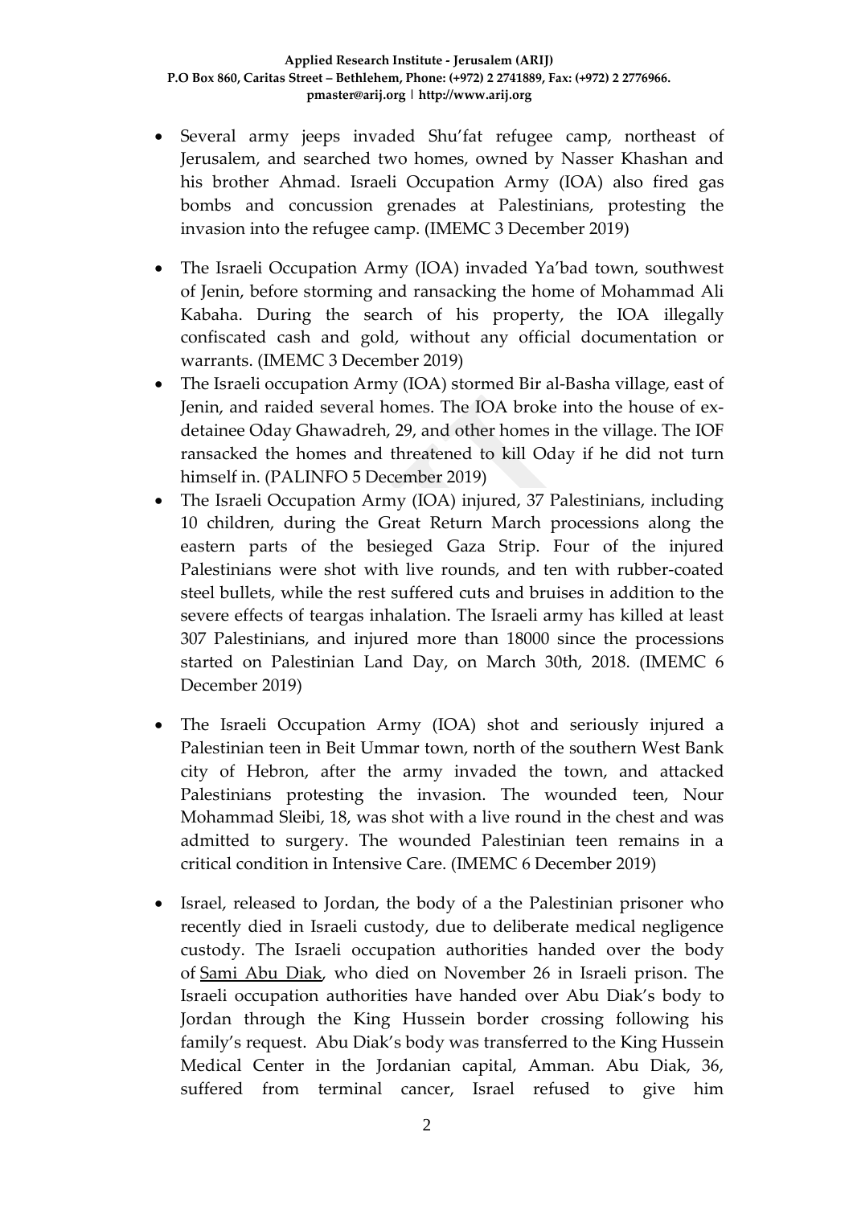- Several army jeeps invaded Shu'fat refugee camp, northeast of Jerusalem, and searched two homes, owned by Nasser Khashan and his brother Ahmad. Israeli Occupation Army (IOA) also fired gas bombs and concussion grenades at Palestinians, protesting the invasion into the refugee camp. (IMEMC 3 December 2019)

- The Israeli Occupation Army (IOA) invaded Ya'bad town, southwest of Jenin, before storming and ransacking the home of Mohammad Ali Kabaha. During the search of his property, the IOA illegally confiscated cash and gold, without any official documentation or warrants. (IMEMC 3 December 2019)
- The Israeli occupation Army (IOA) stormed Bir al-Basha village, east of Jenin, and raided several homes. The IOA broke into the house of ex-detainee Oday Ghawadreh, 29, and other homes in the village. The IOF ransacked the homes and threatened to kill Oday if he did not turn himself in. (PALINFO 5 December 2019)
- The Israeli Occupation Army (IOA) injured, 37 Palestinians, including 10 children, during the Great Return March processions along the eastern parts of the besieged Gaza Strip. Four of the injured Palestinians were shot with live rounds, and ten with rubber-coated steel bullets, while the rest suffered cuts and bruises in addition to the severe effects of teargas inhalation. The Israeli army has killed at least 307 Palestinians, and injured more than 18000 since the processions started on Palestinian Land Day, on March 30th, 2018. (IMEMC 6 December 2019)

- The Israeli Occupation Army (IOA) shot and seriously injured a Palestinian teen in Beit Ummar town, north of the southern West Bank city of Hebron, after the army invaded the town, and attacked Palestinians protesting the invasion. The wounded teen, Nour Mohammad Sleibi, 18, was shot with a live round in the chest and was admitted to surgery. The wounded Palestinian teen remains in a critical condition in Intensive Care. (IMEMC 6 December 2019)

- Israel, released to Jordan, the body of a the Palestinian prisoner who recently died in Israeli custody, due to deliberate medical negligence custody. The Israeli occupation authorities handed over the body of Sami Abu Diak, who died on November 26 in Israeli prison. The Israeli occupation authorities have handed over Abu Diak's body to Jordan through the King Hussein border crossing following his family's request. Abu Diak's body was transferred to the King Hussein Medical Center in the Jordanian capital, Amman. Abu Diak, 36, suffered from terminal cancer, Israel refused to give him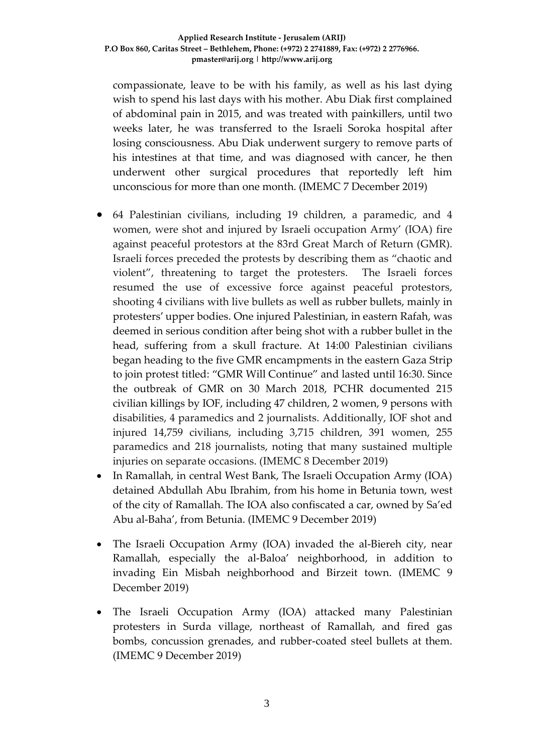compassionate, leave to be with his family, as well as his last dying wish to spend his last days with his mother. Abu Diak first complained of abdominal pain in 2015, and was treated with painkillers, until two weeks later, he was transferred to the Israeli Soroka hospital after losing consciousness. Abu Diak underwent surgery to remove parts of his intestines at that time, and was diagnosed with cancer, he then underwent other surgical procedures that reportedly left him unconscious for more than one month. (IMEMC 7 December 2019)

- 64 Palestinian civilians, including 19 children, a paramedic, and 4 women, were shot and injured by Israeli occupation Army' (IOA) fire against peaceful protestors at the 83rd Great March of Return (GMR). Israeli forces preceded the protests by describing them as "chaotic and violent", threatening to target the protesters. The Israeli forces resumed the use of excessive force against peaceful protestors, shooting 4 civilians with live bullets as well as rubber bullets, mainly in protesters' upper bodies. One injured Palestinian, in eastern Rafah, was deemed in serious condition after being shot with a rubber bullet in the head, suffering from a skull fracture. At 14:00 Palestinian civilians began heading to the five GMR encampments in the eastern Gaza Strip to join protest titled: "GMR Will Continue" and lasted until 16:30. Since the outbreak of GMR on 30 March 2018, PCHR documented 215 civilian killings by IOF, including 47 children, 2 women, 9 persons with disabilities, 4 paramedics and 2 journalists. Additionally, IOF shot and injured 14,759 civilians, including 3,715 children, 391 women, 255 paramedics and 218 journalists, noting that many sustained multiple injuries on separate occasions. (IMEMC 8 December 2019)
- In Ramallah, in central West Bank, The Israeli Occupation Army (IOA) detained Abdullah Abu Ibrahim, from his home in Betunia town, west of the city of Ramallah. The IOA also confiscated a car, owned by Sa'ed Abu al-Baha', from Betunia. (IMEMC 9 December 2019)
- The Israeli Occupation Army (IOA) invaded the al-Biereh city, near Ramallah, especially the al-Baloa' neighborhood, in addition to invading Ein Misbah neighborhood and Birzeit town. (IMEMC 9 December 2019)
- The Israeli Occupation Army (IOA) attacked many Palestinian protesters in Surda village, northeast of Ramallah, and fired gas bombs, concussion grenades, and rubber-coated steel bullets at them. (IMEMC 9 December 2019)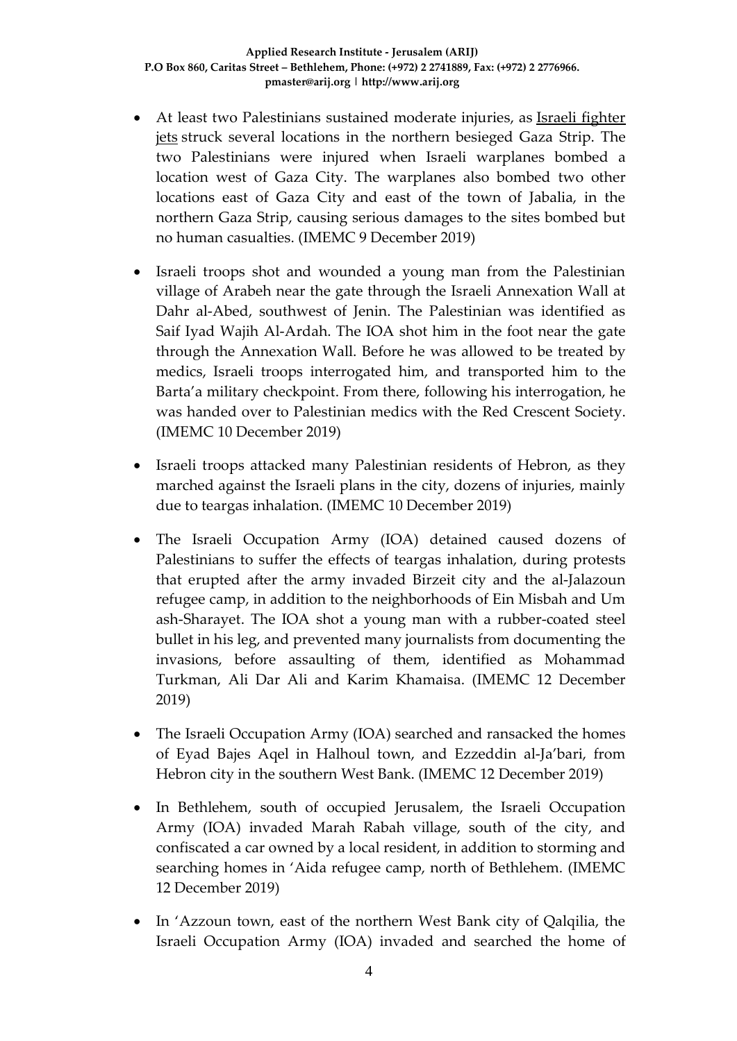- At least two Palestinians sustained moderate injuries, as Israeli fighter jets struck several locations in the northern besieged Gaza Strip. The two Palestinians were injured when Israeli warplanes bombed a location west of Gaza City. The warplanes also bombed two other locations east of Gaza City and east of the town of Jabalia, in the northern Gaza Strip, causing serious damages to the sites bombed but no human casualties. (IMEMC 9 December 2019)

- Israeli troops shot and wounded a young man from the Palestinian village of Arabeh near the gate through the Israeli Annexation Wall at Dahr al-Abed, southwest of Jenin. The Palestinian was identified as Saif Iyad Wajih Al-Ardah. The IOA shot him in the foot near the gate through the Annexation Wall. Before he was allowed to be treated by medics, Israeli troops interrogated him, and transported him to the Barta'a military checkpoint. From there, following his interrogation, he was handed over to Palestinian medics with the Red Crescent Society. (IMEMC 10 December 2019)

- Israeli troops attacked many Palestinian residents of Hebron, as they marched against the Israeli plans in the city, dozens of injuries, mainly due to teargas inhalation. (IMEMC 10 December 2019)

- The Israeli Occupation Army (IOA) detained caused dozens of Palestinians to suffer the effects of teargas inhalation, during protests that erupted after the army invaded Birzeit city and the al-Jalazoun refugee camp, in addition to the neighborhoods of Ein Misbah and Um ash-Sharayet. The IOA shot a young man with a rubber-coated steel bullet in his leg, and prevented many journalists from documenting the invasions, before assaulting of them, identified as Mohammad Turkman, Ali Dar Ali and Karim Khamaisa. (IMEMC 12 December 2019)

- The Israeli Occupation Army (IOA) searched and ransacked the homes of Eyad Bajes Aqel in Halhoul town, and Ezzeddin al-Ja'bari, from Hebron city in the southern West Bank. (IMEMC 12 December 2019)

- In Bethlehem, south of occupied Jerusalem, the Israeli Occupation Army (IOA) invaded Marah Rabah village, south of the city, and confiscated a car owned by a local resident, in addition to storming and searching homes in 'Aida refugee camp, north of Bethlehem. (IMEMC 12 December 2019)

- In 'Azzoun town, east of the northern West Bank city of Qalqilia, the Israeli Occupation Army (IOA) invaded and searched the home of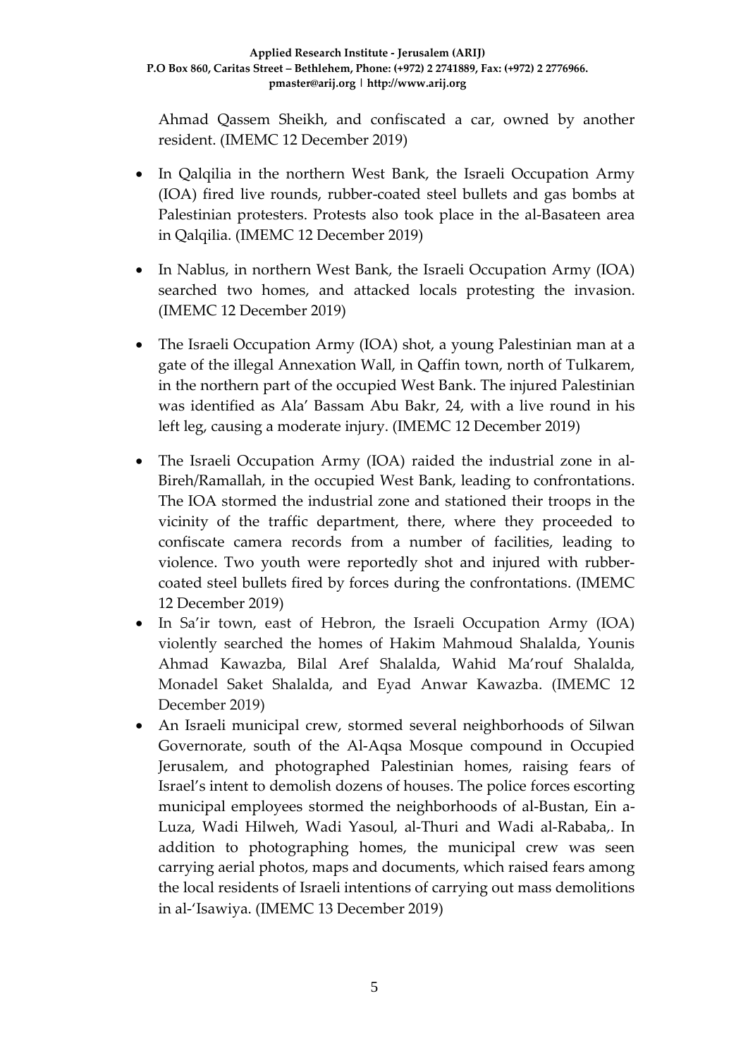Ahmad Qassem Sheikh, and confiscated a car, owned by another resident. (IMEMC 12 December 2019)

- In Qalqilia in the northern West Bank, the Israeli Occupation Army (IOA) fired live rounds, rubber-coated steel bullets and gas bombs at Palestinian protesters. Protests also took place in the al-Basateen area in Qalqilia. (IMEMC 12 December 2019)
- In Nablus, in northern West Bank, the Israeli Occupation Army (IOA) searched two homes, and attacked locals protesting the invasion. (IMEMC 12 December 2019)
- The Israeli Occupation Army (IOA) shot, a young Palestinian man at a gate of the illegal Annexation Wall, in Qaffin town, north of Tulkarem, in the northern part of the occupied West Bank. The injured Palestinian was identified as Ala' Bassam Abu Bakr, 24, with a live round in his left leg, causing a moderate injury. (IMEMC 12 December 2019)
- The Israeli Occupation Army (IOA) raided the industrial zone in al-Bireh/Ramallah, in the occupied West Bank, leading to confrontations. The IOA stormed the industrial zone and stationed their troops in the vicinity of the traffic department, there, where they proceeded to confiscate camera records from a number of facilities, leading to violence. Two youth were reportedly shot and injured with rubber-coated steel bullets fired by forces during the confrontations. (IMEMC 12 December 2019)
- In Sa'ir town, east of Hebron, the Israeli Occupation Army (IOA) violently searched the homes of Hakim Mahmoud Shalalda, Younis Ahmad Kawazba, Bilal Aref Shalalda, Wahid Ma'rouf Shalalda, Monadel Saket Shalalda, and Eyad Anwar Kawazba. (IMEMC 12 December 2019)
- An Israeli municipal crew, stormed several neighborhoods of Silwan Governorate, south of the Al-Aqsa Mosque compound in Occupied Jerusalem, and photographed Palestinian homes, raising fears of Israel's intent to demolish dozens of houses. The police forces escorting municipal employees stormed the neighborhoods of al-Bustan, Ein a-Luza, Wadi Hilweh, Wadi Yasoul, al-Thuri and Wadi al-Rababa,. In addition to photographing homes, the municipal crew was seen carrying aerial photos, maps and documents, which raised fears among the local residents of Israeli intentions of carrying out mass demolitions in al-'Isawiya. (IMEMC 13 December 2019)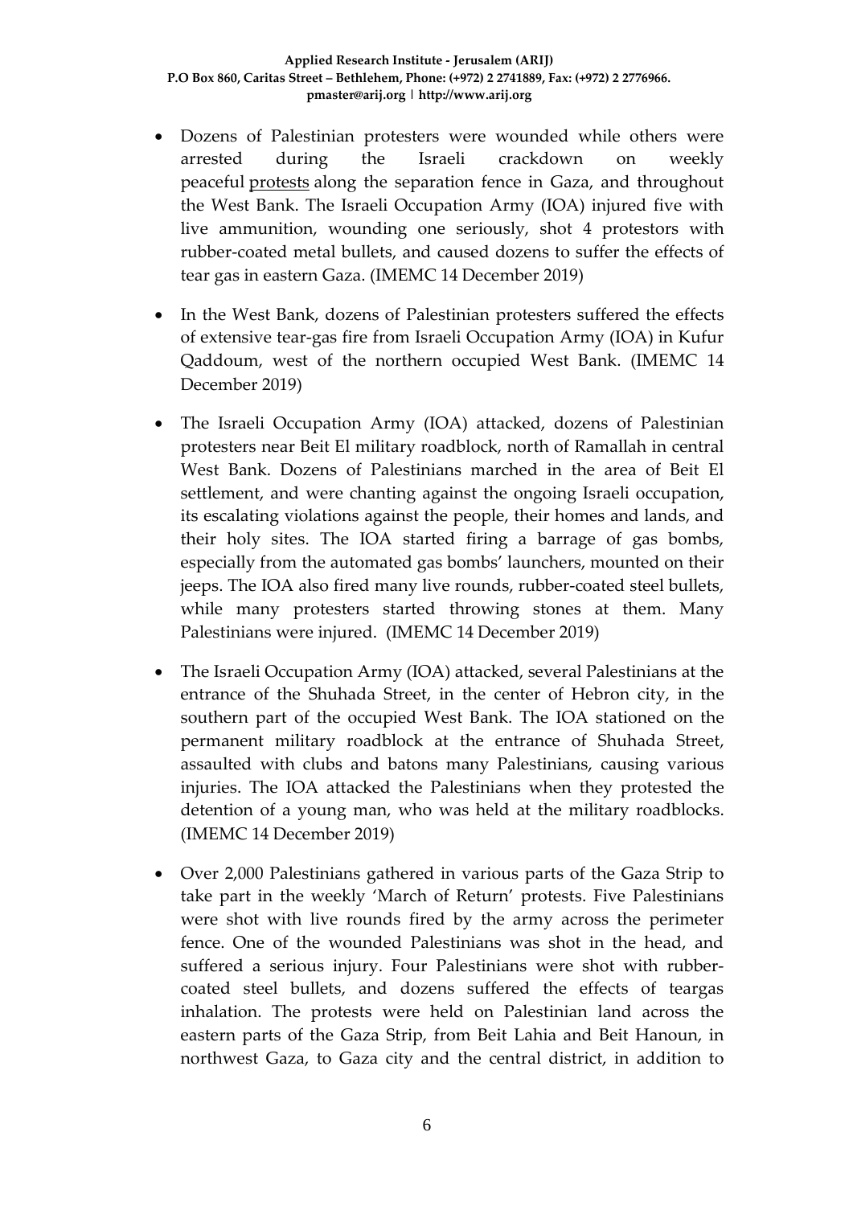- Dozens of Palestinian protesters were wounded while others were arrested during the Israeli crackdown on weekly peaceful protests along the separation fence in Gaza, and throughout the West Bank. The Israeli Occupation Army (IOA) injured five with live ammunition, wounding one seriously, shot 4 protestors with rubber-coated metal bullets, and caused dozens to suffer the effects of tear gas in eastern Gaza. (IMEMC 14 December 2019)

- In the West Bank, dozens of Palestinian protesters suffered the effects of extensive tear-gas fire from Israeli Occupation Army (IOA) in Kufur Qaddoum, west of the northern occupied West Bank. (IMEMC 14 December 2019)

- The Israeli Occupation Army (IOA) attacked, dozens of Palestinian protesters near Beit El military roadblock, north of Ramallah in central West Bank. Dozens of Palestinians marched in the area of Beit El settlement, and were chanting against the ongoing Israeli occupation, its escalating violations against the people, their homes and lands, and their holy sites. The IOA started firing a barrage of gas bombs, especially from the automated gas bombs' launchers, mounted on their jeeps. The IOA also fired many live rounds, rubber-coated steel bullets, while many protesters started throwing stones at them. Many Palestinians were injured. (IMEMC 14 December 2019)

- The Israeli Occupation Army (IOA) attacked, several Palestinians at the entrance of the Shuhada Street, in the center of Hebron city, in the southern part of the occupied West Bank. The IOA stationed on the permanent military roadblock at the entrance of Shuhada Street, assaulted with clubs and batons many Palestinians, causing various injuries. The IOA attacked the Palestinians when they protested the detention of a young man, who was held at the military roadblocks. (IMEMC 14 December 2019)

- Over 2,000 Palestinians gathered in various parts of the Gaza Strip to take part in the weekly 'March of Return' protests. Five Palestinians were shot with live rounds fired by the army across the perimeter fence. One of the wounded Palestinians was shot in the head, and suffered a serious injury. Four Palestinians were shot with rubber-coated steel bullets, and dozens suffered the effects of teargas inhalation. The protests were held on Palestinian land across the eastern parts of the Gaza Strip, from Beit Lahia and Beit Hanoun, in northwest Gaza, to Gaza city and the central district, in addition to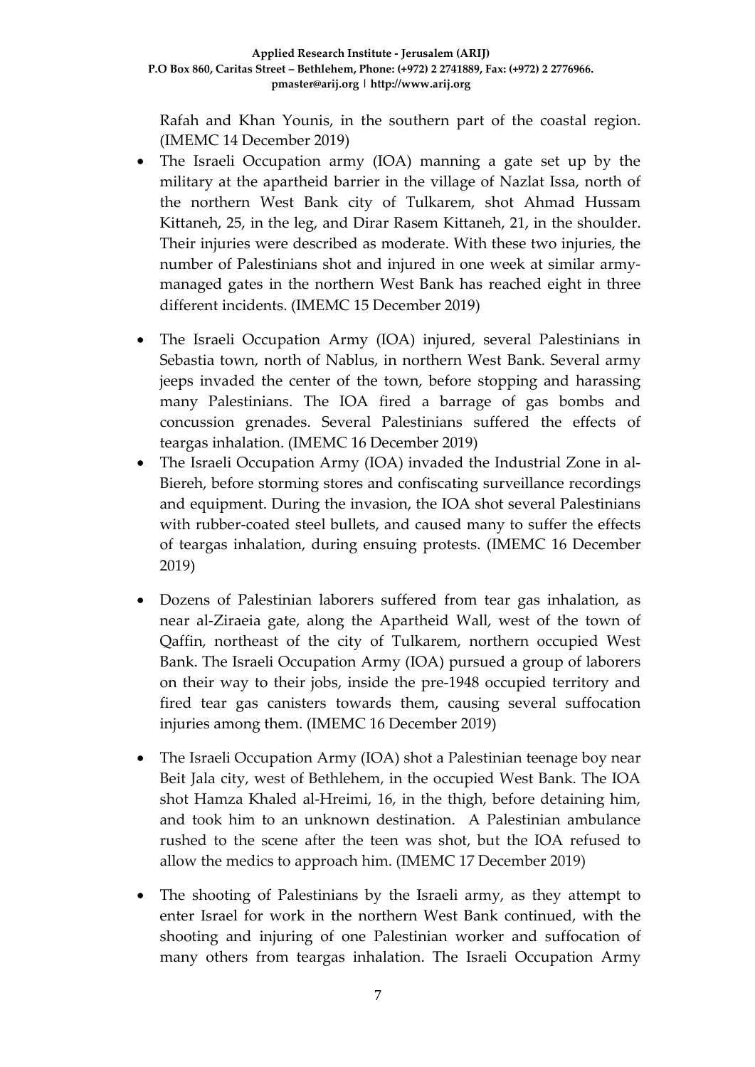Rafah and Khan Younis, in the southern part of the coastal region. (IMEMC 14 December 2019)

- The Israeli Occupation army (IOA) manning a gate set up by the military at the apartheid barrier in the village of Nazlat Issa, north of the northern West Bank city of Tulkarem, shot Ahmad Hussam Kittaneh, 25, in the leg, and Dirar Rasem Kittaneh, 21, in the shoulder. Their injuries were described as moderate. With these two injuries, the number of Palestinians shot and injured in one week at similar army-managed gates in the northern West Bank has reached eight in three different incidents. (IMEMC 15 December 2019)

- The Israeli Occupation Army (IOA) injured, several Palestinians in Sebastia town, north of Nablus, in northern West Bank. Several army jeeps invaded the center of the town, before stopping and harassing many Palestinians. The IOA fired a barrage of gas bombs and concussion grenades. Several Palestinians suffered the effects of teargas inhalation. (IMEMC 16 December 2019)
- The Israeli Occupation Army (IOA) invaded the Industrial Zone in al-Biereh, before storming stores and confiscating surveillance recordings and equipment. During the invasion, the IOA shot several Palestinians with rubber-coated steel bullets, and caused many to suffer the effects of teargas inhalation, during ensuing protests. (IMEMC 16 December 2019)

- Dozens of Palestinian laborers suffered from tear gas inhalation, as near al-Ziraeia gate, along the Apartheid Wall, west of the town of Qaffin, northeast of the city of Tulkarem, northern occupied West Bank. The Israeli Occupation Army (IOA) pursued a group of laborers on their way to their jobs, inside the pre-1948 occupied territory and fired tear gas canisters towards them, causing several suffocation injuries among them. (IMEMC 16 December 2019)

- The Israeli Occupation Army (IOA) shot a Palestinian teenage boy near Beit Jala city, west of Bethlehem, in the occupied West Bank. The IOA shot Hamza Khaled al-Hreimi, 16, in the thigh, before detaining him, and took him to an unknown destination. A Palestinian ambulance rushed to the scene after the teen was shot, but the IOA refused to allow the medics to approach him. (IMEMC 17 December 2019)

- The shooting of Palestinians by the Israeli army, as they attempt to enter Israel for work in the northern West Bank continued, with the shooting and injuring of one Palestinian worker and suffocation of many others from teargas inhalation. The Israeli Occupation Army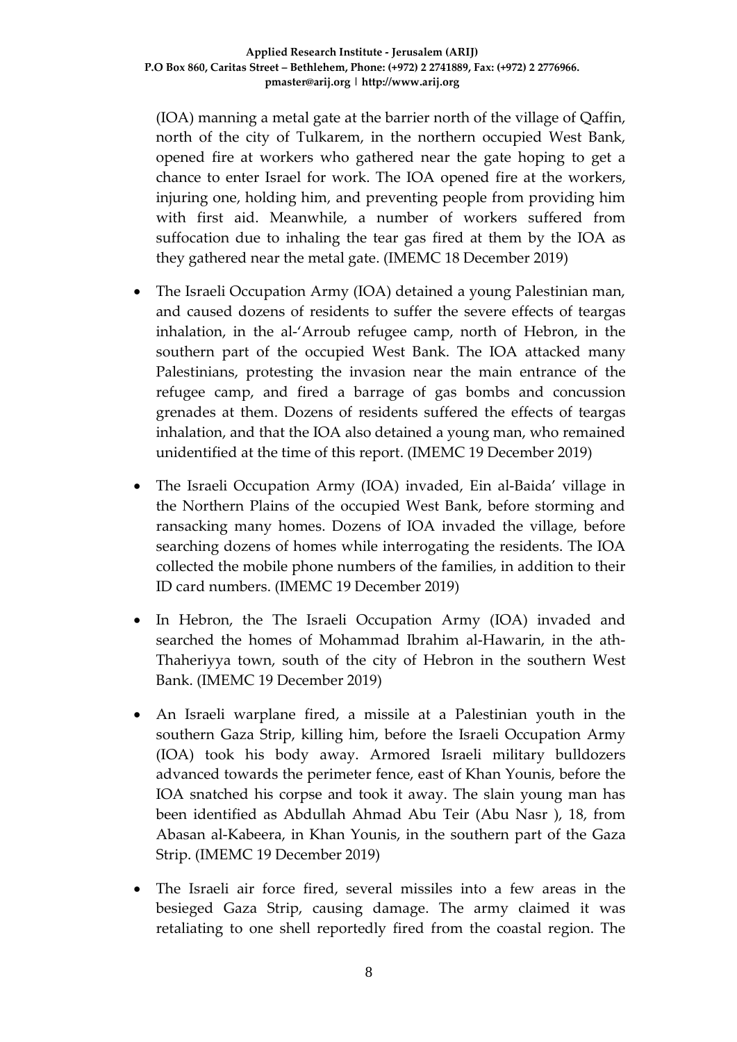(IOA) manning a metal gate at the barrier north of the village of Qaffin, north of the city of Tulkarem, in the northern occupied West Bank, opened fire at workers who gathered near the gate hoping to get a chance to enter Israel for work. The IOA opened fire at the workers, injuring one, holding him, and preventing people from providing him with first aid. Meanwhile, a number of workers suffered from suffocation due to inhaling the tear gas fired at them by the IOA as they gathered near the metal gate. (IMEMC 18 December 2019)

- The Israeli Occupation Army (IOA) detained a young Palestinian man, and caused dozens of residents to suffer the severe effects of teargas inhalation, in the al-'Arroub refugee camp, north of Hebron, in the southern part of the occupied West Bank. The IOA attacked many Palestinians, protesting the invasion near the main entrance of the refugee camp, and fired a barrage of gas bombs and concussion grenades at them. Dozens of residents suffered the effects of teargas inhalation, and that the IOA also detained a young man, who remained unidentified at the time of this report. (IMEMC 19 December 2019)

- The Israeli Occupation Army (IOA) invaded, Ein al-Baida' village in the Northern Plains of the occupied West Bank, before storming and ransacking many homes. Dozens of IOA invaded the village, before searching dozens of homes while interrogating the residents. The IOA collected the mobile phone numbers of the families, in addition to their ID card numbers. (IMEMC 19 December 2019)

- In Hebron, the The Israeli Occupation Army (IOA) invaded and searched the homes of Mohammad Ibrahim al-Hawarin, in the ath-Thaheriyya town, south of the city of Hebron in the southern West Bank. (IMEMC 19 December 2019)

- An Israeli warplane fired, a missile at a Palestinian youth in the southern Gaza Strip, killing him, before the Israeli Occupation Army (IOA) took his body away. Armored Israeli military bulldozers advanced towards the perimeter fence, east of Khan Younis, before the IOA snatched his corpse and took it away. The slain young man has been identified as Abdullah Ahmad Abu Teir (Abu Nasr ), 18, from Abasan al-Kabeera, in Khan Younis, in the southern part of the Gaza Strip. (IMEMC 19 December 2019)

- The Israeli air force fired, several missiles into a few areas in the besieged Gaza Strip, causing damage. The army claimed it was retaliating to one shell reportedly fired from the coastal region. The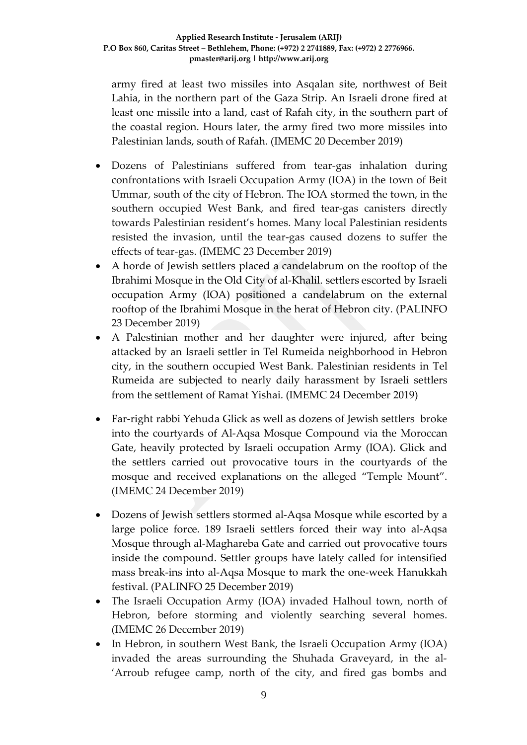army fired at least two missiles into Asqalan site, northwest of Beit Lahia, in the northern part of the Gaza Strip. An Israeli drone fired at least one missile into a land, east of Rafah city, in the southern part of the coastal region. Hours later, the army fired two more missiles into Palestinian lands, south of Rafah. (IMEMC 20 December 2019)

- Dozens of Palestinians suffered from tear-gas inhalation during confrontations with Israeli Occupation Army (IOA) in the town of Beit Ummar, south of the city of Hebron. The IOA stormed the town, in the southern occupied West Bank, and fired tear-gas canisters directly towards Palestinian resident's homes. Many local Palestinian residents resisted the invasion, until the tear-gas caused dozens to suffer the effects of tear-gas. (IMEMC 23 December 2019)
- A horde of Jewish settlers placed a candelabrum on the rooftop of the Ibrahimi Mosque in the Old City of al-Khalil. settlers escorted by Israeli occupation Army (IOA) positioned a candelabrum on the external rooftop of the Ibrahimi Mosque in the herat of Hebron city. (PALINFO 23 December 2019)
- A Palestinian mother and her daughter were injured, after being attacked by an Israeli settler in Tel Rumeida neighborhood in Hebron city, in the southern occupied West Bank. Palestinian residents in Tel Rumeida are subjected to nearly daily harassment by Israeli settlers from the settlement of Ramat Yishai. (IMEMC 24 December 2019)
- Far-right rabbi Yehuda Glick as well as dozens of Jewish settlers broke into the courtyards of Al-Aqsa Mosque Compound via the Moroccan Gate, heavily protected by Israeli occupation Army (IOA). Glick and the settlers carried out provocative tours in the courtyards of the mosque and received explanations on the alleged "Temple Mount". (IMEMC 24 December 2019)
- Dozens of Jewish settlers stormed al-Aqsa Mosque while escorted by a large police force. 189 Israeli settlers forced their way into al-Aqsa Mosque through al-Maghareba Gate and carried out provocative tours inside the compound. Settler groups have lately called for intensified mass break-ins into al-Aqsa Mosque to mark the one-week Hanukkah festival. (PALINFO 25 December 2019)
- The Israeli Occupation Army (IOA) invaded Halhoul town, north of Hebron, before storming and violently searching several homes. (IMEMC 26 December 2019)
- In Hebron, in southern West Bank, the Israeli Occupation Army (IOA) invaded the areas surrounding the Shuhada Graveyard, in the al-'Arroub refugee camp, north of the city, and fired gas bombs and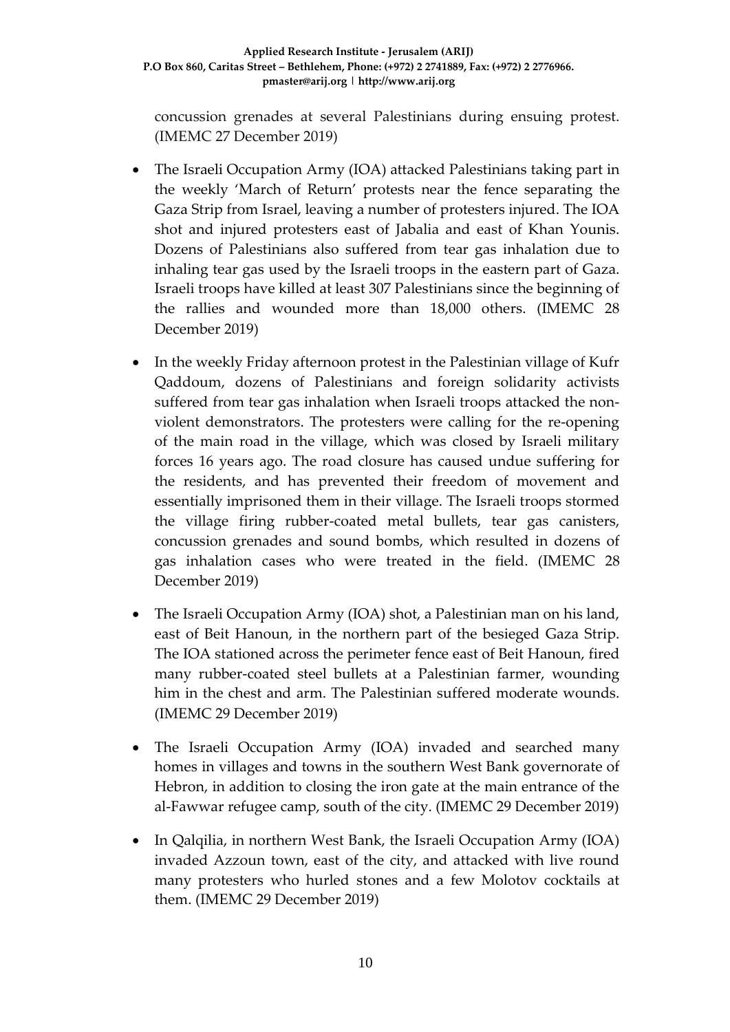concussion grenades at several Palestinians during ensuing protest. (IMEMC 27 December 2019)

- The Israeli Occupation Army (IOA) attacked Palestinians taking part in the weekly 'March of Return' protests near the fence separating the Gaza Strip from Israel, leaving a number of protesters injured. The IOA shot and injured protesters east of Jabalia and east of Khan Younis. Dozens of Palestinians also suffered from tear gas inhalation due to inhaling tear gas used by the Israeli troops in the eastern part of Gaza. Israeli troops have killed at least 307 Palestinians since the beginning of the rallies and wounded more than 18,000 others. (IMEMC 28 December 2019)

- In the weekly Friday afternoon protest in the Palestinian village of Kufr Qaddoum, dozens of Palestinians and foreign solidarity activists suffered from tear gas inhalation when Israeli troops attacked the non-violent demonstrators. The protesters were calling for the re-opening of the main road in the village, which was closed by Israeli military forces 16 years ago. The road closure has caused undue suffering for the residents, and has prevented their freedom of movement and essentially imprisoned them in their village. The Israeli troops stormed the village firing rubber-coated metal bullets, tear gas canisters, concussion grenades and sound bombs, which resulted in dozens of gas inhalation cases who were treated in the field. (IMEMC 28 December 2019)

- The Israeli Occupation Army (IOA) shot, a Palestinian man on his land, east of Beit Hanoun, in the northern part of the besieged Gaza Strip. The IOA stationed across the perimeter fence east of Beit Hanoun, fired many rubber-coated steel bullets at a Palestinian farmer, wounding him in the chest and arm. The Palestinian suffered moderate wounds. (IMEMC 29 December 2019)

- The Israeli Occupation Army (IOA) invaded and searched many homes in villages and towns in the southern West Bank governorate of Hebron, in addition to closing the iron gate at the main entrance of the al-Fawwar refugee camp, south of the city. (IMEMC 29 December 2019)

- In Qalqilia, in northern West Bank, the Israeli Occupation Army (IOA) invaded Azzoun town, east of the city, and attacked with live round many protesters who hurled stones and a few Molotov cocktails at them. (IMEMC 29 December 2019)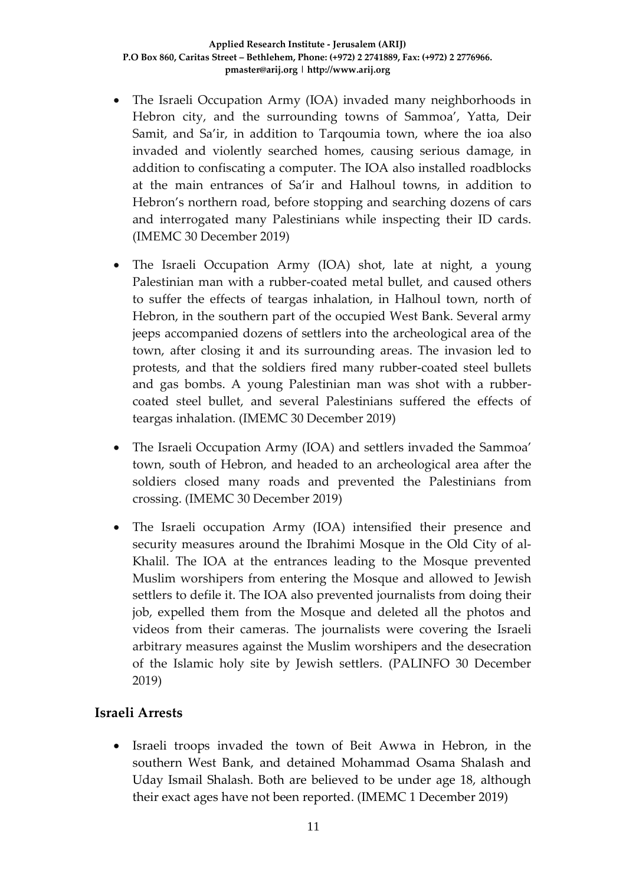- The Israeli Occupation Army (IOA) invaded many neighborhoods in Hebron city, and the surrounding towns of Sammoa', Yatta, Deir Samit, and Sa'ir, in addition to Tarqoumia town, where the ioa also invaded and violently searched homes, causing serious damage, in addition to confiscating a computer. The IOA also installed roadblocks at the main entrances of Sa'ir and Halhoul towns, in addition to Hebron's northern road, before stopping and searching dozens of cars and interrogated many Palestinians while inspecting their ID cards. (IMEMC 30 December 2019)

- The Israeli Occupation Army (IOA) shot, late at night, a young Palestinian man with a rubber-coated metal bullet, and caused others to suffer the effects of teargas inhalation, in Halhoul town, north of Hebron, in the southern part of the occupied West Bank. Several army jeeps accompanied dozens of settlers into the archeological area of the town, after closing it and its surrounding areas. The invasion led to protests, and that the soldiers fired many rubber-coated steel bullets and gas bombs. A young Palestinian man was shot with a rubber-coated steel bullet, and several Palestinians suffered the effects of teargas inhalation. (IMEMC 30 December 2019)

- The Israeli Occupation Army (IOA) and settlers invaded the Sammoa' town, south of Hebron, and headed to an archeological area after the soldiers closed many roads and prevented the Palestinians from crossing. (IMEMC 30 December 2019)

- The Israeli occupation Army (IOA) intensified their presence and security measures around the Ibrahimi Mosque in the Old City of al-Khalil. The IOA at the entrances leading to the Mosque prevented Muslim worshipers from entering the Mosque and allowed to Jewish settlers to defile it. The IOA also prevented journalists from doing their job, expelled them from the Mosque and deleted all the photos and videos from their cameras. The journalists were covering the Israeli arbitrary measures against the Muslim worshipers and the desecration of the Islamic holy site by Jewish settlers. (PALINFO 30 December 2019)

## Israeli Arrests

- Israeli troops invaded the town of Beit Awwa in Hebron, in the southern West Bank, and detained Mohammad Osama Shalash and Uday Ismail Shalash. Both are believed to be under age 18, although their exact ages have not been reported. (IMEMC 1 December 2019)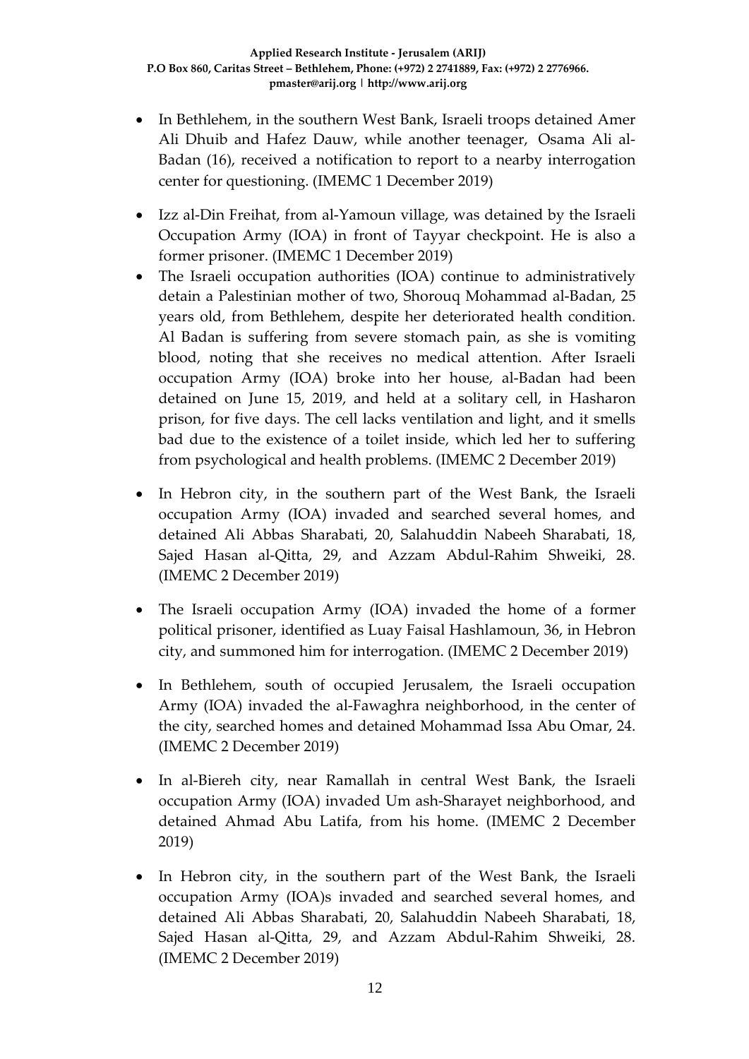- In Bethlehem, in the southern West Bank, Israeli troops detained Amer Ali Dhuib and Hafez Dauw, while another teenager, Osama Ali al-Badan (16), received a notification to report to a nearby interrogation center for questioning. (IMEMC 1 December 2019)
- Izz al-Din Freihat, from al-Yamoun village, was detained by the Israeli Occupation Army (IOA) in front of Tayyar checkpoint. He is also a former prisoner. (IMEMC 1 December 2019)
- The Israeli occupation authorities (IOA) continue to administratively detain a Palestinian mother of two, Shorouq Mohammad al-Badan, 25 years old, from Bethlehem, despite her deteriorated health condition. Al Badan is suffering from severe stomach pain, as she is vomiting blood, noting that she receives no medical attention. After Israeli occupation Army (IOA) broke into her house, al-Badan had been detained on June 15, 2019, and held at a solitary cell, in Hasharon prison, for five days. The cell lacks ventilation and light, and it smells bad due to the existence of a toilet inside, which led her to suffering from psychological and health problems. (IMEMC 2 December 2019)
- In Hebron city, in the southern part of the West Bank, the Israeli occupation Army (IOA) invaded and searched several homes, and detained Ali Abbas Sharabati, 20, Salahuddin Nabeeh Sharabati, 18, Sajed Hasan al-Qitta, 29, and Azzam Abdul-Rahim Shweiki, 28. (IMEMC 2 December 2019)
- The Israeli occupation Army (IOA) invaded the home of a former political prisoner, identified as Luay Faisal Hashlamoun, 36, in Hebron city, and summoned him for interrogation. (IMEMC 2 December 2019)
- In Bethlehem, south of occupied Jerusalem, the Israeli occupation Army (IOA) invaded the al-Fawaghra neighborhood, in the center of the city, searched homes and detained Mohammad Issa Abu Omar, 24. (IMEMC 2 December 2019)
- In al-Biereh city, near Ramallah in central West Bank, the Israeli occupation Army (IOA) invaded Um ash-Sharayet neighborhood, and detained Ahmad Abu Latifa, from his home. (IMEMC 2 December 2019)
- In Hebron city, in the southern part of the West Bank, the Israeli occupation Army (IOA)s invaded and searched several homes, and detained Ali Abbas Sharabati, 20, Salahuddin Nabeeh Sharabati, 18, Sajed Hasan al-Qitta, 29, and Azzam Abdul-Rahim Shweiki, 28. (IMEMC 2 December 2019)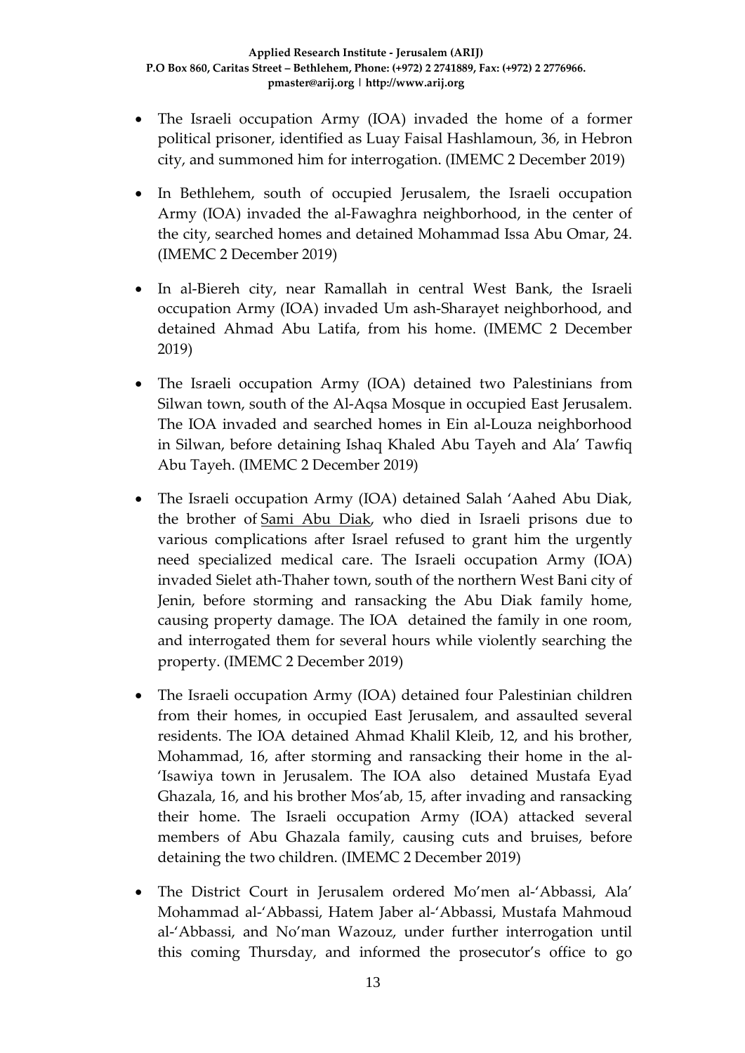- The Israeli occupation Army (IOA) invaded the home of a former political prisoner, identified as Luay Faisal Hashlamoun, 36, in Hebron city, and summoned him for interrogation. (IMEMC 2 December 2019)

- In Bethlehem, south of occupied Jerusalem, the Israeli occupation Army (IOA) invaded the al-Fawaghra neighborhood, in the center of the city, searched homes and detained Mohammad Issa Abu Omar, 24. (IMEMC 2 December 2019)

- In al-Biereh city, near Ramallah in central West Bank, the Israeli occupation Army (IOA) invaded Um ash-Sharayet neighborhood, and detained Ahmad Abu Latifa, from his home. (IMEMC 2 December 2019)

- The Israeli occupation Army (IOA) detained two Palestinians from Silwan town, south of the Al-Aqsa Mosque in occupied East Jerusalem. The IOA invaded and searched homes in Ein al-Louza neighborhood in Silwan, before detaining Ishaq Khaled Abu Tayeh and Ala' Tawfiq Abu Tayeh. (IMEMC 2 December 2019)

- The Israeli occupation Army (IOA) detained Salah 'Aahed Abu Diak, the brother of Sami Abu Diak, who died in Israeli prisons due to various complications after Israel refused to grant him the urgently need specialized medical care. The Israeli occupation Army (IOA) invaded Sielet ath-Thaher town, south of the northern West Bani city of Jenin, before storming and ransacking the Abu Diak family home, causing property damage. The IOA detained the family in one room, and interrogated them for several hours while violently searching the property. (IMEMC 2 December 2019)

- The Israeli occupation Army (IOA) detained four Palestinian children from their homes, in occupied East Jerusalem, and assaulted several residents. The IOA detained Ahmad Khalil Kleib, 12, and his brother, Mohammad, 16, after storming and ransacking their home in the al-'Isawiya town in Jerusalem. The IOA also detained Mustafa Eyad Ghazala, 16, and his brother Mos'ab, 15, after invading and ransacking their home. The Israeli occupation Army (IOA) attacked several members of Abu Ghazala family, causing cuts and bruises, before detaining the two children. (IMEMC 2 December 2019)

- The District Court in Jerusalem ordered Mo'men al-'Abbassi, Ala' Mohammad al-'Abbassi, Hatem Jaber al-'Abbassi, Mustafa Mahmoud al-'Abbassi, and No'man Wazouz, under further interrogation until this coming Thursday, and informed the prosecutor's office to go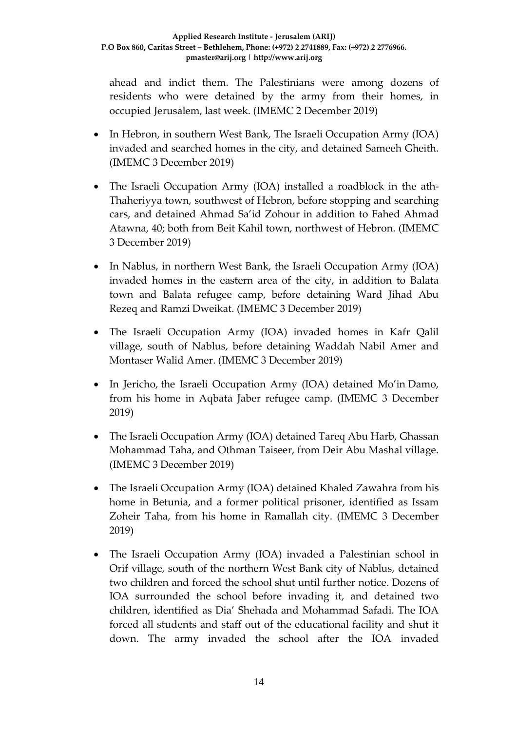ahead and indict them. The Palestinians were among dozens of residents who were detained by the army from their homes, in occupied Jerusalem, last week. (IMEMC 2 December 2019)

- In Hebron, in southern West Bank, The Israeli Occupation Army (IOA) invaded and searched homes in the city, and detained Sameeh Gheith. (IMEMC 3 December 2019)
- The Israeli Occupation Army (IOA) installed a roadblock in the ath-Thaheriyya town, southwest of Hebron, before stopping and searching cars, and detained Ahmad Sa'id Zohour in addition to Fahed Ahmad Atawna, 40; both from Beit Kahil town, northwest of Hebron. (IMEMC 3 December 2019)
- In Nablus, in northern West Bank, the Israeli Occupation Army (IOA) invaded homes in the eastern area of the city, in addition to Balata town and Balata refugee camp, before detaining Ward Jihad Abu Rezeq and Ramzi Dweikat. (IMEMC 3 December 2019)
- The Israeli Occupation Army (IOA) invaded homes in Kafr Qalil village, south of Nablus, before detaining Waddah Nabil Amer and Montaser Walid Amer. (IMEMC 3 December 2019)
- In Jericho, the Israeli Occupation Army (IOA) detained Mo'in Damo, from his home in Aqbata Jaber refugee camp. (IMEMC 3 December 2019)
- The Israeli Occupation Army (IOA) detained Tareq Abu Harb, Ghassan Mohammad Taha, and Othman Taiseer, from Deir Abu Mashal village. (IMEMC 3 December 2019)
- The Israeli Occupation Army (IOA) detained Khaled Zawahra from his home in Betunia, and a former political prisoner, identified as Issam Zoheir Taha, from his home in Ramallah city. (IMEMC 3 December 2019)
- The Israeli Occupation Army (IOA) invaded a Palestinian school in Orif village, south of the northern West Bank city of Nablus, detained two children and forced the school shut until further notice. Dozens of IOA surrounded the school before invading it, and detained two children, identified as Dia' Shehada and Mohammad Safadi. The IOA forced all students and staff out of the educational facility and shut it down. The army invaded the school after the IOA invaded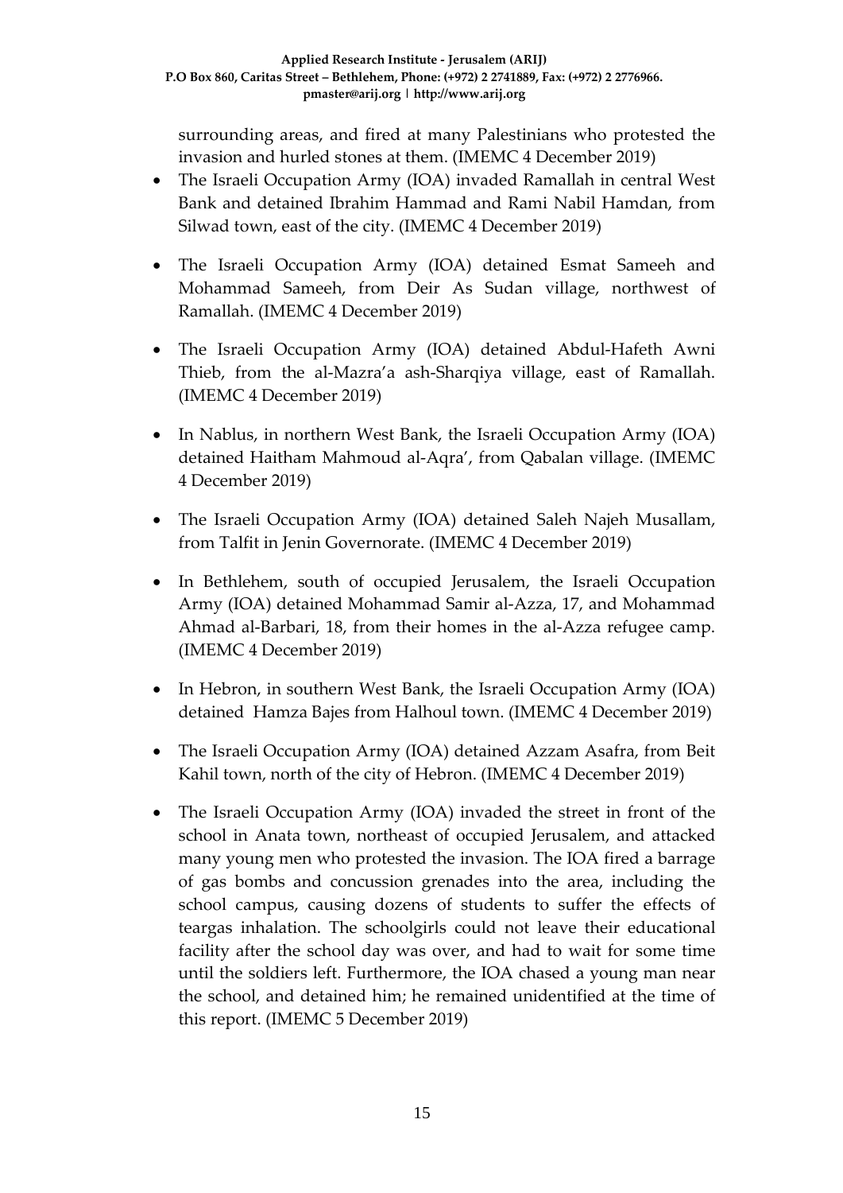surrounding areas, and fired at many Palestinians who protested the invasion and hurled stones at them. (IMEMC 4 December 2019)

- The Israeli Occupation Army (IOA) invaded Ramallah in central West Bank and detained Ibrahim Hammad and Rami Nabil Hamdan, from Silwad town, east of the city. (IMEMC 4 December 2019)

- The Israeli Occupation Army (IOA) detained Esmat Sameeh and Mohammad Sameeh, from Deir As Sudan village, northwest of Ramallah. (IMEMC 4 December 2019)

- The Israeli Occupation Army (IOA) detained Abdul-Hafeth Awni Thieb, from the al-Mazra'a ash-Sharqiya village, east of Ramallah. (IMEMC 4 December 2019)

- In Nablus, in northern West Bank, the Israeli Occupation Army (IOA) detained Haitham Mahmoud al-Aqra', from Qabalan village. (IMEMC 4 December 2019)

- The Israeli Occupation Army (IOA) detained Saleh Najeh Musallam, from Talfit in Jenin Governorate. (IMEMC 4 December 2019)

- In Bethlehem, south of occupied Jerusalem, the Israeli Occupation Army (IOA) detained Mohammad Samir al-Azza, 17, and Mohammad Ahmad al-Barbari, 18, from their homes in the al-Azza refugee camp. (IMEMC 4 December 2019)

- In Hebron, in southern West Bank, the Israeli Occupation Army (IOA) detained Hamza Bajes from Halhoul town. (IMEMC 4 December 2019)

- The Israeli Occupation Army (IOA) detained Azzam Asafra, from Beit Kahil town, north of the city of Hebron. (IMEMC 4 December 2019)

- The Israeli Occupation Army (IOA) invaded the street in front of the school in Anata town, northeast of occupied Jerusalem, and attacked many young men who protested the invasion. The IOA fired a barrage of gas bombs and concussion grenades into the area, including the school campus, causing dozens of students to suffer the effects of teargas inhalation. The schoolgirls could not leave their educational facility after the school day was over, and had to wait for some time until the soldiers left. Furthermore, the IOA chased a young man near the school, and detained him; he remained unidentified at the time of this report. (IMEMC 5 December 2019)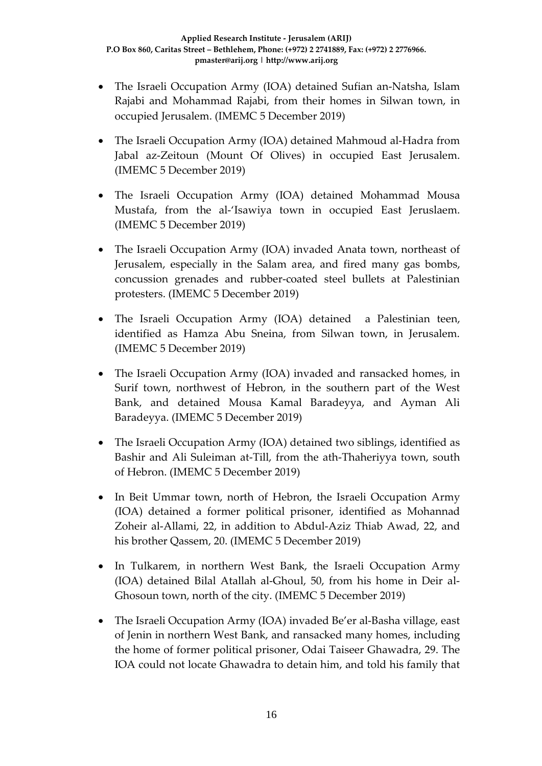- The Israeli Occupation Army (IOA) detained Sufian an-Natsha, Islam Rajabi and Mohammad Rajabi, from their homes in Silwan town, in occupied Jerusalem. (IMEMC 5 December 2019)

- The Israeli Occupation Army (IOA) detained Mahmoud al-Hadra from Jabal az-Zeitoun (Mount Of Olives) in occupied East Jerusalem. (IMEMC 5 December 2019)

- The Israeli Occupation Army (IOA) detained Mohammad Mousa Mustafa, from the al-'Isawiya town in occupied East Jeruslaem. (IMEMC 5 December 2019)

- The Israeli Occupation Army (IOA) invaded Anata town, northeast of Jerusalem, especially in the Salam area, and fired many gas bombs, concussion grenades and rubber-coated steel bullets at Palestinian protesters. (IMEMC 5 December 2019)

- The Israeli Occupation Army (IOA) detained a Palestinian teen, identified as Hamza Abu Sneina, from Silwan town, in Jerusalem. (IMEMC 5 December 2019)

- The Israeli Occupation Army (IOA) invaded and ransacked homes, in Surif town, northwest of Hebron, in the southern part of the West Bank, and detained Mousa Kamal Baradeyya, and Ayman Ali Baradeyya. (IMEMC 5 December 2019)

- The Israeli Occupation Army (IOA) detained two siblings, identified as Bashir and Ali Suleiman at-Till, from the ath-Thaheriyya town, south of Hebron. (IMEMC 5 December 2019)

- In Beit Ummar town, north of Hebron, the Israeli Occupation Army (IOA) detained a former political prisoner, identified as Mohannad Zoheir al-Allami, 22, in addition to Abdul-Aziz Thiab Awad, 22, and his brother Qassem, 20. (IMEMC 5 December 2019)

- In Tulkarem, in northern West Bank, the Israeli Occupation Army (IOA) detained Bilal Atallah al-Ghoul, 50, from his home in Deir al-Ghosoun town, north of the city. (IMEMC 5 December 2019)

- The Israeli Occupation Army (IOA) invaded Be'er al-Basha village, east of Jenin in northern West Bank, and ransacked many homes, including the home of former political prisoner, Odai Taiseer Ghawadra, 29. The IOA could not locate Ghawadra to detain him, and told his family that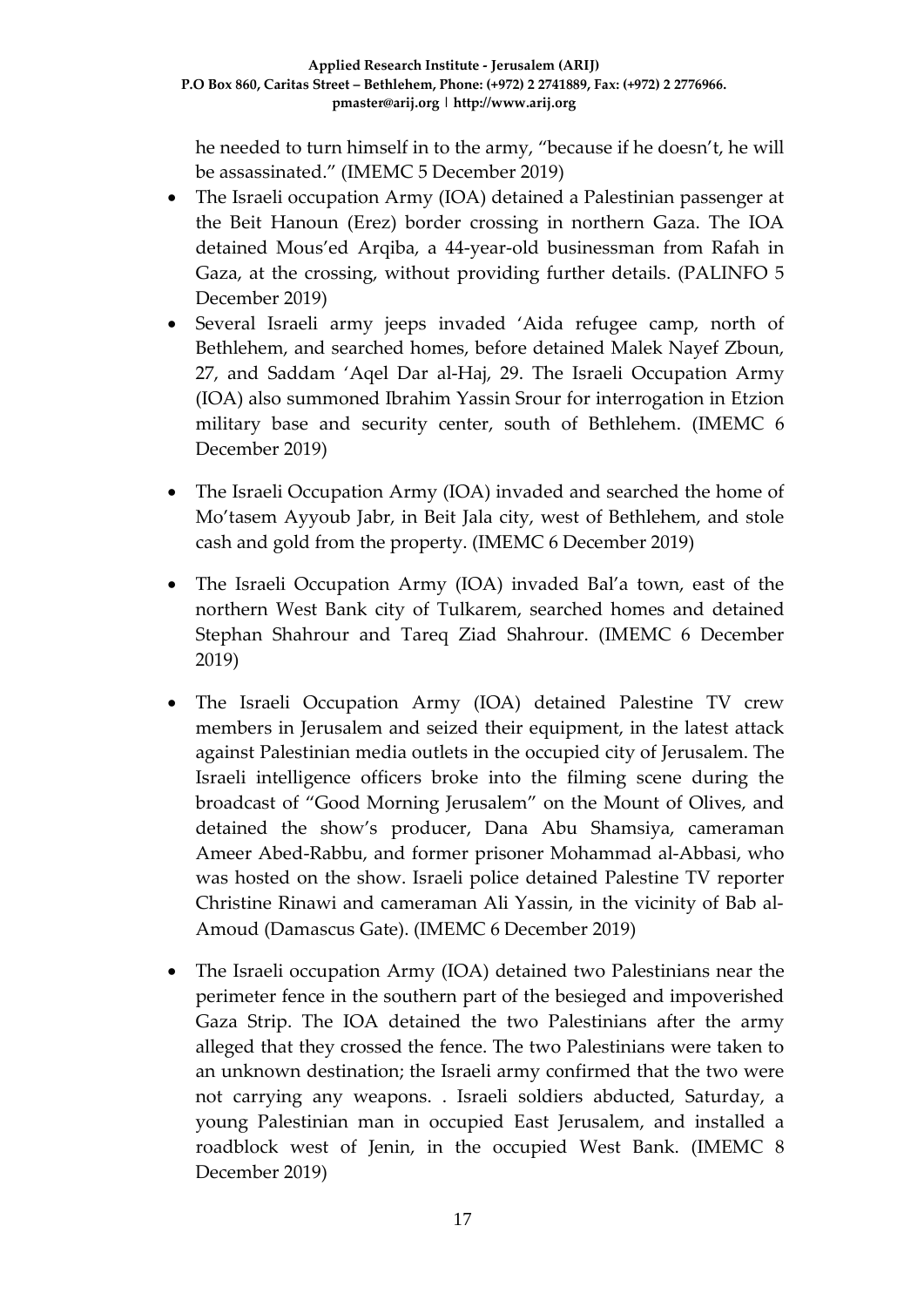he needed to turn himself in to the army, "because if he doesn't, he will be assassinated." (IMEMC 5 December 2019)

- The Israeli occupation Army (IOA) detained a Palestinian passenger at the Beit Hanoun (Erez) border crossing in northern Gaza. The IOA detained Mous'ed Arqiba, a 44-year-old businessman from Rafah in Gaza, at the crossing, without providing further details. (PALINFO 5 December 2019)
- Several Israeli army jeeps invaded 'Aida refugee camp, north of Bethlehem, and searched homes, before detained Malek Nayef Zboun, 27, and Saddam 'Aqel Dar al-Haj, 29. The Israeli Occupation Army (IOA) also summoned Ibrahim Yassin Srour for interrogation in Etzion military base and security center, south of Bethlehem. (IMEMC 6 December 2019)
- The Israeli Occupation Army (IOA) invaded and searched the home of Mo'tasem Ayyoub Jabr, in Beit Jala city, west of Bethlehem, and stole cash and gold from the property. (IMEMC 6 December 2019)
- The Israeli Occupation Army (IOA) invaded Bal'a town, east of the northern West Bank city of Tulkarem, searched homes and detained Stephan Shahrour and Tareq Ziad Shahrour. (IMEMC 6 December 2019)
- The Israeli Occupation Army (IOA) detained Palestine TV crew members in Jerusalem and seized their equipment, in the latest attack against Palestinian media outlets in the occupied city of Jerusalem. The Israeli intelligence officers broke into the filming scene during the broadcast of "Good Morning Jerusalem" on the Mount of Olives, and detained the show's producer, Dana Abu Shamsiya, cameraman Ameer Abed-Rabbu, and former prisoner Mohammad al-Abbasi, who was hosted on the show. Israeli police detained Palestine TV reporter Christine Rinawi and cameraman Ali Yassin, in the vicinity of Bab al-Amoud (Damascus Gate). (IMEMC 6 December 2019)
- The Israeli occupation Army (IOA) detained two Palestinians near the perimeter fence in the southern part of the besieged and impoverished Gaza Strip. The IOA detained the two Palestinians after the army alleged that they crossed the fence. The two Palestinians were taken to an unknown destination; the Israeli army confirmed that the two were not carrying any weapons. . Israeli soldiers abducted, Saturday, a young Palestinian man in occupied East Jerusalem, and installed a roadblock west of Jenin, in the occupied West Bank. (IMEMC 8 December 2019)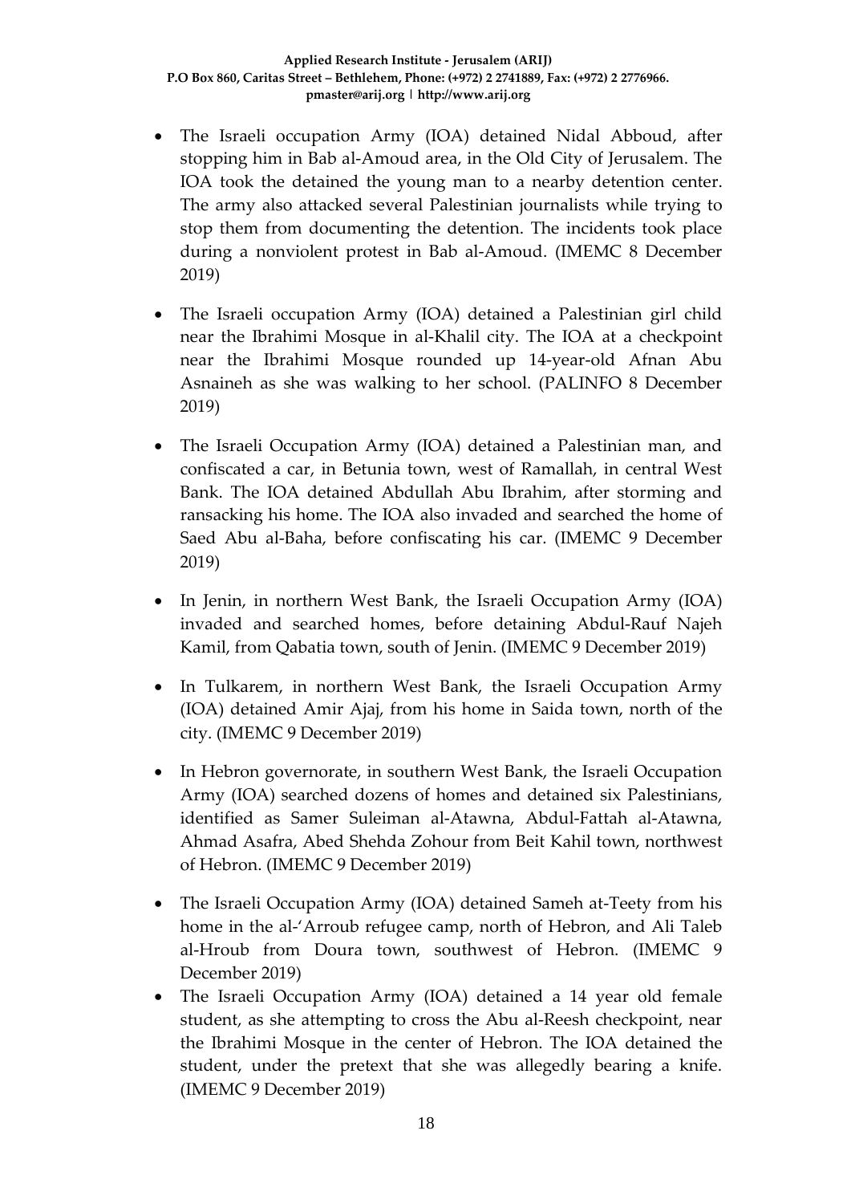- The Israeli occupation Army (IOA) detained Nidal Abboud, after stopping him in Bab al-Amoud area, in the Old City of Jerusalem. The IOA took the detained the young man to a nearby detention center. The army also attacked several Palestinian journalists while trying to stop them from documenting the detention. The incidents took place during a nonviolent protest in Bab al-Amoud. (IMEMC 8 December 2019)

- The Israeli occupation Army (IOA) detained a Palestinian girl child near the Ibrahimi Mosque in al-Khalil city. The IOA at a checkpoint near the Ibrahimi Mosque rounded up 14-year-old Afnan Abu Asnaineh as she was walking to her school. (PALINFO 8 December 2019)

- The Israeli Occupation Army (IOA) detained a Palestinian man, and confiscated a car, in Betunia town, west of Ramallah, in central West Bank. The IOA detained Abdullah Abu Ibrahim, after storming and ransacking his home. The IOA also invaded and searched the home of Saed Abu al-Baha, before confiscating his car. (IMEMC 9 December 2019)

- In Jenin, in northern West Bank, the Israeli Occupation Army (IOA) invaded and searched homes, before detaining Abdul-Rauf Najeh Kamil, from Qabatia town, south of Jenin. (IMEMC 9 December 2019)

- In Tulkarem, in northern West Bank, the Israeli Occupation Army (IOA) detained Amir Ajaj, from his home in Saida town, north of the city. (IMEMC 9 December 2019)

- In Hebron governorate, in southern West Bank, the Israeli Occupation Army (IOA) searched dozens of homes and detained six Palestinians, identified as Samer Suleiman al-Atawna, Abdul-Fattah al-Atawna, Ahmad Asafra, Abed Shehda Zohour from Beit Kahil town, northwest of Hebron. (IMEMC 9 December 2019)

- The Israeli Occupation Army (IOA) detained Sameh at-Teety from his home in the al-'Arroub refugee camp, north of Hebron, and Ali Taleb al-Hroub from Doura town, southwest of Hebron. (IMEMC 9 December 2019)
- The Israeli Occupation Army (IOA) detained a 14 year old female student, as she attempting to cross the Abu al-Reesh checkpoint, near the Ibrahimi Mosque in the center of Hebron. The IOA detained the student, under the pretext that she was allegedly bearing a knife. (IMEMC 9 December 2019)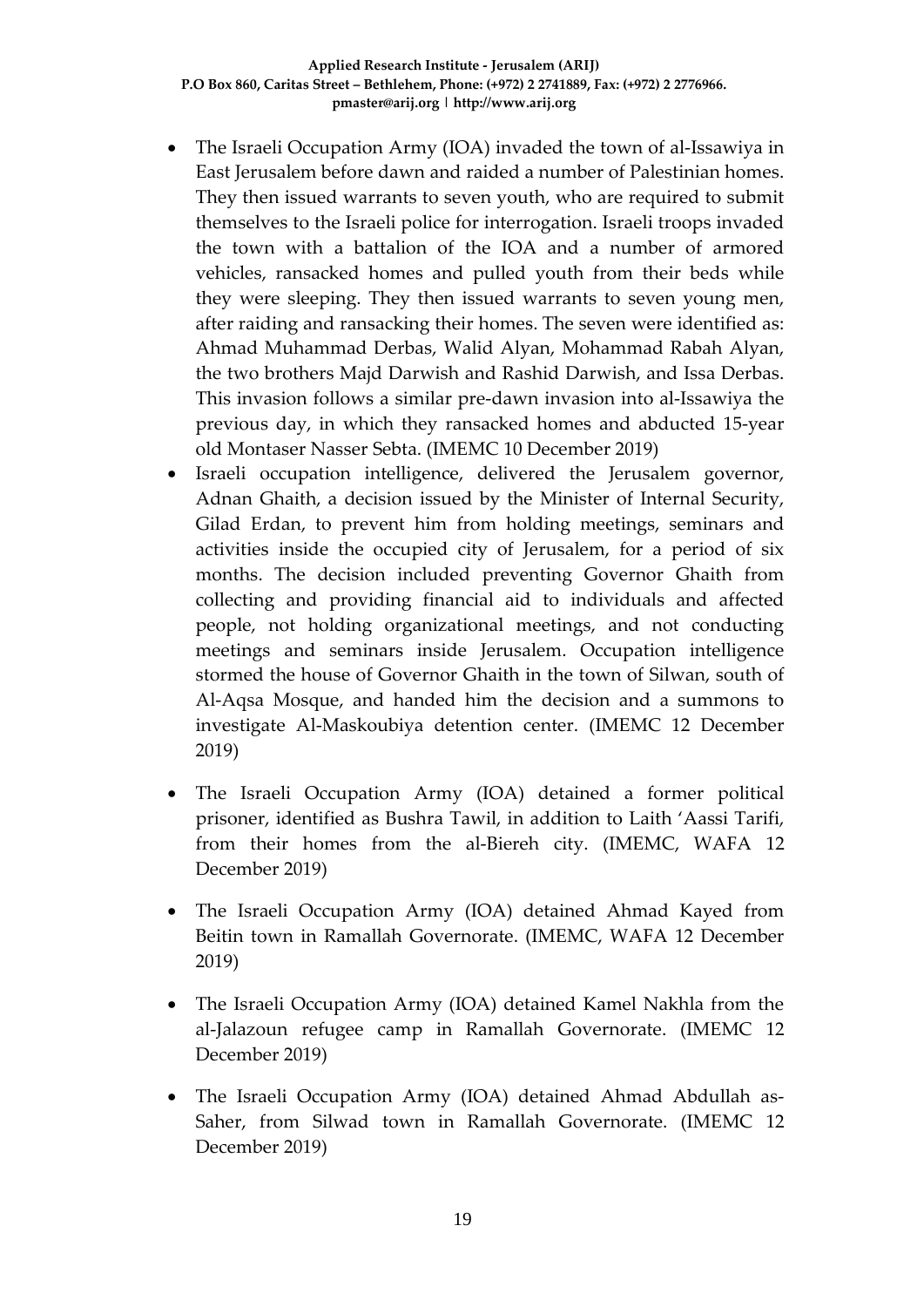- The Israeli Occupation Army (IOA) invaded the town of al-Issawiya in East Jerusalem before dawn and raided a number of Palestinian homes. They then issued warrants to seven youth, who are required to submit themselves to the Israeli police for interrogation. Israeli troops invaded the town with a battalion of the IOA and a number of armored vehicles, ransacked homes and pulled youth from their beds while they were sleeping. They then issued warrants to seven young men, after raiding and ransacking their homes. The seven were identified as: Ahmad Muhammad Derbas, Walid Alyan, Mohammad Rabah Alyan, the two brothers Majd Darwish and Rashid Darwish, and Issa Derbas. This invasion follows a similar pre-dawn invasion into al-Issawiya the previous day, in which they ransacked homes and abducted 15-year old Montaser Nasser Sebta. (IMEMC 10 December 2019)
- Israeli occupation intelligence, delivered the Jerusalem governor, Adnan Ghaith, a decision issued by the Minister of Internal Security, Gilad Erdan, to prevent him from holding meetings, seminars and activities inside the occupied city of Jerusalem, for a period of six months. The decision included preventing Governor Ghaith from collecting and providing financial aid to individuals and affected people, not holding organizational meetings, and not conducting meetings and seminars inside Jerusalem. Occupation intelligence stormed the house of Governor Ghaith in the town of Silwan, south of Al-Aqsa Mosque, and handed him the decision and a summons to investigate Al-Maskoubiya detention center. (IMEMC 12 December 2019)
- The Israeli Occupation Army (IOA) detained a former political prisoner, identified as Bushra Tawil, in addition to Laith 'Aassi Tarifi, from their homes from the al-Biereh city. (IMEMC, WAFA 12 December 2019)
- The Israeli Occupation Army (IOA) detained Ahmad Kayed from Beitin town in Ramallah Governorate. (IMEMC, WAFA 12 December 2019)
- The Israeli Occupation Army (IOA) detained Kamel Nakhla from the al-Jalazoun refugee camp in Ramallah Governorate. (IMEMC 12 December 2019)
- The Israeli Occupation Army (IOA) detained Ahmad Abdullah as-Saher, from Silwad town in Ramallah Governorate. (IMEMC 12 December 2019)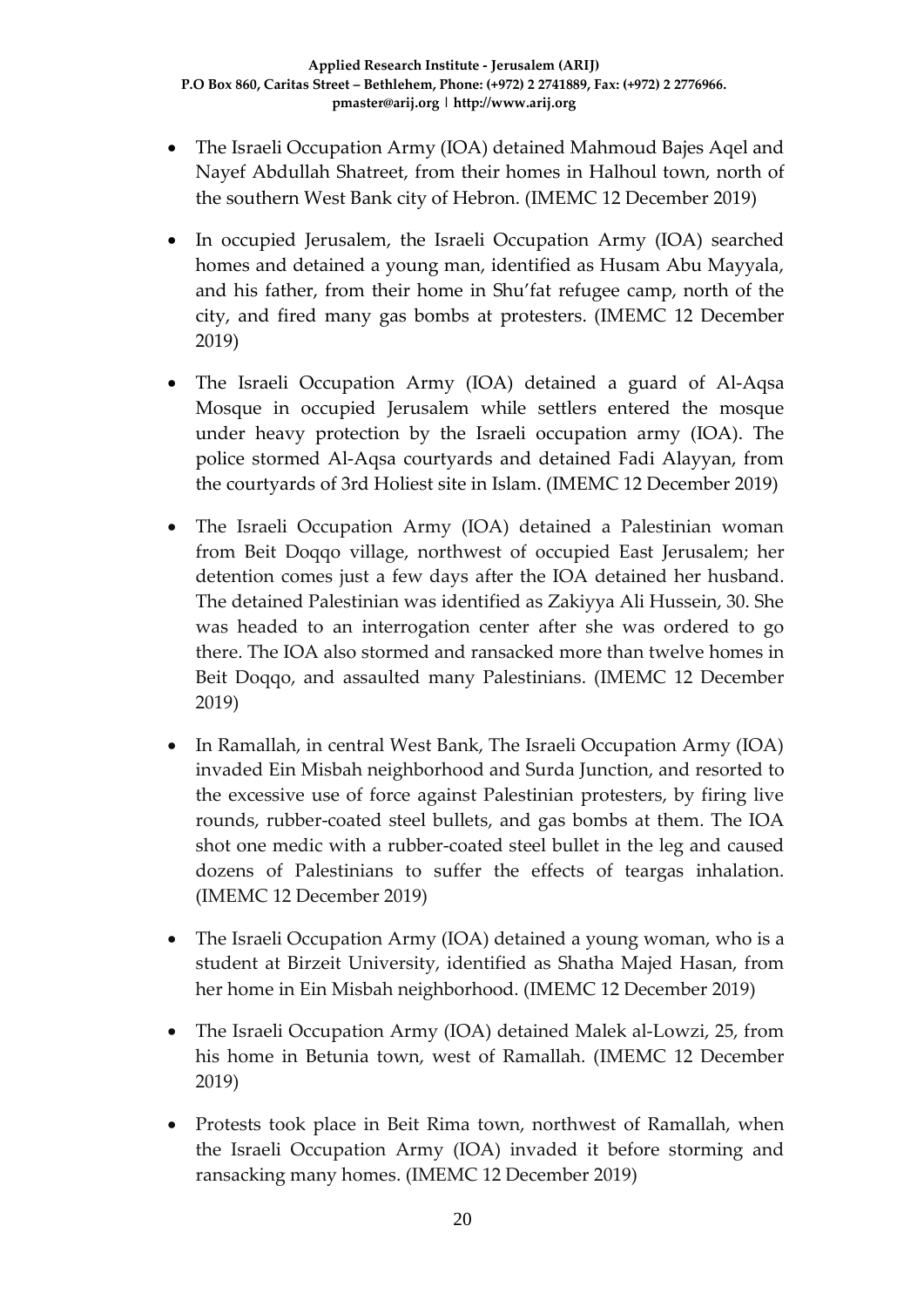- The Israeli Occupation Army (IOA) detained Mahmoud Bajes Aqel and Nayef Abdullah Shatreet, from their homes in Halhoul town, north of the southern West Bank city of Hebron. (IMEMC 12 December 2019)

- In occupied Jerusalem, the Israeli Occupation Army (IOA) searched homes and detained a young man, identified as Husam Abu Mayyala, and his father, from their home in Shu'fat refugee camp, north of the city, and fired many gas bombs at protesters. (IMEMC 12 December 2019)

- The Israeli Occupation Army (IOA) detained a guard of Al-Aqsa Mosque in occupied Jerusalem while settlers entered the mosque under heavy protection by the Israeli occupation army (IOA). The police stormed Al-Aqsa courtyards and detained Fadi Alayyan, from the courtyards of 3rd Holiest site in Islam. (IMEMC 12 December 2019)

- The Israeli Occupation Army (IOA) detained a Palestinian woman from Beit Doqqo village, northwest of occupied East Jerusalem; her detention comes just a few days after the IOA detained her husband. The detained Palestinian was identified as Zakiyya Ali Hussein, 30. She was headed to an interrogation center after she was ordered to go there. The IOA also stormed and ransacked more than twelve homes in Beit Doqqo, and assaulted many Palestinians. (IMEMC 12 December 2019)

- In Ramallah, in central West Bank, The Israeli Occupation Army (IOA) invaded Ein Misbah neighborhood and Surda Junction, and resorted to the excessive use of force against Palestinian protesters, by firing live rounds, rubber-coated steel bullets, and gas bombs at them. The IOA shot one medic with a rubber-coated steel bullet in the leg and caused dozens of Palestinians to suffer the effects of teargas inhalation. (IMEMC 12 December 2019)

- The Israeli Occupation Army (IOA) detained a young woman, who is a student at Birzeit University, identified as Shatha Majed Hasan, from her home in Ein Misbah neighborhood. (IMEMC 12 December 2019)

- The Israeli Occupation Army (IOA) detained Malek al-Lowzi, 25, from his home in Betunia town, west of Ramallah. (IMEMC 12 December 2019)

- Protests took place in Beit Rima town, northwest of Ramallah, when the Israeli Occupation Army (IOA) invaded it before storming and ransacking many homes. (IMEMC 12 December 2019)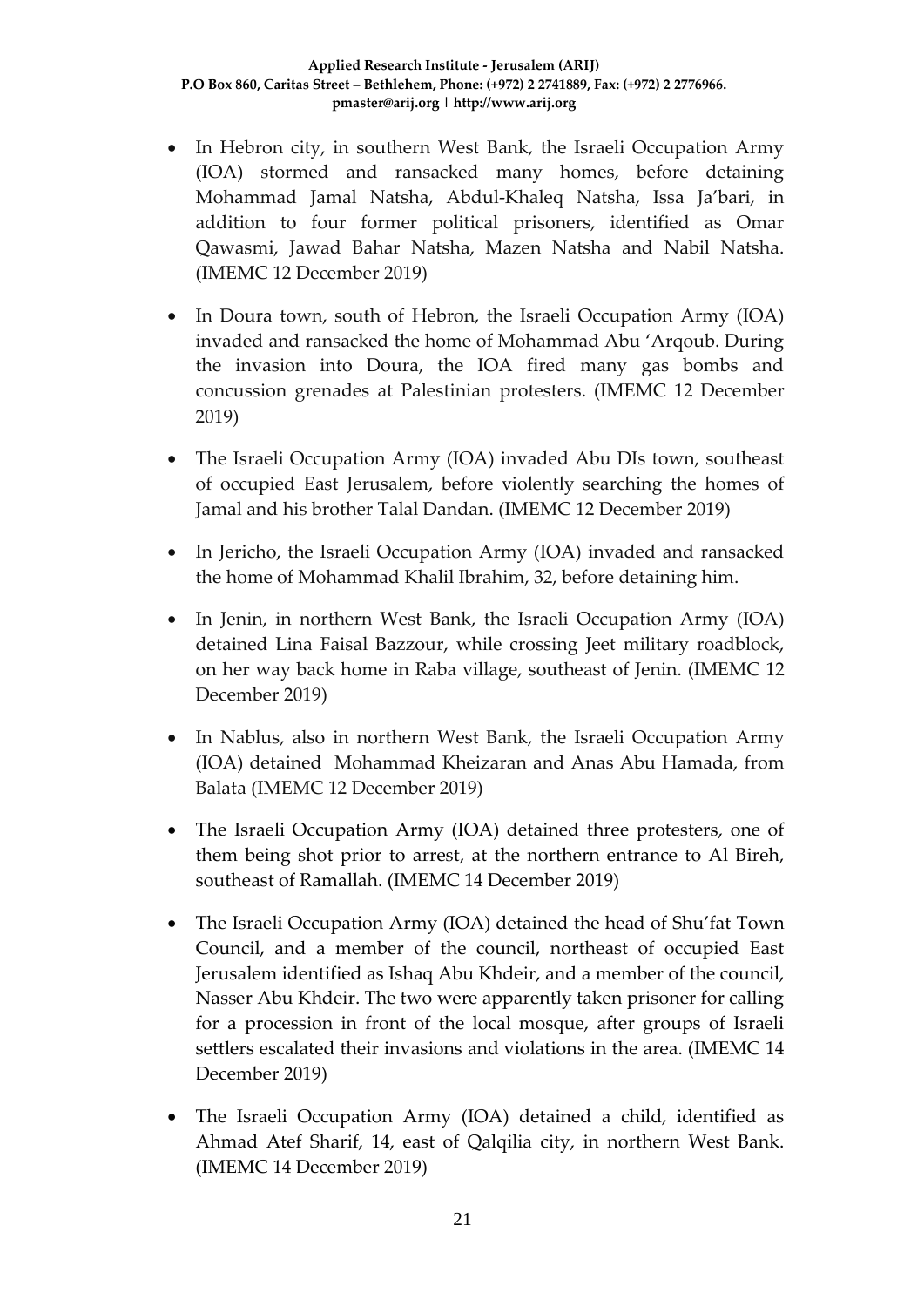- In Hebron city, in southern West Bank, the Israeli Occupation Army (IOA) stormed and ransacked many homes, before detaining Mohammad Jamal Natsha, Abdul-Khaleq Natsha, Issa Ja'bari, in addition to four former political prisoners, identified as Omar Qawasmi, Jawad Bahar Natsha, Mazen Natsha and Nabil Natsha. (IMEMC 12 December 2019)

- In Doura town, south of Hebron, the Israeli Occupation Army (IOA) invaded and ransacked the home of Mohammad Abu 'Arqoub. During the invasion into Doura, the IOA fired many gas bombs and concussion grenades at Palestinian protesters. (IMEMC 12 December 2019)

- The Israeli Occupation Army (IOA) invaded Abu DIs town, southeast of occupied East Jerusalem, before violently searching the homes of Jamal and his brother Talal Dandan. (IMEMC 12 December 2019)

- In Jericho, the Israeli Occupation Army (IOA) invaded and ransacked the home of Mohammad Khalil Ibrahim, 32, before detaining him.

- In Jenin, in northern West Bank, the Israeli Occupation Army (IOA) detained Lina Faisal Bazzour, while crossing Jeet military roadblock, on her way back home in Raba village, southeast of Jenin. (IMEMC 12 December 2019)

- In Nablus, also in northern West Bank, the Israeli Occupation Army (IOA) detained Mohammad Kheizaran and Anas Abu Hamada, from Balata (IMEMC 12 December 2019)

- The Israeli Occupation Army (IOA) detained three protesters, one of them being shot prior to arrest, at the northern entrance to Al Bireh, southeast of Ramallah. (IMEMC 14 December 2019)

- The Israeli Occupation Army (IOA) detained the head of Shu'fat Town Council, and a member of the council, northeast of occupied East Jerusalem identified as Ishaq Abu Khdeir, and a member of the council, Nasser Abu Khdeir. The two were apparently taken prisoner for calling for a procession in front of the local mosque, after groups of Israeli settlers escalated their invasions and violations in the area. (IMEMC 14 December 2019)

- The Israeli Occupation Army (IOA) detained a child, identified as Ahmad Atef Sharif, 14, east of Qalqilia city, in northern West Bank. (IMEMC 14 December 2019)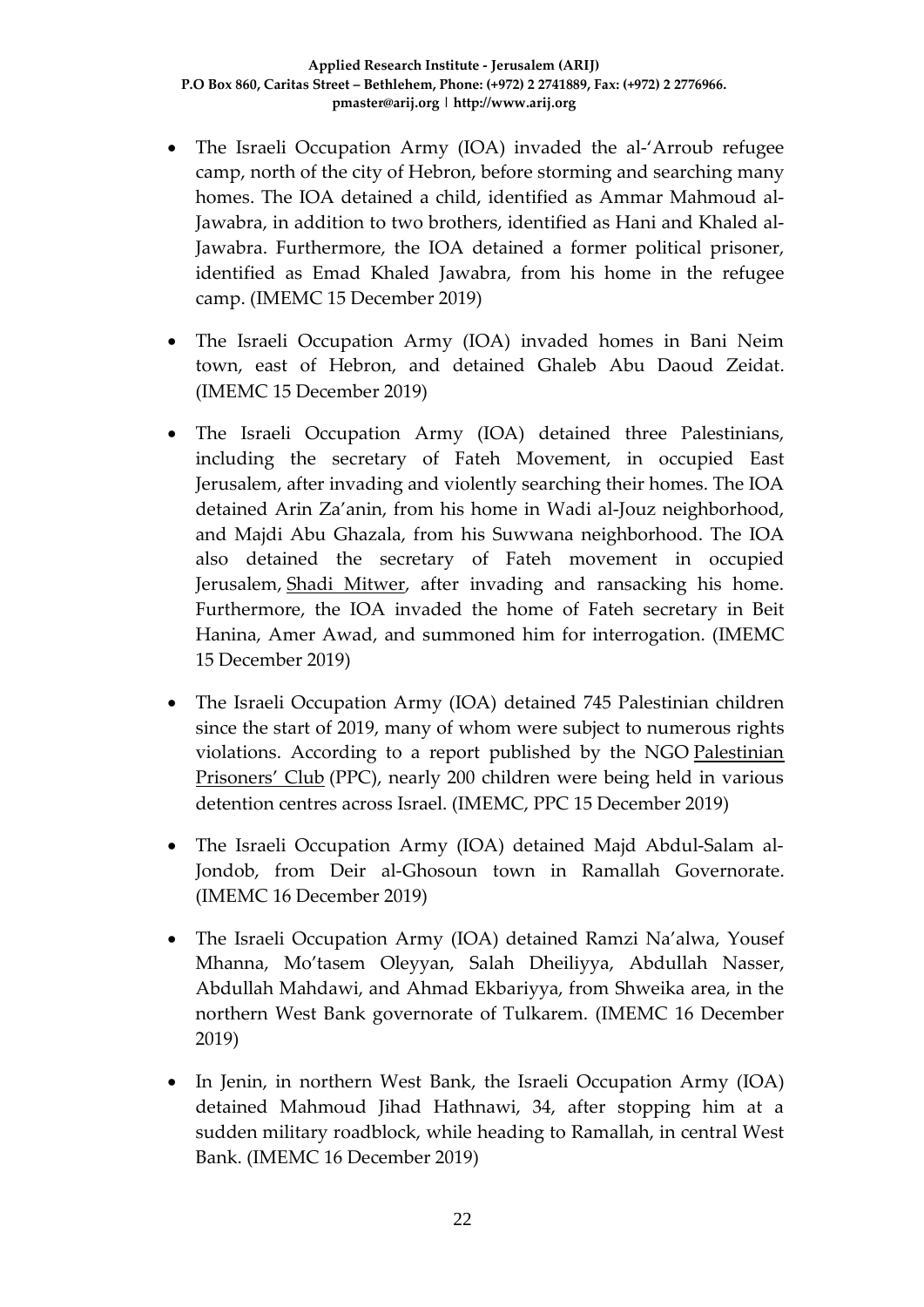- The Israeli Occupation Army (IOA) invaded the al-'Arroub refugee camp, north of the city of Hebron, before storming and searching many homes. The IOA detained a child, identified as Ammar Mahmoud al-Jawabra, in addition to two brothers, identified as Hani and Khaled al-Jawabra. Furthermore, the IOA detained a former political prisoner, identified as Emad Khaled Jawabra, from his home in the refugee camp. (IMEMC 15 December 2019)

- The Israeli Occupation Army (IOA) invaded homes in Bani Neim town, east of Hebron, and detained Ghaleb Abu Daoud Zeidat. (IMEMC 15 December 2019)

- The Israeli Occupation Army (IOA) detained three Palestinians, including the secretary of Fateh Movement, in occupied East Jerusalem, after invading and violently searching their homes. The IOA detained Arin Za'anin, from his home in Wadi al-Jouz neighborhood, and Majdi Abu Ghazala, from his Suwwana neighborhood. The IOA also detained the secretary of Fateh movement in occupied Jerusalem, Shadi Mitwer, after invading and ransacking his home. Furthermore, the IOA invaded the home of Fateh secretary in Beit Hanina, Amer Awad, and summoned him for interrogation. (IMEMC 15 December 2019)

- The Israeli Occupation Army (IOA) detained 745 Palestinian children since the start of 2019, many of whom were subject to numerous rights violations. According to a report published by the NGO Palestinian Prisoners' Club (PPC), nearly 200 children were being held in various detention centres across Israel. (IMEMC, PPC 15 December 2019)

- The Israeli Occupation Army (IOA) detained Majd Abdul-Salam al-Jondob, from Deir al-Ghosoun town in Ramallah Governorate. (IMEMC 16 December 2019)

- The Israeli Occupation Army (IOA) detained Ramzi Na'alwa, Yousef Mhanna, Mo'tasem Oleyyan, Salah Dheiliyya, Abdullah Nasser, Abdullah Mahdawi, and Ahmad Ekbariyya, from Shweika area, in the northern West Bank governorate of Tulkarem. (IMEMC 16 December 2019)

- In Jenin, in northern West Bank, the Israeli Occupation Army (IOA) detained Mahmoud Jihad Hathnawi, 34, after stopping him at a sudden military roadblock, while heading to Ramallah, in central West Bank. (IMEMC 16 December 2019)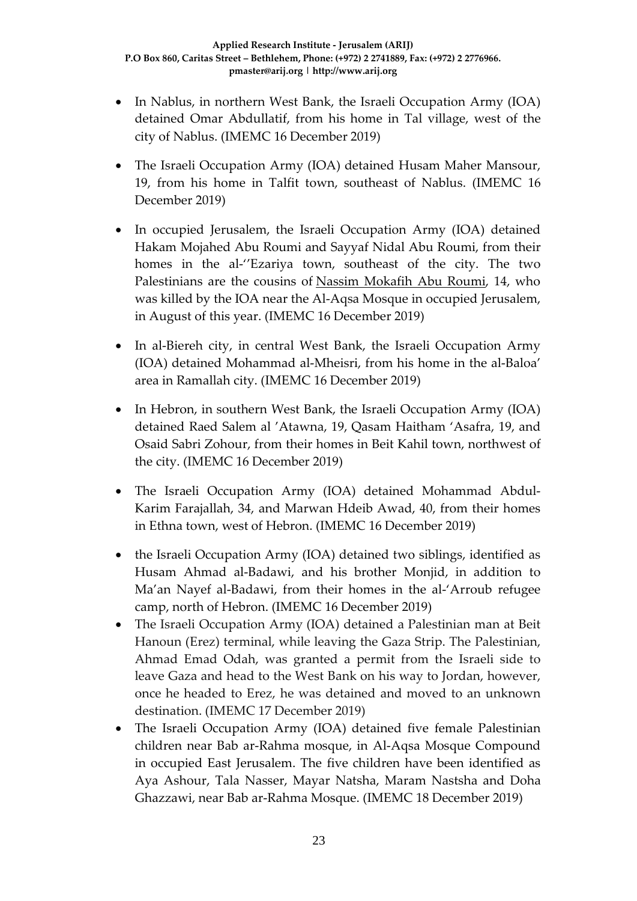- In Nablus, in northern West Bank, the Israeli Occupation Army (IOA) detained Omar Abdullatif, from his home in Tal village, west of the city of Nablus. (IMEMC 16 December 2019)
- The Israeli Occupation Army (IOA) detained Husam Maher Mansour, 19, from his home in Talfit town, southeast of Nablus. (IMEMC 16 December 2019)
- In occupied Jerusalem, the Israeli Occupation Army (IOA) detained Hakam Mojahed Abu Roumi and Sayyaf Nidal Abu Roumi, from their homes in the al-''Ezariya town, southeast of the city. The two Palestinians are the cousins of Nassim Mokafih Abu Roumi, 14, who was killed by the IOA near the Al-Aqsa Mosque in occupied Jerusalem, in August of this year. (IMEMC 16 December 2019)
- In al-Biereh city, in central West Bank, the Israeli Occupation Army (IOA) detained Mohammad al-Mheisri, from his home in the al-Baloa' area in Ramallah city. (IMEMC 16 December 2019)
- In Hebron, in southern West Bank, the Israeli Occupation Army (IOA) detained Raed Salem al 'Atawna, 19, Qasam Haitham 'Asafra, 19, and Osaid Sabri Zohour, from their homes in Beit Kahil town, northwest of the city. (IMEMC 16 December 2019)
- The Israeli Occupation Army (IOA) detained Mohammad Abdul-Karim Farajallah, 34, and Marwan Hdeib Awad, 40, from their homes in Ethna town, west of Hebron. (IMEMC 16 December 2019)
- the Israeli Occupation Army (IOA) detained two siblings, identified as Husam Ahmad al-Badawi, and his brother Monjid, in addition to Ma'an Nayef al-Badawi, from their homes in the al-'Arroub refugee camp, north of Hebron. (IMEMC 16 December 2019)
- The Israeli Occupation Army (IOA) detained a Palestinian man at Beit Hanoun (Erez) terminal, while leaving the Gaza Strip. The Palestinian, Ahmad Emad Odah, was granted a permit from the Israeli side to leave Gaza and head to the West Bank on his way to Jordan, however, once he headed to Erez, he was detained and moved to an unknown destination. (IMEMC 17 December 2019)
- The Israeli Occupation Army (IOA) detained five female Palestinian children near Bab ar-Rahma mosque, in Al-Aqsa Mosque Compound in occupied East Jerusalem. The five children have been identified as Aya Ashour, Tala Nasser, Mayar Natsha, Maram Nastsha and Doha Ghazzawi, near Bab ar-Rahma Mosque. (IMEMC 18 December 2019)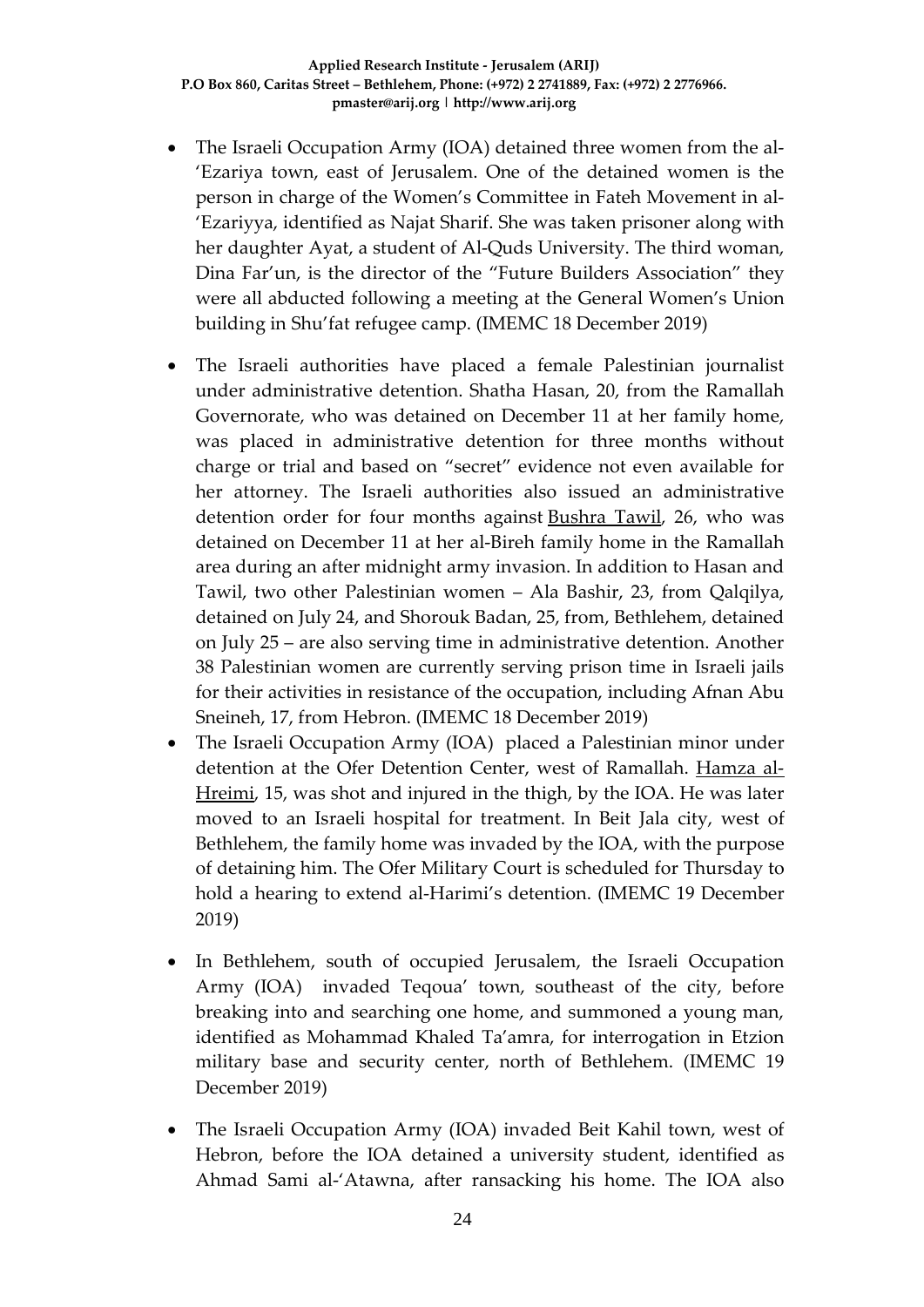- The Israeli Occupation Army (IOA) detained three women from the al-'Ezariya town, east of Jerusalem. One of the detained women is the person in charge of the Women's Committee in Fateh Movement in al-'Ezariyya, identified as Najat Sharif. She was taken prisoner along with her daughter Ayat, a student of Al-Quds University. The third woman, Dina Far'un, is the director of the "Future Builders Association" they were all abducted following a meeting at the General Women's Union building in Shu'fat refugee camp. (IMEMC 18 December 2019)
- The Israeli authorities have placed a female Palestinian journalist under administrative detention. Shatha Hasan, 20, from the Ramallah Governorate, who was detained on December 11 at her family home, was placed in administrative detention for three months without charge or trial and based on "secret" evidence not even available for her attorney. The Israeli authorities also issued an administrative detention order for four months against Bushra Tawil, 26, who was detained on December 11 at her al-Bireh family home in the Ramallah area during an after midnight army invasion. In addition to Hasan and Tawil, two other Palestinian women – Ala Bashir, 23, from Qalqilya, detained on July 24, and Shorouk Badan, 25, from, Bethlehem, detained on July 25 – are also serving time in administrative detention. Another 38 Palestinian women are currently serving prison time in Israeli jails for their activities in resistance of the occupation, including Afnan Abu Sneineh, 17, from Hebron. (IMEMC 18 December 2019)
- The Israeli Occupation Army (IOA) placed a Palestinian minor under detention at the Ofer Detention Center, west of Ramallah. Hamza al-Hreimi, 15, was shot and injured in the thigh, by the IOA. He was later moved to an Israeli hospital for treatment. In Beit Jala city, west of Bethlehem, the family home was invaded by the IOA, with the purpose of detaining him. The Ofer Military Court is scheduled for Thursday to hold a hearing to extend al-Harimi's detention. (IMEMC 19 December 2019)
- In Bethlehem, south of occupied Jerusalem, the Israeli Occupation Army (IOA) invaded Teqoua' town, southeast of the city, before breaking into and searching one home, and summoned a young man, identified as Mohammad Khaled Ta'amra, for interrogation in Etzion military base and security center, north of Bethlehem. (IMEMC 19 December 2019)
- The Israeli Occupation Army (IOA) invaded Beit Kahil town, west of Hebron, before the IOA detained a university student, identified as Ahmad Sami al-'Atawna, after ransacking his home. The IOA also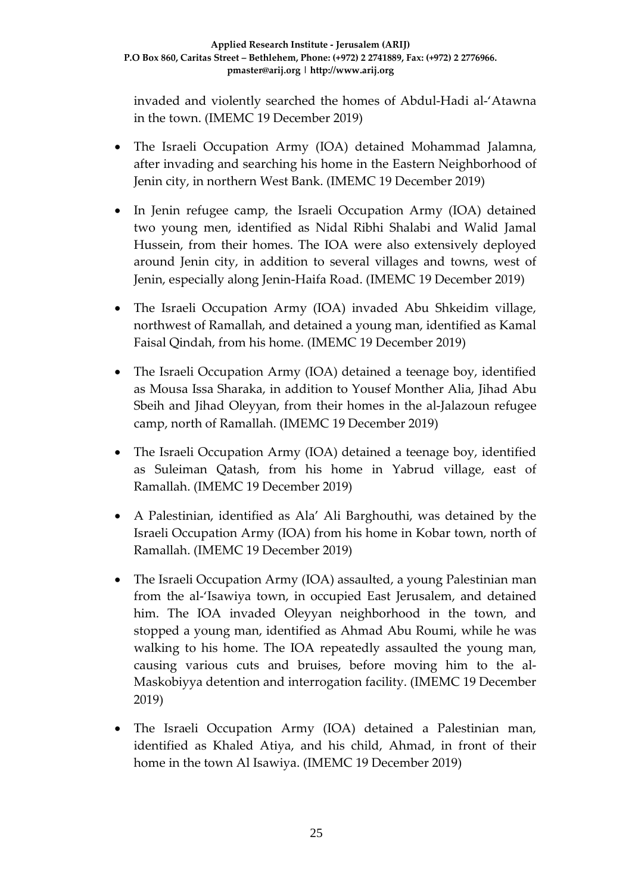invaded and violently searched the homes of Abdul-Hadi al-'Atawna in the town. (IMEMC 19 December 2019)

- The Israeli Occupation Army (IOA) detained Mohammad Jalamna, after invading and searching his home in the Eastern Neighborhood of Jenin city, in northern West Bank. (IMEMC 19 December 2019)
- In Jenin refugee camp, the Israeli Occupation Army (IOA) detained two young men, identified as Nidal Ribhi Shalabi and Walid Jamal Hussein, from their homes. The IOA were also extensively deployed around Jenin city, in addition to several villages and towns, west of Jenin, especially along Jenin-Haifa Road. (IMEMC 19 December 2019)
- The Israeli Occupation Army (IOA) invaded Abu Shkeidim village, northwest of Ramallah, and detained a young man, identified as Kamal Faisal Qindah, from his home. (IMEMC 19 December 2019)
- The Israeli Occupation Army (IOA) detained a teenage boy, identified as Mousa Issa Sharaka, in addition to Yousef Monther Alia, Jihad Abu Sbeih and Jihad Oleyyan, from their homes in the al-Jalazoun refugee camp, north of Ramallah. (IMEMC 19 December 2019)
- The Israeli Occupation Army (IOA) detained a teenage boy, identified as Suleiman Qatash, from his home in Yabrud village, east of Ramallah. (IMEMC 19 December 2019)
- A Palestinian, identified as Ala' Ali Barghouthi, was detained by the Israeli Occupation Army (IOA) from his home in Kobar town, north of Ramallah. (IMEMC 19 December 2019)
- The Israeli Occupation Army (IOA) assaulted, a young Palestinian man from the al-'Isawiya town, in occupied East Jerusalem, and detained him. The IOA invaded Oleyyan neighborhood in the town, and stopped a young man, identified as Ahmad Abu Roumi, while he was walking to his home. The IOA repeatedly assaulted the young man, causing various cuts and bruises, before moving him to the al-Maskobiyya detention and interrogation facility. (IMEMC 19 December 2019)
- The Israeli Occupation Army (IOA) detained a Palestinian man, identified as Khaled Atiya, and his child, Ahmad, in front of their home in the town Al Isawiya. (IMEMC 19 December 2019)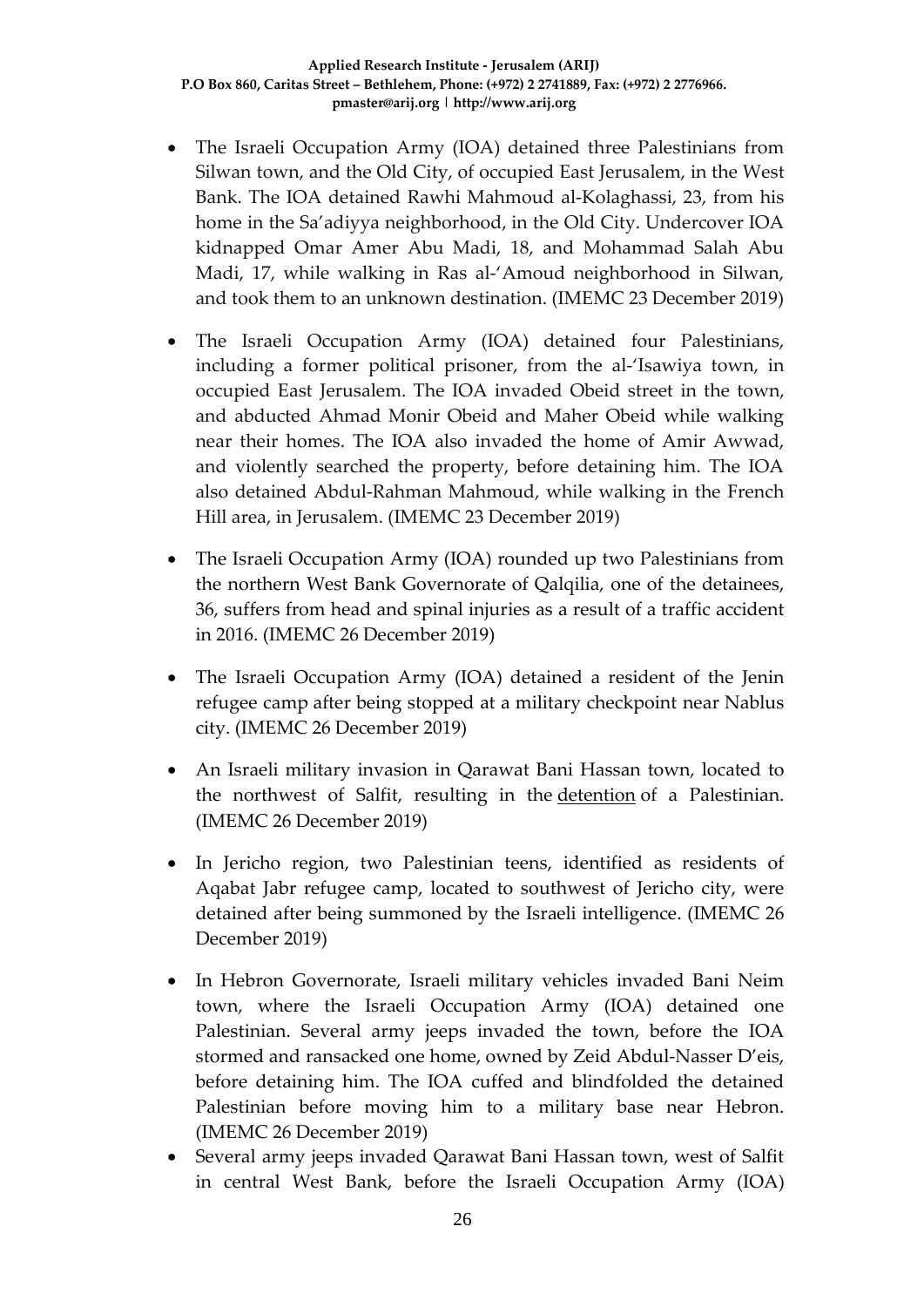- The Israeli Occupation Army (IOA) detained three Palestinians from Silwan town, and the Old City, of occupied East Jerusalem, in the West Bank. The IOA detained Rawhi Mahmoud al-Kolaghassi, 23, from his home in the Sa'adiyya neighborhood, in the Old City. Undercover IOA kidnapped Omar Amer Abu Madi, 18, and Mohammad Salah Abu Madi, 17, while walking in Ras al-'Amoud neighborhood in Silwan, and took them to an unknown destination. (IMEMC 23 December 2019)

- The Israeli Occupation Army (IOA) detained four Palestinians, including a former political prisoner, from the al-'Isawiya town, in occupied East Jerusalem. The IOA invaded Obeid street in the town, and abducted Ahmad Monir Obeid and Maher Obeid while walking near their homes. The IOA also invaded the home of Amir Awwad, and violently searched the property, before detaining him. The IOA also detained Abdul-Rahman Mahmoud, while walking in the French Hill area, in Jerusalem. (IMEMC 23 December 2019)

- The Israeli Occupation Army (IOA) rounded up two Palestinians from the northern West Bank Governorate of Qalqilia, one of the detainees, 36, suffers from head and spinal injuries as a result of a traffic accident in 2016. (IMEMC 26 December 2019)

- The Israeli Occupation Army (IOA) detained a resident of the Jenin refugee camp after being stopped at a military checkpoint near Nablus city. (IMEMC 26 December 2019)

- An Israeli military invasion in Qarawat Bani Hassan town, located to the northwest of Salfit, resulting in the detention of a Palestinian. (IMEMC 26 December 2019)

- In Jericho region, two Palestinian teens, identified as residents of Aqabat Jabr refugee camp, located to southwest of Jericho city, were detained after being summoned by the Israeli intelligence. (IMEMC 26 December 2019)

- In Hebron Governorate, Israeli military vehicles invaded Bani Neim town, where the Israeli Occupation Army (IOA) detained one Palestinian. Several army jeeps invaded the town, before the IOA stormed and ransacked one home, owned by Zeid Abdul-Nasser D'eis, before detaining him. The IOA cuffed and blindfolded the detained Palestinian before moving him to a military base near Hebron. (IMEMC 26 December 2019)
- Several army jeeps invaded Qarawat Bani Hassan town, west of Salfit in central West Bank, before the Israeli Occupation Army (IOA)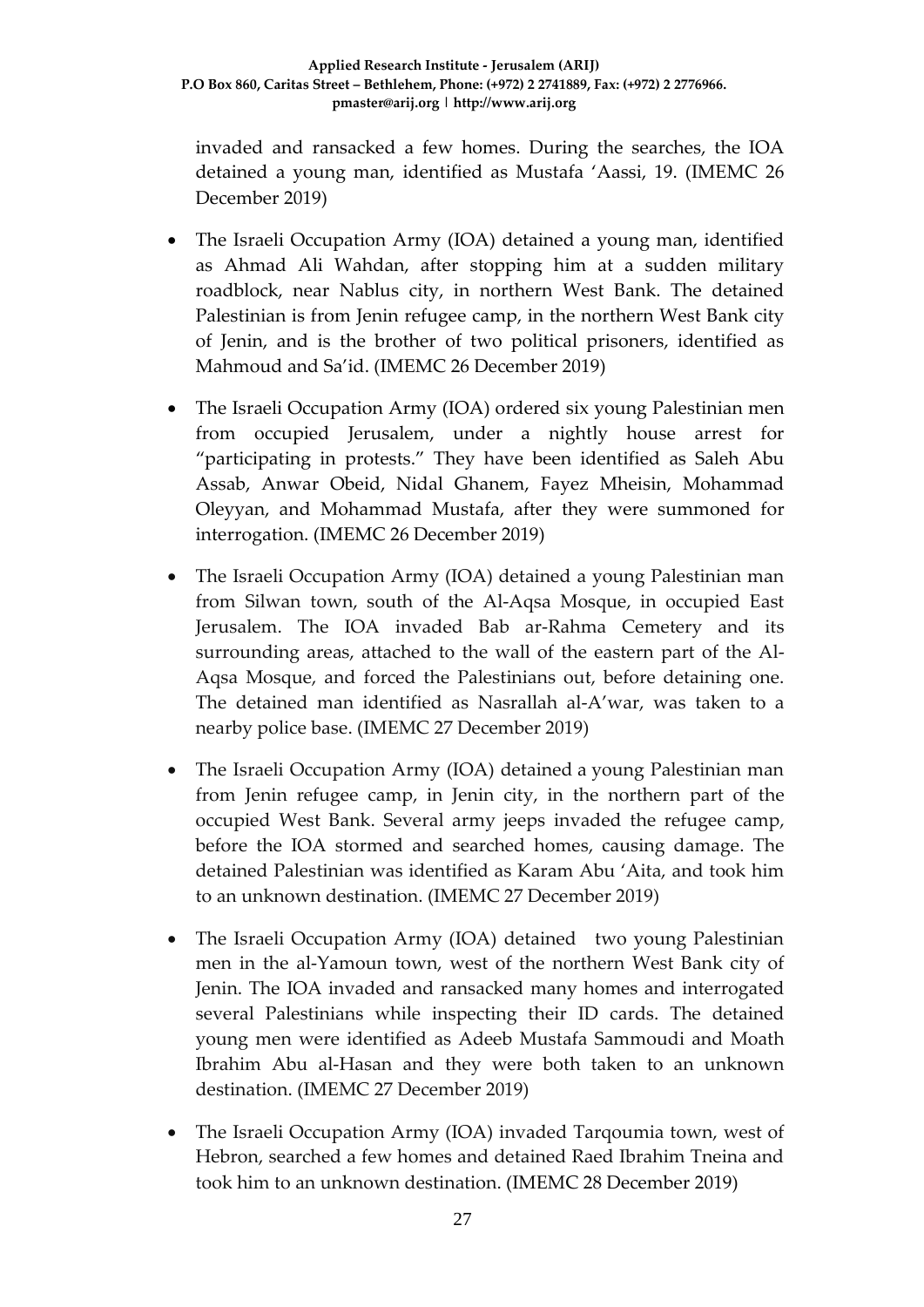invaded and ransacked a few homes. During the searches, the IOA detained a young man, identified as Mustafa 'Aassi, 19. (IMEMC 26 December 2019)

- The Israeli Occupation Army (IOA) detained a young man, identified as Ahmad Ali Wahdan, after stopping him at a sudden military roadblock, near Nablus city, in northern West Bank. The detained Palestinian is from Jenin refugee camp, in the northern West Bank city of Jenin, and is the brother of two political prisoners, identified as Mahmoud and Sa'id. (IMEMC 26 December 2019)

- The Israeli Occupation Army (IOA) ordered six young Palestinian men from occupied Jerusalem, under a nightly house arrest for "participating in protests." They have been identified as Saleh Abu Assab, Anwar Obeid, Nidal Ghanem, Fayez Mheisin, Mohammad Oleyyan, and Mohammad Mustafa, after they were summoned for interrogation. (IMEMC 26 December 2019)

- The Israeli Occupation Army (IOA) detained a young Palestinian man from Silwan town, south of the Al-Aqsa Mosque, in occupied East Jerusalem. The IOA invaded Bab ar-Rahma Cemetery and its surrounding areas, attached to the wall of the eastern part of the Al-Aqsa Mosque, and forced the Palestinians out, before detaining one. The detained man identified as Nasrallah al-A'war, was taken to a nearby police base. (IMEMC 27 December 2019)

- The Israeli Occupation Army (IOA) detained a young Palestinian man from Jenin refugee camp, in Jenin city, in the northern part of the occupied West Bank. Several army jeeps invaded the refugee camp, before the IOA stormed and searched homes, causing damage. The detained Palestinian was identified as Karam Abu 'Aita, and took him to an unknown destination. (IMEMC 27 December 2019)

- The Israeli Occupation Army (IOA) detained two young Palestinian men in the al-Yamoun town, west of the northern West Bank city of Jenin. The IOA invaded and ransacked many homes and interrogated several Palestinians while inspecting their ID cards. The detained young men were identified as Adeeb Mustafa Sammoudi and Moath Ibrahim Abu al-Hasan and they were both taken to an unknown destination. (IMEMC 27 December 2019)

- The Israeli Occupation Army (IOA) invaded Tarqoumia town, west of Hebron, searched a few homes and detained Raed Ibrahim Tneina and took him to an unknown destination. (IMEMC 28 December 2019)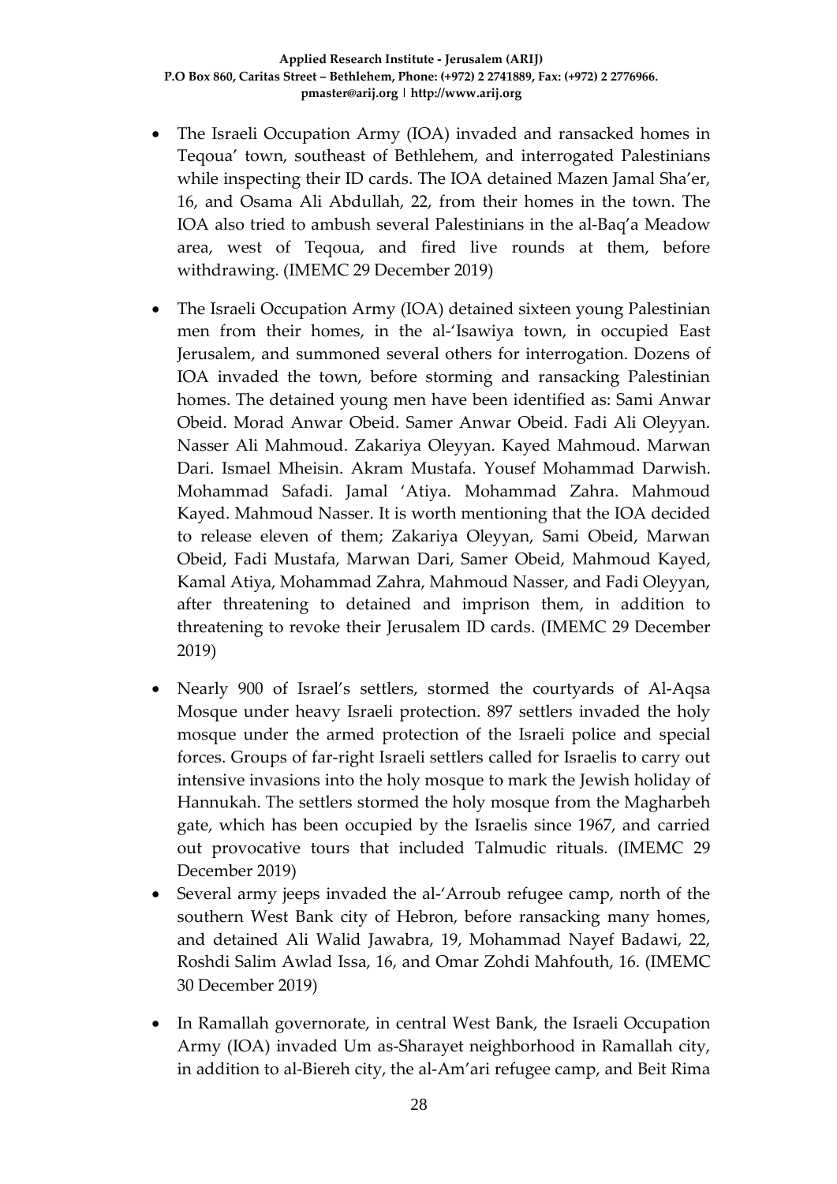- The Israeli Occupation Army (IOA) invaded and ransacked homes in Teqoua' town, southeast of Bethlehem, and interrogated Palestinians while inspecting their ID cards. The IOA detained Mazen Jamal Sha'er, 16, and Osama Ali Abdullah, 22, from their homes in the town. The IOA also tried to ambush several Palestinians in the al-Baq'a Meadow area, west of Teqoua, and fired live rounds at them, before withdrawing. (IMEMC 29 December 2019)

- The Israeli Occupation Army (IOA) detained sixteen young Palestinian men from their homes, in the al-'Isawiya town, in occupied East Jerusalem, and summoned several others for interrogation. Dozens of IOA invaded the town, before storming and ransacking Palestinian homes. The detained young men have been identified as: Sami Anwar Obeid. Morad Anwar Obeid. Samer Anwar Obeid. Fadi Ali Oleyyan. Nasser Ali Mahmoud. Zakariya Oleyyan. Kayed Mahmoud. Marwan Dari. Ismael Mheisin. Akram Mustafa. Yousef Mohammad Darwish. Mohammad Safadi. Jamal 'Atiya. Mohammad Zahra. Mahmoud Kayed. Mahmoud Nasser. It is worth mentioning that the IOA decided to release eleven of them; Zakariya Oleyyan, Sami Obeid, Marwan Obeid, Fadi Mustafa, Marwan Dari, Samer Obeid, Mahmoud Kayed, Kamal Atiya, Mohammad Zahra, Mahmoud Nasser, and Fadi Oleyyan, after threatening to detained and imprison them, in addition to threatening to revoke their Jerusalem ID cards. (IMEMC 29 December 2019)

- Nearly 900 of Israel's settlers, stormed the courtyards of Al-Aqsa Mosque under heavy Israeli protection. 897 settlers invaded the holy mosque under the armed protection of the Israeli police and special forces. Groups of far-right Israeli settlers called for Israelis to carry out intensive invasions into the holy mosque to mark the Jewish holiday of Hannukah. The settlers stormed the holy mosque from the Magharbeh gate, which has been occupied by the Israelis since 1967, and carried out provocative tours that included Talmudic rituals. (IMEMC 29 December 2019)
- Several army jeeps invaded the al-'Arroub refugee camp, north of the southern West Bank city of Hebron, before ransacking many homes, and detained Ali Walid Jawabra, 19, Mohammad Nayef Badawi, 22, Roshdi Salim Awlad Issa, 16, and Omar Zohdi Mahfouth, 16. (IMEMC 30 December 2019)

- In Ramallah governorate, in central West Bank, the Israeli Occupation Army (IOA) invaded Um as-Sharayet neighborhood in Ramallah city, in addition to al-Biereh city, the al-Am'ari refugee camp, and Beit Rima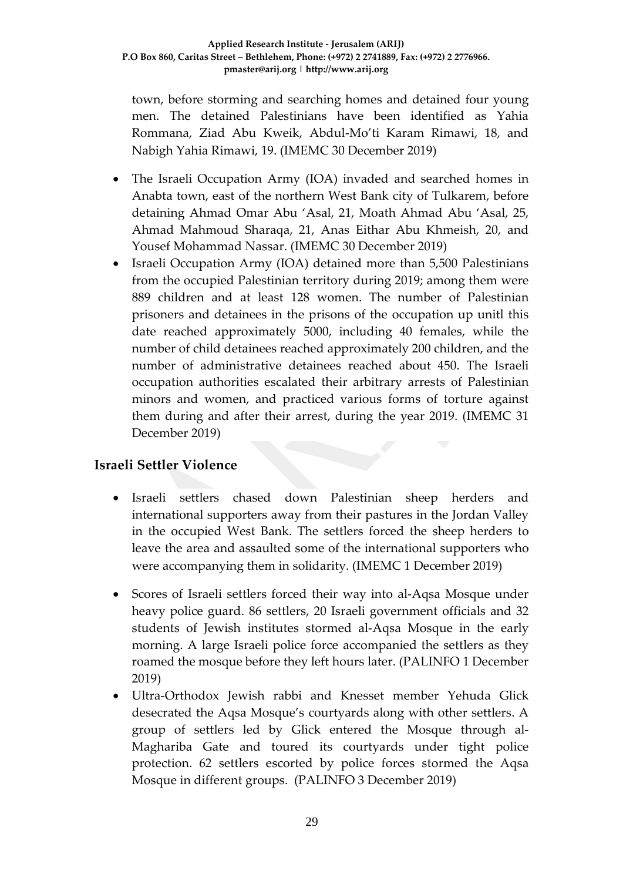town, before storming and searching homes and detained four young men. The detained Palestinians have been identified as Yahia Rommana, Ziad Abu Kweik, Abdul-Mo'ti Karam Rimawi, 18, and Nabigh Yahia Rimawi, 19. (IMEMC 30 December 2019)

- The Israeli Occupation Army (IOA) invaded and searched homes in Anabta town, east of the northern West Bank city of Tulkarem, before detaining Ahmad Omar Abu 'Asal, 21, Moath Ahmad Abu 'Asal, 25, Ahmad Mahmoud Sharaqa, 21, Anas Eithar Abu Khmeish, 20, and Yousef Mohammad Nassar. (IMEMC 30 December 2019)
- Israeli Occupation Army (IOA) detained more than 5,500 Palestinians from the occupied Palestinian territory during 2019; among them were 889 children and at least 128 women. The number of Palestinian prisoners and detainees in the prisons of the occupation up unitl this date reached approximately 5000, including 40 females, while the number of child detainees reached approximately 200 children, and the number of administrative detainees reached about 450. The Israeli occupation authorities escalated their arbitrary arrests of Palestinian minors and women, and practiced various forms of torture against them during and after their arrest, during the year 2019. (IMEMC 31 December 2019)

## Israeli Settler Violence

- Israeli settlers chased down Palestinian sheep herders and international supporters away from their pastures in the Jordan Valley in the occupied West Bank. The settlers forced the sheep herders to leave the area and assaulted some of the international supporters who were accompanying them in solidarity. (IMEMC 1 December 2019)
- Scores of Israeli settlers forced their way into al-Aqsa Mosque under heavy police guard. 86 settlers, 20 Israeli government officials and 32 students of Jewish institutes stormed al-Aqsa Mosque in the early morning. A large Israeli police force accompanied the settlers as they roamed the mosque before they left hours later. (PALINFO 1 December 2019)
- Ultra-Orthodox Jewish rabbi and Knesset member Yehuda Glick desecrated the Aqsa Mosque's courtyards along with other settlers. A group of settlers led by Glick entered the Mosque through al-Maghariba Gate and toured its courtyards under tight police protection. 62 settlers escorted by police forces stormed the Aqsa Mosque in different groups. (PALINFO 3 December 2019)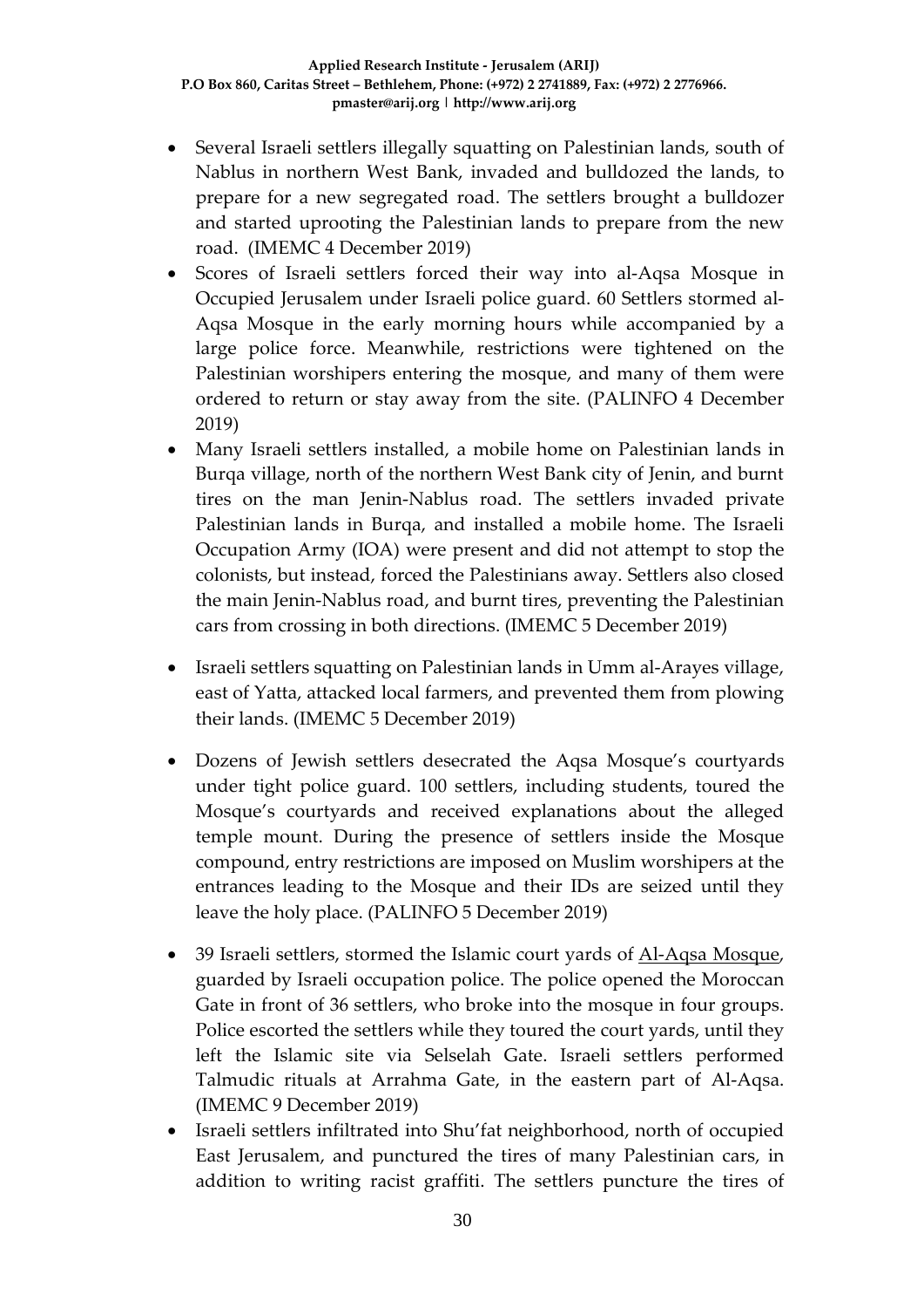- Several Israeli settlers illegally squatting on Palestinian lands, south of Nablus in northern West Bank, invaded and bulldozed the lands, to prepare for a new segregated road. The settlers brought a bulldozer and started uprooting the Palestinian lands to prepare from the new road. (IMEMC 4 December 2019)
- Scores of Israeli settlers forced their way into al-Aqsa Mosque in Occupied Jerusalem under Israeli police guard. 60 Settlers stormed al-Aqsa Mosque in the early morning hours while accompanied by a large police force. Meanwhile, restrictions were tightened on the Palestinian worshipers entering the mosque, and many of them were ordered to return or stay away from the site. (PALINFO 4 December 2019)
- Many Israeli settlers installed, a mobile home on Palestinian lands in Burqa village, north of the northern West Bank city of Jenin, and burnt tires on the man Jenin-Nablus road. The settlers invaded private Palestinian lands in Burqa, and installed a mobile home. The Israeli Occupation Army (IOA) were present and did not attempt to stop the colonists, but instead, forced the Palestinians away. Settlers also closed the main Jenin-Nablus road, and burnt tires, preventing the Palestinian cars from crossing in both directions. (IMEMC 5 December 2019)
- Israeli settlers squatting on Palestinian lands in Umm al-Arayes village, east of Yatta, attacked local farmers, and prevented them from plowing their lands. (IMEMC 5 December 2019)
- Dozens of Jewish settlers desecrated the Aqsa Mosque's courtyards under tight police guard. 100 settlers, including students, toured the Mosque's courtyards and received explanations about the alleged temple mount. During the presence of settlers inside the Mosque compound, entry restrictions are imposed on Muslim worshipers at the entrances leading to the Mosque and their IDs are seized until they leave the holy place. (PALINFO 5 December 2019)
- 39 Israeli settlers, stormed the Islamic court yards of Al-Aqsa Mosque, guarded by Israeli occupation police. The police opened the Moroccan Gate in front of 36 settlers, who broke into the mosque in four groups. Police escorted the settlers while they toured the court yards, until they left the Islamic site via Selselah Gate. Israeli settlers performed Talmudic rituals at Arrahma Gate, in the eastern part of Al-Aqsa. (IMEMC 9 December 2019)
- Israeli settlers infiltrated into Shu'fat neighborhood, north of occupied East Jerusalem, and punctured the tires of many Palestinian cars, in addition to writing racist graffiti. The settlers puncture the tires of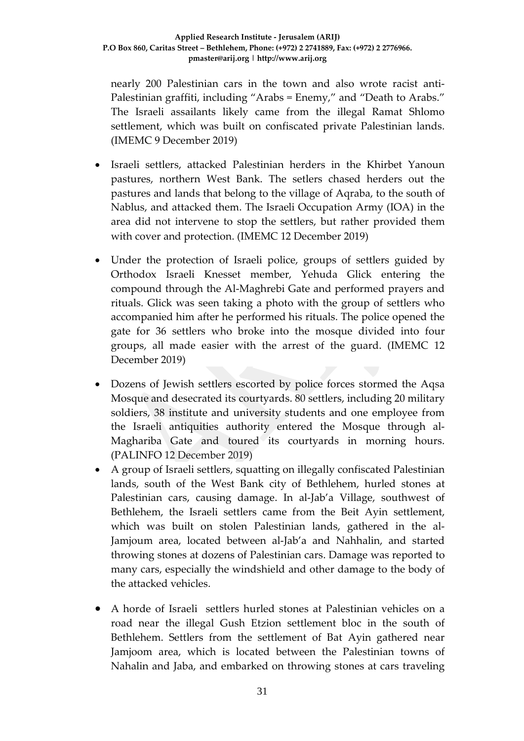nearly 200 Palestinian cars in the town and also wrote racist anti-Palestinian graffiti, including “Arabs = Enemy,” and “Death to Arabs.” The Israeli assailants likely came from the illegal Ramat Shlomo settlement, which was built on confiscated private Palestinian lands. (IMEMC 9 December 2019)

- Israeli settlers, attacked Palestinian herders in the Khirbet Yanoun pastures, northern West Bank. The settlers chased herders out the pastures and lands that belong to the village of Aqraba, to the south of Nablus, and attacked them. The Israeli Occupation Army (IOA) in the area did not intervene to stop the settlers, but rather provided them with cover and protection. (IMEMC 12 December 2019)
- Under the protection of Israeli police, groups of settlers guided by Orthodox Israeli Knesset member, Yehuda Glick entering the compound through the Al-Maghrebi Gate and performed prayers and rituals. Glick was seen taking a photo with the group of settlers who accompanied him after he performed his rituals. The police opened the gate for 36 settlers who broke into the mosque divided into four groups, all made easier with the arrest of the guard. (IMEMC 12 December 2019)
- Dozens of Jewish settlers escorted by police forces stormed the Aqsa Mosque and desecrated its courtyards. 80 settlers, including 20 military soldiers, 38 institute and university students and one employee from the Israeli antiquities authority entered the Mosque through al-Maghariba Gate and toured its courtyards in morning hours. (PALINFO 12 December 2019)
- A group of Israeli settlers, squatting on illegally confiscated Palestinian lands, south of the West Bank city of Bethlehem, hurled stones at Palestinian cars, causing damage. In al-Jab’a Village, southwest of Bethlehem, the Israeli settlers came from the Beit Ayin settlement, which was built on stolen Palestinian lands, gathered in the al-Jamjoum area, located between al-Jab’a and Nahhalin, and started throwing stones at dozens of Palestinian cars. Damage was reported to many cars, especially the windshield and other damage to the body of the attacked vehicles.
- A horde of Israeli settlers hurled stones at Palestinian vehicles on a road near the illegal Gush Etzion settlement bloc in the south of Bethlehem. Settlers from the settlement of Bat Ayin gathered near Jamjoom area, which is located between the Palestinian towns of Nahalin and Jaba, and embarked on throwing stones at cars traveling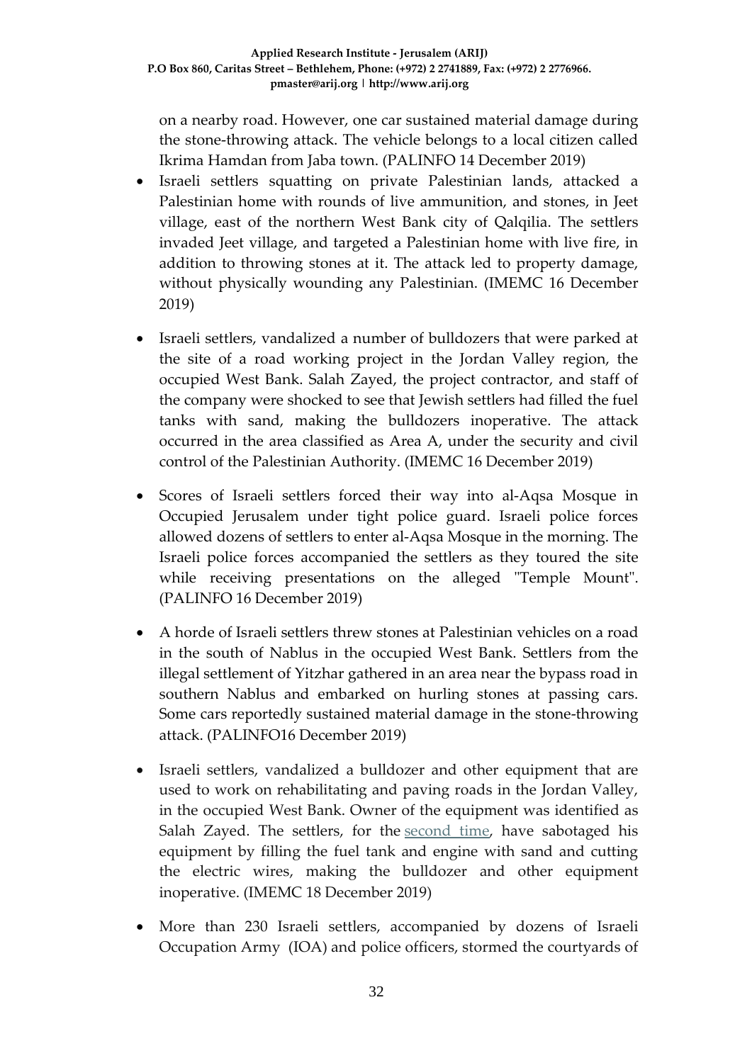on a nearby road. However, one car sustained material damage during the stone-throwing attack. The vehicle belongs to a local citizen called Ikrima Hamdan from Jaba town. (PALINFO 14 December 2019)

- Israeli settlers squatting on private Palestinian lands, attacked a Palestinian home with rounds of live ammunition, and stones, in Jeet village, east of the northern West Bank city of Qalqilia. The settlers invaded Jeet village, and targeted a Palestinian home with live fire, in addition to throwing stones at it. The attack led to property damage, without physically wounding any Palestinian. (IMEMC 16 December 2019)

- Israeli settlers, vandalized a number of bulldozers that were parked at the site of a road working project in the Jordan Valley region, the occupied West Bank. Salah Zayed, the project contractor, and staff of the company were shocked to see that Jewish settlers had filled the fuel tanks with sand, making the bulldozers inoperative. The attack occurred in the area classified as Area A, under the security and civil control of the Palestinian Authority. (IMEMC 16 December 2019)

- Scores of Israeli settlers forced their way into al-Aqsa Mosque in Occupied Jerusalem under tight police guard. Israeli police forces allowed dozens of settlers to enter al-Aqsa Mosque in the morning. The Israeli police forces accompanied the settlers as they toured the site while receiving presentations on the alleged "Temple Mount". (PALINFO 16 December 2019)

- A horde of Israeli settlers threw stones at Palestinian vehicles on a road in the south of Nablus in the occupied West Bank. Settlers from the illegal settlement of Yitzhar gathered in an area near the bypass road in southern Nablus and embarked on hurling stones at passing cars. Some cars reportedly sustained material damage in the stone-throwing attack. (PALINFO16 December 2019)

- Israeli settlers, vandalized a bulldozer and other equipment that are used to work on rehabilitating and paving roads in the Jordan Valley, in the occupied West Bank. Owner of the equipment was identified as Salah Zayed. The settlers, for the second time, have sabotaged his equipment by filling the fuel tank and engine with sand and cutting the electric wires, making the bulldozer and other equipment inoperative. (IMEMC 18 December 2019)

- More than 230 Israeli settlers, accompanied by dozens of Israeli Occupation Army (IOA) and police officers, stormed the courtyards of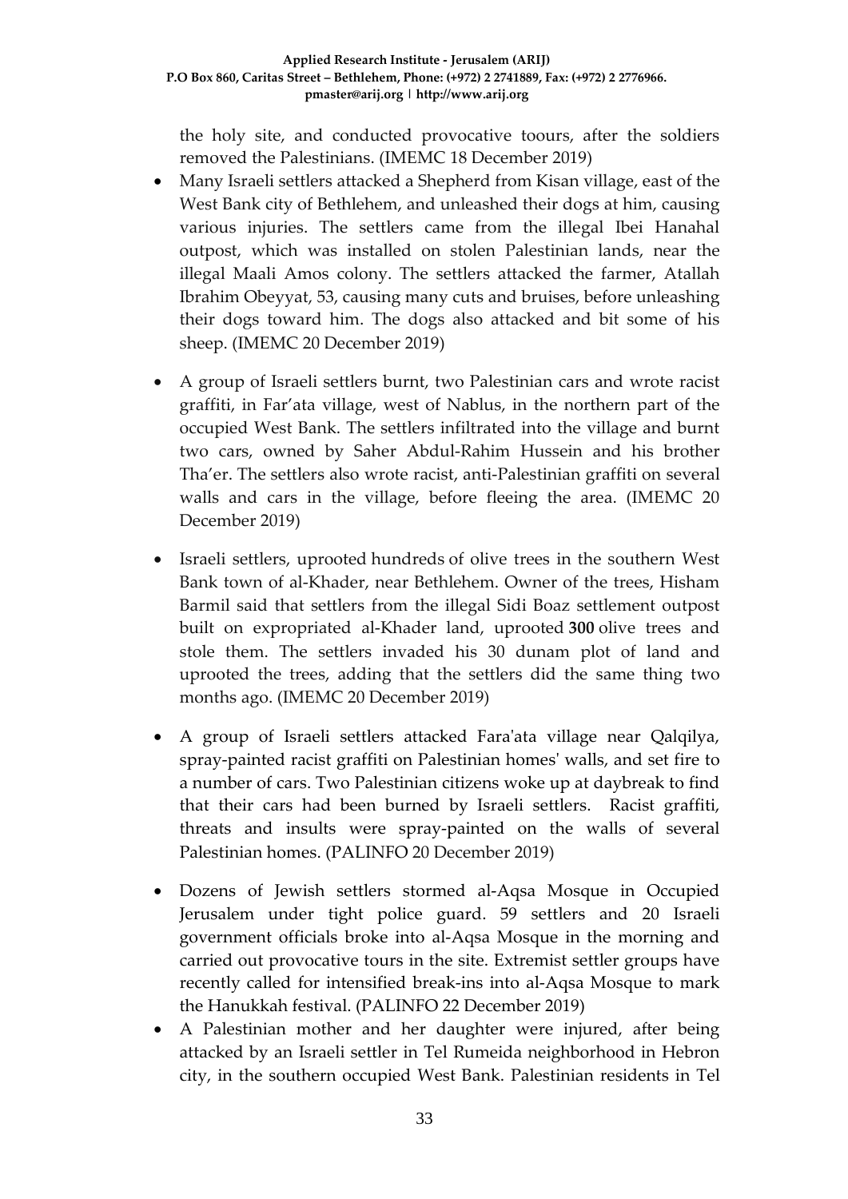the holy site, and conducted provocative toours, after the soldiers removed the Palestinians. (IMEMC 18 December 2019)

- Many Israeli settlers attacked a Shepherd from Kisan village, east of the West Bank city of Bethlehem, and unleashed their dogs at him, causing various injuries. The settlers came from the illegal Ibei Hanahal outpost, which was installed on stolen Palestinian lands, near the illegal Maali Amos colony. The settlers attacked the farmer, Atallah Ibrahim Obeyyat, 53, causing many cuts and bruises, before unleashing their dogs toward him. The dogs also attacked and bit some of his sheep. (IMEMC 20 December 2019)

- A group of Israeli settlers burnt, two Palestinian cars and wrote racist graffiti, in Far'ata village, west of Nablus, in the northern part of the occupied West Bank. The settlers infiltrated into the village and burnt two cars, owned by Saher Abdul-Rahim Hussein and his brother Tha'er. The settlers also wrote racist, anti-Palestinian graffiti on several walls and cars in the village, before fleeing the area. (IMEMC 20 December 2019)

- Israeli settlers, uprooted hundreds of olive trees in the southern West Bank town of al-Khader, near Bethlehem. Owner of the trees, Hisham Barmil said that settlers from the illegal Sidi Boaz settlement outpost built on expropriated al-Khader land, uprooted **300** olive trees and stole them. The settlers invaded his 30 dunam plot of land and uprooted the trees, adding that the settlers did the same thing two months ago. (IMEMC 20 December 2019)

- A group of Israeli settlers attacked Fara'ata village near Qalqilya, spray-painted racist graffiti on Palestinian homes' walls, and set fire to a number of cars. Two Palestinian citizens woke up at daybreak to find that their cars had been burned by Israeli settlers. Racist graffiti, threats and insults were spray-painted on the walls of several Palestinian homes. (PALINFO 20 December 2019)

- Dozens of Jewish settlers stormed al-Aqsa Mosque in Occupied Jerusalem under tight police guard. 59 settlers and 20 Israeli government officials broke into al-Aqsa Mosque in the morning and carried out provocative tours in the site. Extremist settler groups have recently called for intensified break-ins into al-Aqsa Mosque to mark the Hanukkah festival. (PALINFO 22 December 2019)
- A Palestinian mother and her daughter were injured, after being attacked by an Israeli settler in Tel Rumeida neighborhood in Hebron city, in the southern occupied West Bank. Palestinian residents in Tel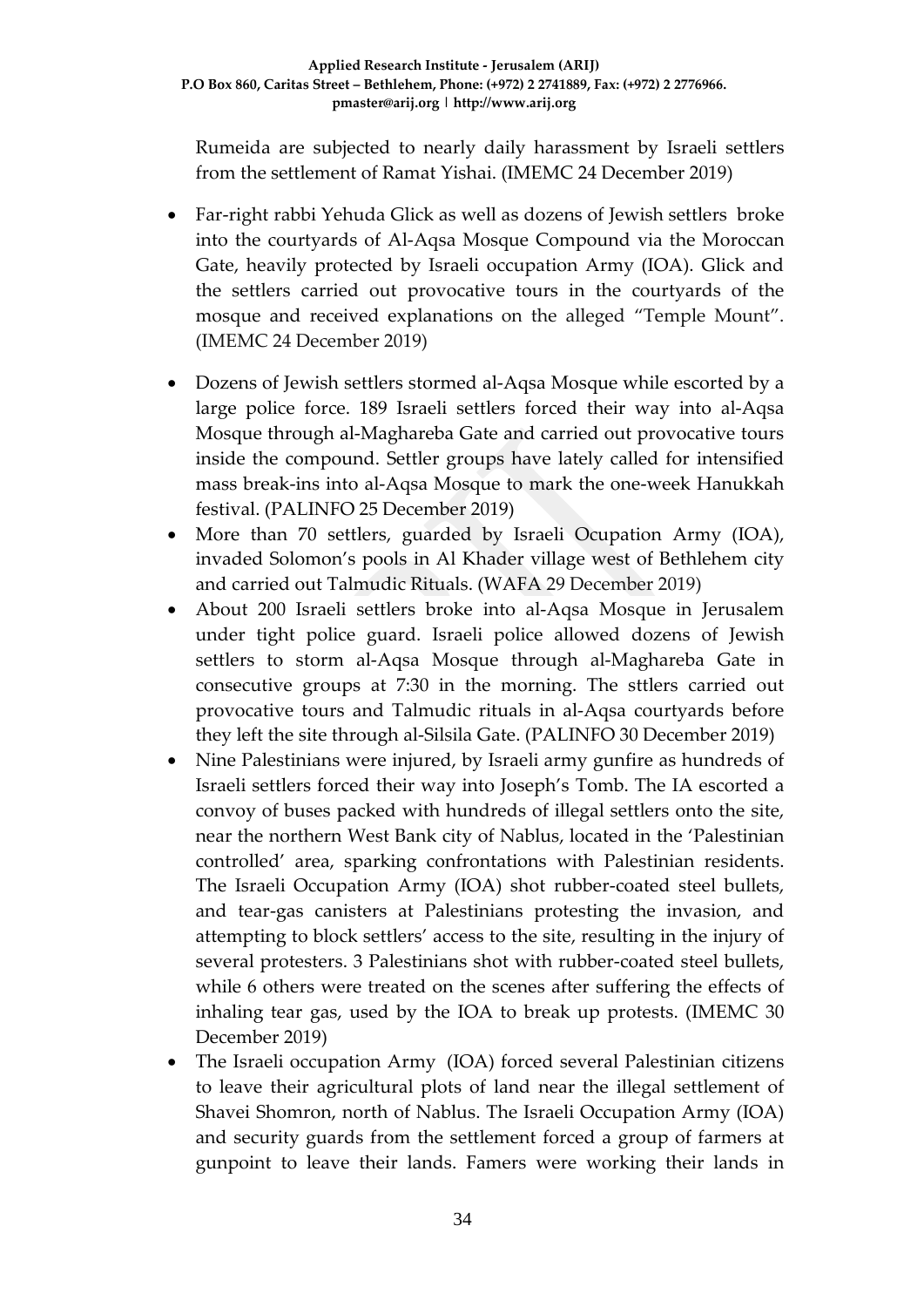Rumeida are subjected to nearly daily harassment by Israeli settlers from the settlement of Ramat Yishai. (IMEMC 24 December 2019)

- Far-right rabbi Yehuda Glick as well as dozens of Jewish settlers broke into the courtyards of Al-Aqsa Mosque Compound via the Moroccan Gate, heavily protected by Israeli occupation Army (IOA). Glick and the settlers carried out provocative tours in the courtyards of the mosque and received explanations on the alleged "Temple Mount". (IMEMC 24 December 2019)
- Dozens of Jewish settlers stormed al-Aqsa Mosque while escorted by a large police force. 189 Israeli settlers forced their way into al-Aqsa Mosque through al-Maghareba Gate and carried out provocative tours inside the compound. Settler groups have lately called for intensified mass break-ins into al-Aqsa Mosque to mark the one-week Hanukkah festival. (PALINFO 25 December 2019)
- More than 70 settlers, guarded by Israeli Ocupation Army (IOA), invaded Solomon's pools in Al Khader village west of Bethlehem city and carried out Talmudic Rituals. (WAFA 29 December 2019)
- About 200 Israeli settlers broke into al-Aqsa Mosque in Jerusalem under tight police guard. Israeli police allowed dozens of Jewish settlers to storm al-Aqsa Mosque through al-Maghareba Gate in consecutive groups at 7:30 in the morning. The sttlers carried out provocative tours and Talmudic rituals in al-Aqsa courtyards before they left the site through al-Silsila Gate. (PALINFO 30 December 2019)
- Nine Palestinians were injured, by Israeli army gunfire as hundreds of Israeli settlers forced their way into Joseph's Tomb. The IA escorted a convoy of buses packed with hundreds of illegal settlers onto the site, near the northern West Bank city of Nablus, located in the 'Palestinian controlled' area, sparking confrontations with Palestinian residents. The Israeli Occupation Army (IOA) shot rubber-coated steel bullets, and tear-gas canisters at Palestinians protesting the invasion, and attempting to block settlers' access to the site, resulting in the injury of several protesters. 3 Palestinians shot with rubber-coated steel bullets, while 6 others were treated on the scenes after suffering the effects of inhaling tear gas, used by the IOA to break up protests. (IMEMC 30 December 2019)
- The Israeli occupation Army (IOA) forced several Palestinian citizens to leave their agricultural plots of land near the illegal settlement of Shavei Shomron, north of Nablus. The Israeli Occupation Army (IOA) and security guards from the settlement forced a group of farmers at gunpoint to leave their lands. Famers were working their lands in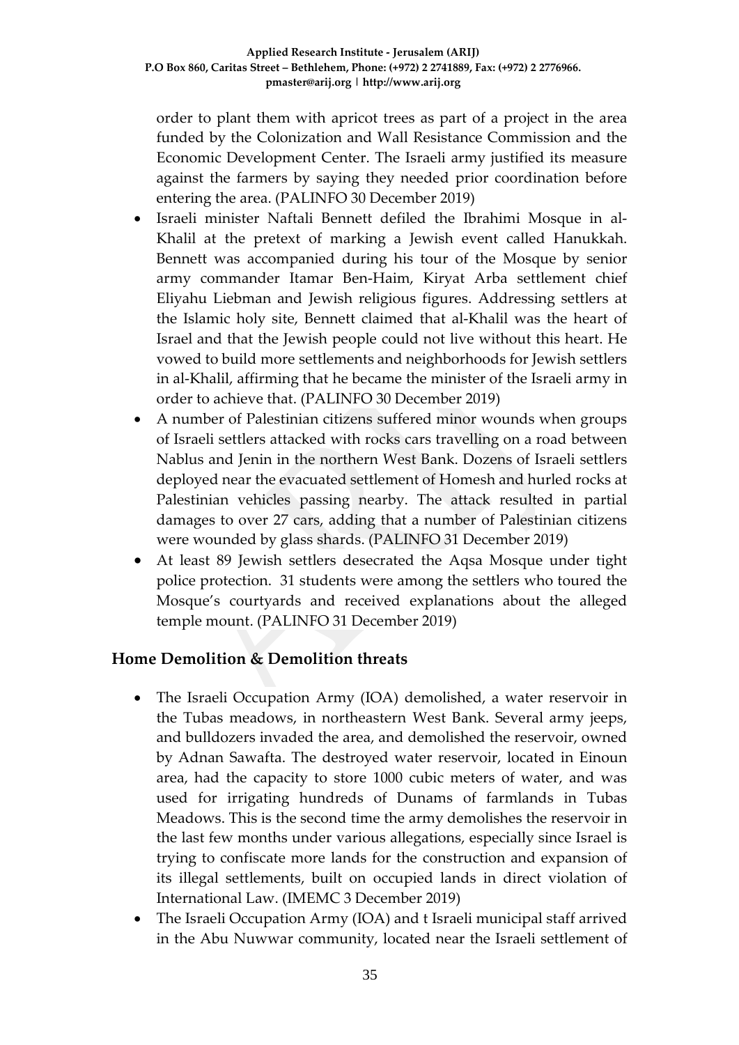order to plant them with apricot trees as part of a project in the area funded by the Colonization and Wall Resistance Commission and the Economic Development Center. The Israeli army justified its measure against the farmers by saying they needed prior coordination before entering the area. (PALINFO 30 December 2019)

- Israeli minister Naftali Bennett defiled the Ibrahimi Mosque in al-Khalil at the pretext of marking a Jewish event called Hanukkah. Bennett was accompanied during his tour of the Mosque by senior army commander Itamar Ben-Haim, Kiryat Arba settlement chief Eliyahu Liebman and Jewish religious figures. Addressing settlers at the Islamic holy site, Bennett claimed that al-Khalil was the heart of Israel and that the Jewish people could not live without this heart. He vowed to build more settlements and neighborhoods for Jewish settlers in al-Khalil, affirming that he became the minister of the Israeli army in order to achieve that. (PALINFO 30 December 2019)
- A number of Palestinian citizens suffered minor wounds when groups of Israeli settlers attacked with rocks cars travelling on a road between Nablus and Jenin in the northern West Bank. Dozens of Israeli settlers deployed near the evacuated settlement of Homesh and hurled rocks at Palestinian vehicles passing nearby. The attack resulted in partial damages to over 27 cars, adding that a number of Palestinian citizens were wounded by glass shards. (PALINFO 31 December 2019)
- At least 89 Jewish settlers desecrated the Aqsa Mosque under tight police protection. 31 students were among the settlers who toured the Mosque's courtyards and received explanations about the alleged temple mount. (PALINFO 31 December 2019)

## Home Demolition & Demolition threats

- The Israeli Occupation Army (IOA) demolished, a water reservoir in the Tubas meadows, in northeastern West Bank. Several army jeeps, and bulldozers invaded the area, and demolished the reservoir, owned by Adnan Sawafta. The destroyed water reservoir, located in Einoun area, had the capacity to store 1000 cubic meters of water, and was used for irrigating hundreds of Dunams of farmlands in Tubas Meadows. This is the second time the army demolishes the reservoir in the last few months under various allegations, especially since Israel is trying to confiscate more lands for the construction and expansion of its illegal settlements, built on occupied lands in direct violation of International Law. (IMEMC 3 December 2019)
- The Israeli Occupation Army (IOA) and t Israeli municipal staff arrived in the Abu Nuwwar community, located near the Israeli settlement of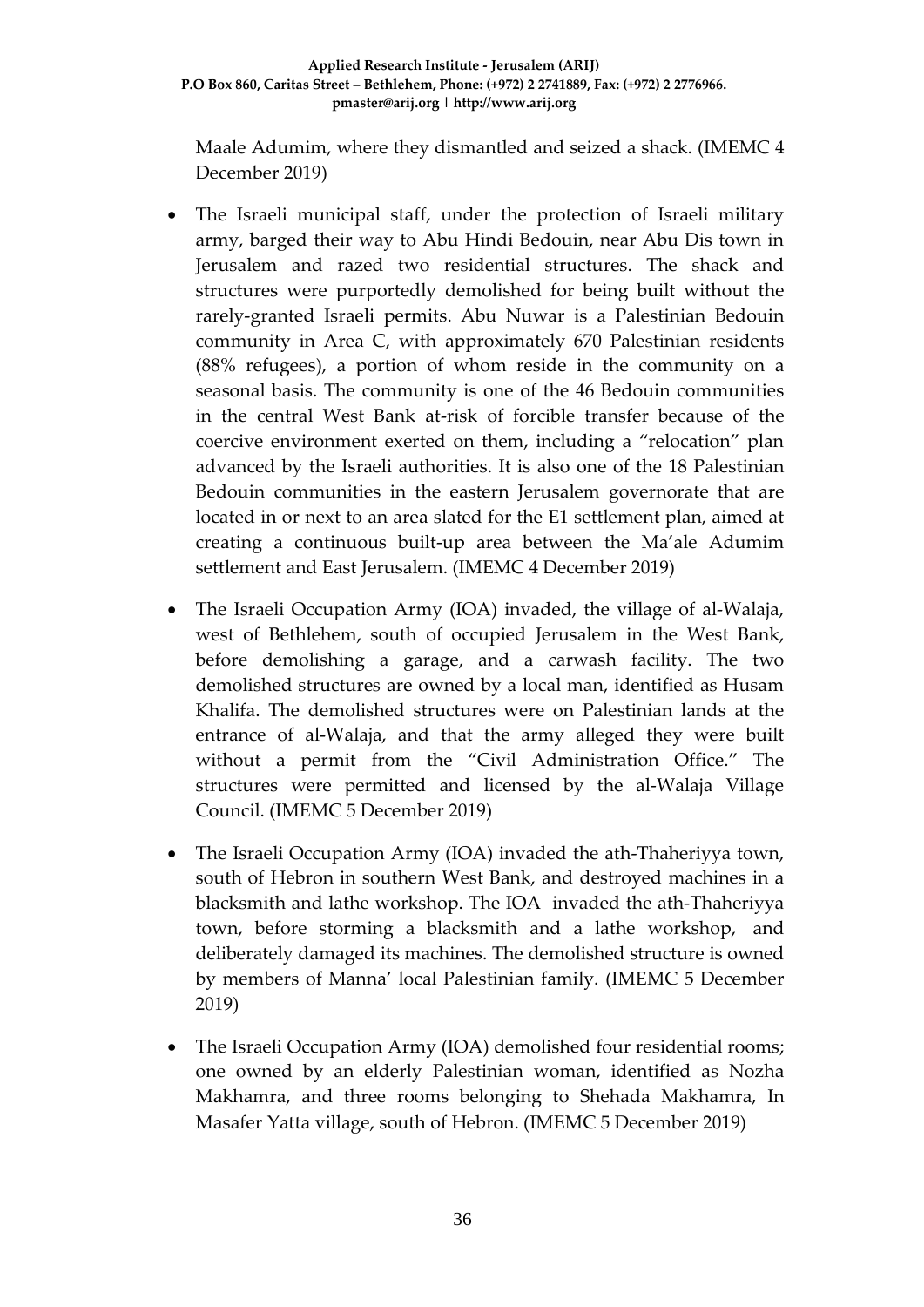Maale Adumim, where they dismantled and seized a shack. (IMEMC 4 December 2019)

- The Israeli municipal staff, under the protection of Israeli military army, barged their way to Abu Hindi Bedouin, near Abu Dis town in Jerusalem and razed two residential structures. The shack and structures were purportedly demolished for being built without the rarely-granted Israeli permits. Abu Nuwar is a Palestinian Bedouin community in Area C, with approximately 670 Palestinian residents (88% refugees), a portion of whom reside in the community on a seasonal basis. The community is one of the 46 Bedouin communities in the central West Bank at-risk of forcible transfer because of the coercive environment exerted on them, including a "relocation" plan advanced by the Israeli authorities. It is also one of the 18 Palestinian Bedouin communities in the eastern Jerusalem governorate that are located in or next to an area slated for the E1 settlement plan, aimed at creating a continuous built-up area between the Ma'ale Adumim settlement and East Jerusalem. (IMEMC 4 December 2019)

- The Israeli Occupation Army (IOA) invaded, the village of al-Walaja, west of Bethlehem, south of occupied Jerusalem in the West Bank, before demolishing a garage, and a carwash facility. The two demolished structures are owned by a local man, identified as Husam Khalifa. The demolished structures were on Palestinian lands at the entrance of al-Walaja, and that the army alleged they were built without a permit from the "Civil Administration Office." The structures were permitted and licensed by the al-Walaja Village Council. (IMEMC 5 December 2019)

- The Israeli Occupation Army (IOA) invaded the ath-Thaheriyya town, south of Hebron in southern West Bank, and destroyed machines in a blacksmith and lathe workshop. The IOA invaded the ath-Thaheriyya town, before storming a blacksmith and a lathe workshop, and deliberately damaged its machines. The demolished structure is owned by members of Manna' local Palestinian family. (IMEMC 5 December 2019)

- The Israeli Occupation Army (IOA) demolished four residential rooms; one owned by an elderly Palestinian woman, identified as Nozha Makhamra, and three rooms belonging to Shehada Makhamra, In Masafer Yatta village, south of Hebron. (IMEMC 5 December 2019)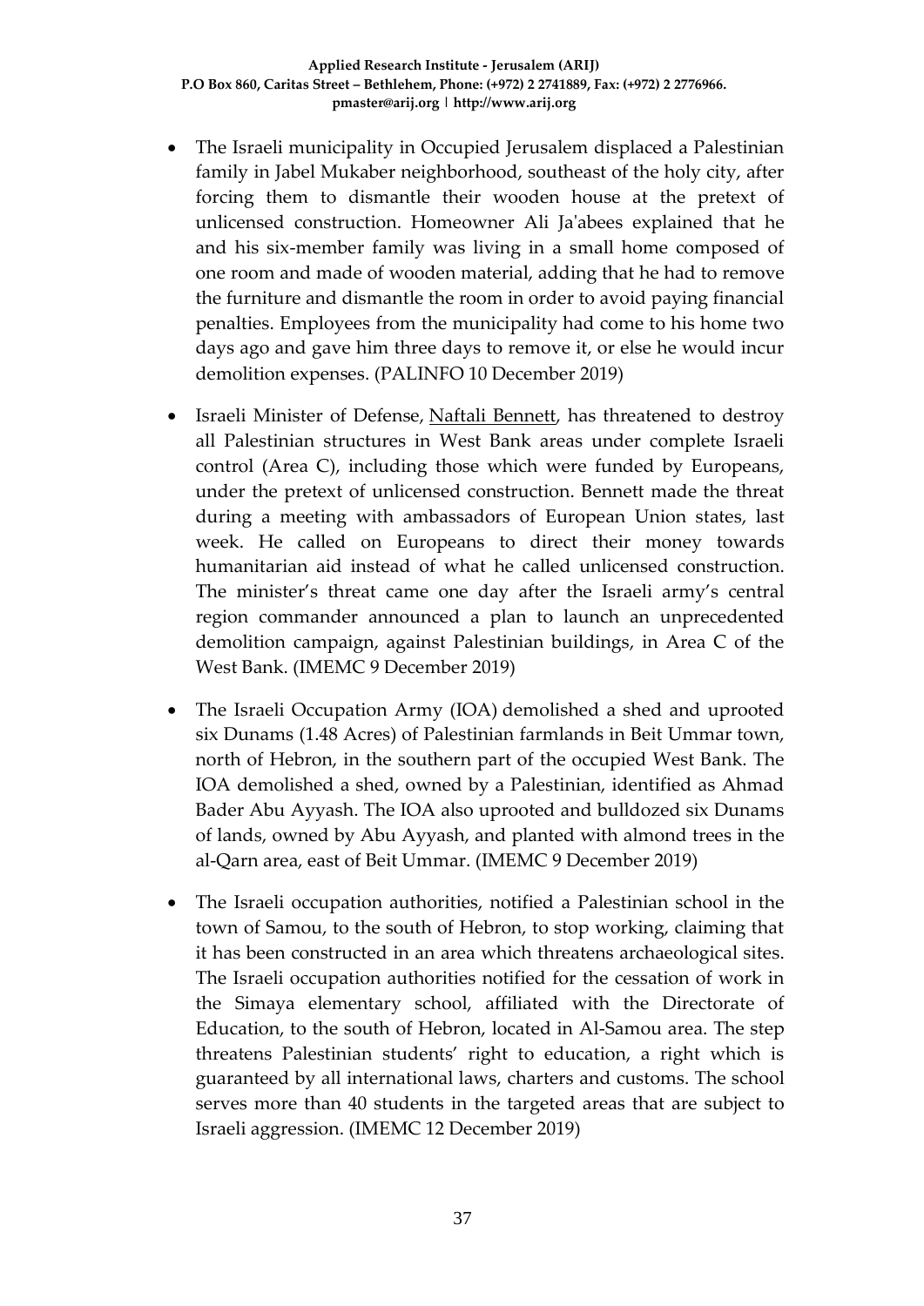- The Israeli municipality in Occupied Jerusalem displaced a Palestinian family in Jabel Mukaber neighborhood, southeast of the holy city, after forcing them to dismantle their wooden house at the pretext of unlicensed construction. Homeowner Ali Ja'abees explained that he and his six-member family was living in a small home composed of one room and made of wooden material, adding that he had to remove the furniture and dismantle the room in order to avoid paying financial penalties. Employees from the municipality had come to his home two days ago and gave him three days to remove it, or else he would incur demolition expenses. (PALINFO 10 December 2019)

- Israeli Minister of Defense, Naftali Bennett, has threatened to destroy all Palestinian structures in West Bank areas under complete Israeli control (Area C), including those which were funded by Europeans, under the pretext of unlicensed construction. Bennett made the threat during a meeting with ambassadors of European Union states, last week. He called on Europeans to direct their money towards humanitarian aid instead of what he called unlicensed construction. The minister's threat came one day after the Israeli army's central region commander announced a plan to launch an unprecedented demolition campaign, against Palestinian buildings, in Area C of the West Bank. (IMEMC 9 December 2019)

- The Israeli Occupation Army (IOA) demolished a shed and uprooted six Dunams (1.48 Acres) of Palestinian farmlands in Beit Ummar town, north of Hebron, in the southern part of the occupied West Bank. The IOA demolished a shed, owned by a Palestinian, identified as Ahmad Bader Abu Ayyash. The IOA also uprooted and bulldozed six Dunams of lands, owned by Abu Ayyash, and planted with almond trees in the al-Qarn area, east of Beit Ummar. (IMEMC 9 December 2019)

- The Israeli occupation authorities, notified a Palestinian school in the town of Samou, to the south of Hebron, to stop working, claiming that it has been constructed in an area which threatens archaeological sites. The Israeli occupation authorities notified for the cessation of work in the Simaya elementary school, affiliated with the Directorate of Education, to the south of Hebron, located in Al-Samou area. The step threatens Palestinian students' right to education, a right which is guaranteed by all international laws, charters and customs. The school serves more than 40 students in the targeted areas that are subject to Israeli aggression. (IMEMC 12 December 2019)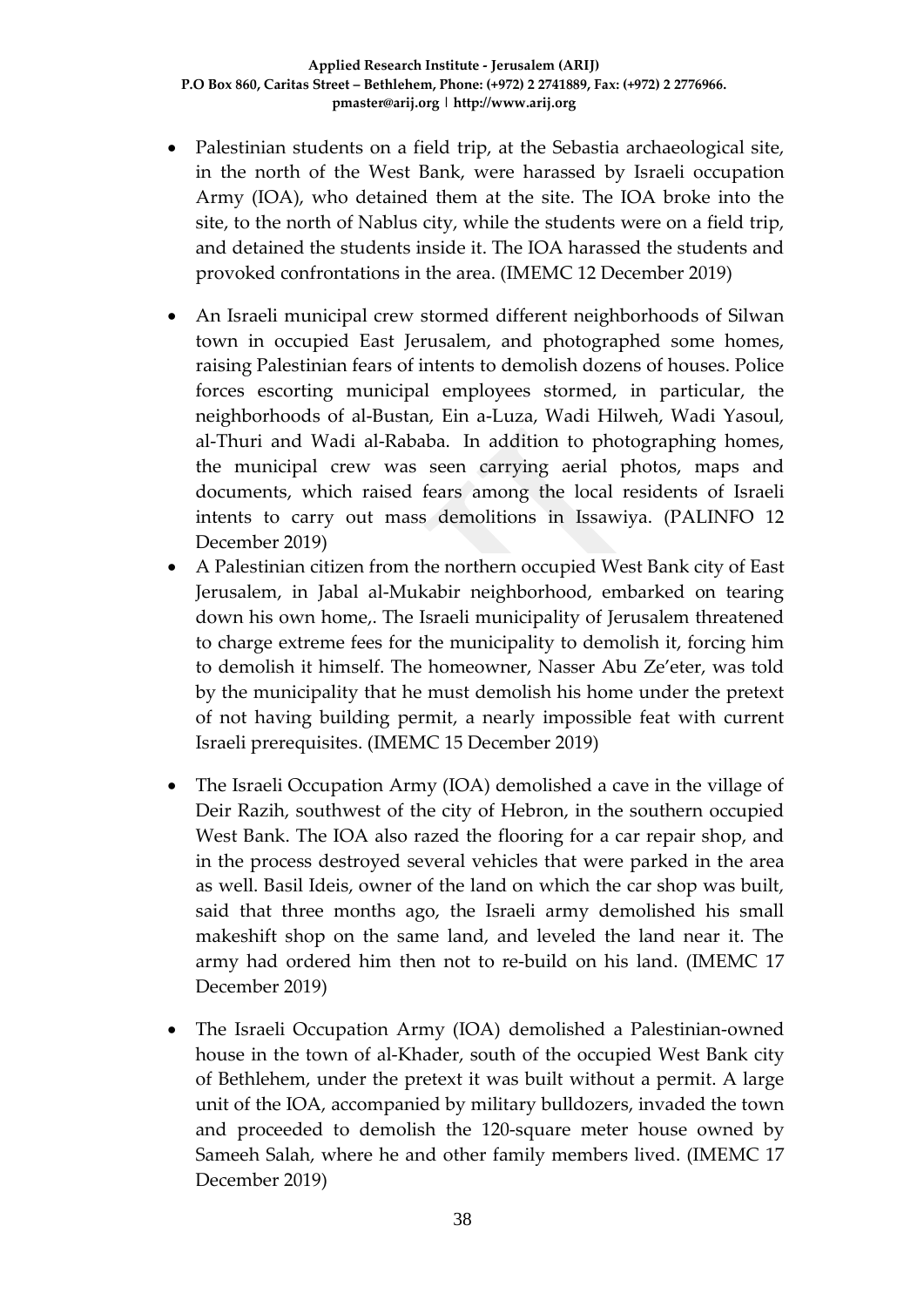- Palestinian students on a field trip, at the Sebastia archaeological site, in the north of the West Bank, were harassed by Israeli occupation Army (IOA), who detained them at the site. The IOA broke into the site, to the north of Nablus city, while the students were on a field trip, and detained the students inside it. The IOA harassed the students and provoked confrontations in the area. (IMEMC 12 December 2019)

- An Israeli municipal crew stormed different neighborhoods of Silwan town in occupied East Jerusalem, and photographed some homes, raising Palestinian fears of intents to demolish dozens of houses. Police forces escorting municipal employees stormed, in particular, the neighborhoods of al-Bustan, Ein a-Luza, Wadi Hilweh, Wadi Yasoul, al-Thuri and Wadi al-Rababa. In addition to photographing homes, the municipal crew was seen carrying aerial photos, maps and documents, which raised fears among the local residents of Israeli intents to carry out mass demolitions in Issawiya. (PALINFO 12 December 2019)
- A Palestinian citizen from the northern occupied West Bank city of East Jerusalem, in Jabal al-Mukabir neighborhood, embarked on tearing down his own home,. The Israeli municipality of Jerusalem threatened to charge extreme fees for the municipality to demolish it, forcing him to demolish it himself. The homeowner, Nasser Abu Ze'eter, was told by the municipality that he must demolish his home under the pretext of not having building permit, a nearly impossible feat with current Israeli prerequisites. (IMEMC 15 December 2019)

- The Israeli Occupation Army (IOA) demolished a cave in the village of Deir Razih, southwest of the city of Hebron, in the southern occupied West Bank. The IOA also razed the flooring for a car repair shop, and in the process destroyed several vehicles that were parked in the area as well. Basil Ideis, owner of the land on which the car shop was built, said that three months ago, the Israeli army demolished his small makeshift shop on the same land, and leveled the land near it. The army had ordered him then not to re-build on his land. (IMEMC 17 December 2019)

- The Israeli Occupation Army (IOA) demolished a Palestinian-owned house in the town of al-Khader, south of the occupied West Bank city of Bethlehem, under the pretext it was built without a permit. A large unit of the IOA, accompanied by military bulldozers, invaded the town and proceeded to demolish the 120-square meter house owned by Sameeh Salah, where he and other family members lived. (IMEMC 17 December 2019)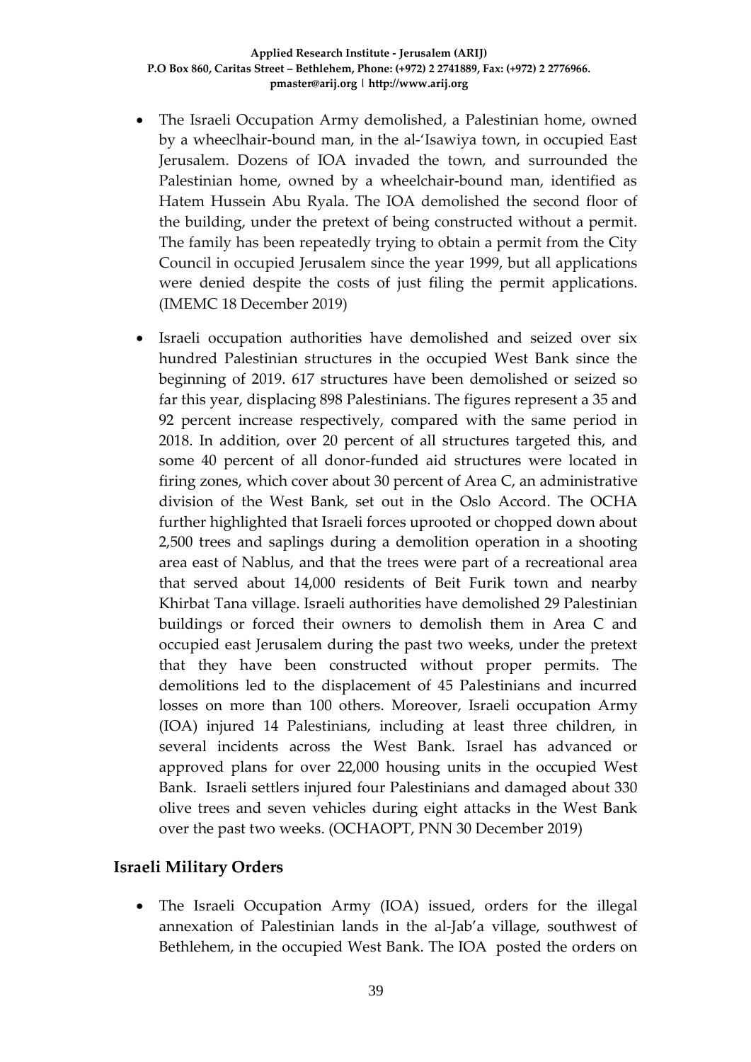- The Israeli Occupation Army demolished, a Palestinian home, owned by a wheeclhair-bound man, in the al-'Isawiya town, in occupied East Jerusalem. Dozens of IOA invaded the town, and surrounded the Palestinian home, owned by a wheelchair-bound man, identified as Hatem Hussein Abu Ryala. The IOA demolished the second floor of the building, under the pretext of being constructed without a permit. The family has been repeatedly trying to obtain a permit from the City Council in occupied Jerusalem since the year 1999, but all applications were denied despite the costs of just filing the permit applications. (IMEMC 18 December 2019)

- Israeli occupation authorities have demolished and seized over six hundred Palestinian structures in the occupied West Bank since the beginning of 2019. 617 structures have been demolished or seized so far this year, displacing 898 Palestinians. The figures represent a 35 and 92 percent increase respectively, compared with the same period in 2018. In addition, over 20 percent of all structures targeted this, and some 40 percent of all donor-funded aid structures were located in firing zones, which cover about 30 percent of Area C, an administrative division of the West Bank, set out in the Oslo Accord. The OCHA further highlighted that Israeli forces uprooted or chopped down about 2,500 trees and saplings during a demolition operation in a shooting area east of Nablus, and that the trees were part of a recreational area that served about 14,000 residents of Beit Furik town and nearby Khirbat Tana village. Israeli authorities have demolished 29 Palestinian buildings or forced their owners to demolish them in Area C and occupied east Jerusalem during the past two weeks, under the pretext that they have been constructed without proper permits. The demolitions led to the displacement of 45 Palestinians and incurred losses on more than 100 others. Moreover, Israeli occupation Army (IOA) injured 14 Palestinians, including at least three children, in several incidents across the West Bank. Israel has advanced or approved plans for over 22,000 housing units in the occupied West Bank. Israeli settlers injured four Palestinians and damaged about 330 olive trees and seven vehicles during eight attacks in the West Bank over the past two weeks. (OCHAOPT, PNN 30 December 2019)

## Israeli Military Orders

- The Israeli Occupation Army (IOA) issued, orders for the illegal annexation of Palestinian lands in the al-Jab'a village, southwest of Bethlehem, in the occupied West Bank. The IOA posted the orders on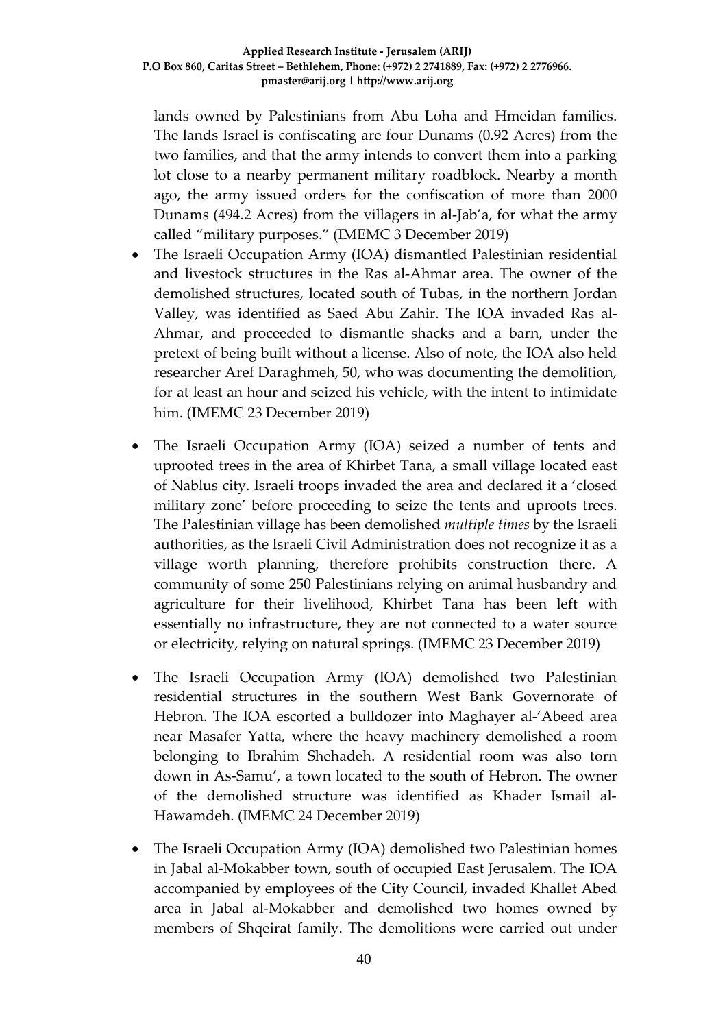lands owned by Palestinians from Abu Loha and Hmeidan families. The lands Israel is confiscating are four Dunams (0.92 Acres) from the two families, and that the army intends to convert them into a parking lot close to a nearby permanent military roadblock. Nearby a month ago, the army issued orders for the confiscation of more than 2000 Dunams (494.2 Acres) from the villagers in al-Jab'a, for what the army called "military purposes." (IMEMC 3 December 2019)

- The Israeli Occupation Army (IOA) dismantled Palestinian residential and livestock structures in the Ras al-Ahmar area. The owner of the demolished structures, located south of Tubas, in the northern Jordan Valley, was identified as Saed Abu Zahir. The IOA invaded Ras al-Ahmar, and proceeded to dismantle shacks and a barn, under the pretext of being built without a license. Also of note, the IOA also held researcher Aref Daraghmeh, 50, who was documenting the demolition, for at least an hour and seized his vehicle, with the intent to intimidate him. (IMEMC 23 December 2019)

- The Israeli Occupation Army (IOA) seized a number of tents and uprooted trees in the area of Khirbet Tana, a small village located east of Nablus city. Israeli troops invaded the area and declared it a 'closed military zone' before proceeding to seize the tents and uproots trees. The Palestinian village has been demolished *multiple times* by the Israeli authorities, as the Israeli Civil Administration does not recognize it as a village worth planning, therefore prohibits construction there. A community of some 250 Palestinians relying on animal husbandry and agriculture for their livelihood, Khirbet Tana has been left with essentially no infrastructure, they are not connected to a water source or electricity, relying on natural springs. (IMEMC 23 December 2019)

- The Israeli Occupation Army (IOA) demolished two Palestinian residential structures in the southern West Bank Governorate of Hebron. The IOA escorted a bulldozer into Maghayer al-'Abeed area near Masafer Yatta, where the heavy machinery demolished a room belonging to Ibrahim Shehadeh. A residential room was also torn down in As-Samu', a town located to the south of Hebron. The owner of the demolished structure was identified as Khader Ismail al-Hawamdeh. (IMEMC 24 December 2019)

- The Israeli Occupation Army (IOA) demolished two Palestinian homes in Jabal al-Mokabber town, south of occupied East Jerusalem. The IOA accompanied by employees of the City Council, invaded Khallet Abed area in Jabal al-Mokabber and demolished two homes owned by members of Shqeirat family. The demolitions were carried out under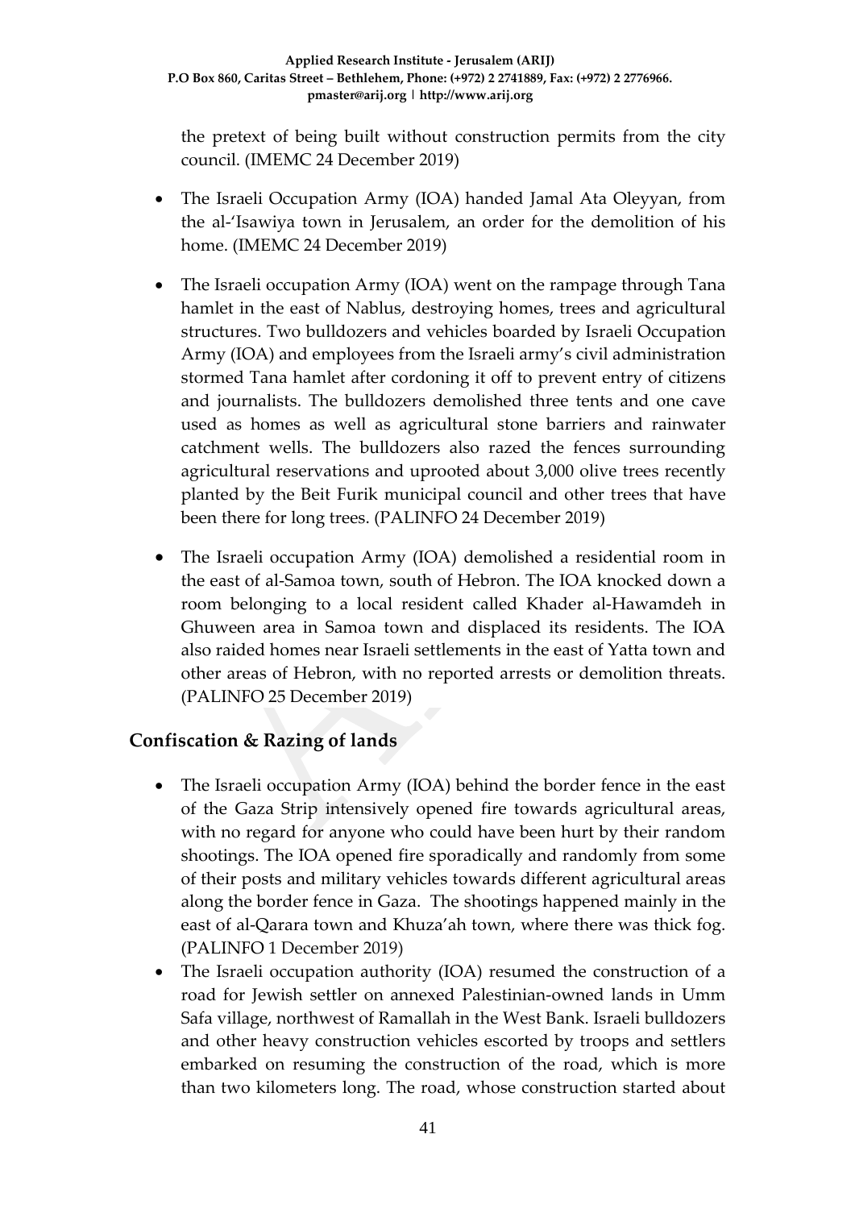the pretext of being built without construction permits from the city council. (IMEMC 24 December 2019)

- The Israeli Occupation Army (IOA) handed Jamal Ata Oleyyan, from the al-'Isawiya town in Jerusalem, an order for the demolition of his home. (IMEMC 24 December 2019)

- The Israeli occupation Army (IOA) went on the rampage through Tana hamlet in the east of Nablus, destroying homes, trees and agricultural structures. Two bulldozers and vehicles boarded by Israeli Occupation Army (IOA) and employees from the Israeli army's civil administration stormed Tana hamlet after cordoning it off to prevent entry of citizens and journalists. The bulldozers demolished three tents and one cave used as homes as well as agricultural stone barriers and rainwater catchment wells. The bulldozers also razed the fences surrounding agricultural reservations and uprooted about 3,000 olive trees recently planted by the Beit Furik municipal council and other trees that have been there for long trees. (PALINFO 24 December 2019)

- The Israeli occupation Army (IOA) demolished a residential room in the east of al-Samoa town, south of Hebron. The IOA knocked down a room belonging to a local resident called Khader al-Hawamdeh in Ghuween area in Samoa town and displaced its residents. The IOA also raided homes near Israeli settlements in the east of Yatta town and other areas of Hebron, with no reported arrests or demolition threats. (PALINFO 25 December 2019)

## Confiscation & Razing of lands

- The Israeli occupation Army (IOA) behind the border fence in the east of the Gaza Strip intensively opened fire towards agricultural areas, with no regard for anyone who could have been hurt by their random shootings. The IOA opened fire sporadically and randomly from some of their posts and military vehicles towards different agricultural areas along the border fence in Gaza. The shootings happened mainly in the east of al-Qarara town and Khuza'ah town, where there was thick fog. (PALINFO 1 December 2019)
- The Israeli occupation authority (IOA) resumed the construction of a road for Jewish settler on annexed Palestinian-owned lands in Umm Safa village, northwest of Ramallah in the West Bank. Israeli bulldozers and other heavy construction vehicles escorted by troops and settlers embarked on resuming the construction of the road, which is more than two kilometers long. The road, whose construction started about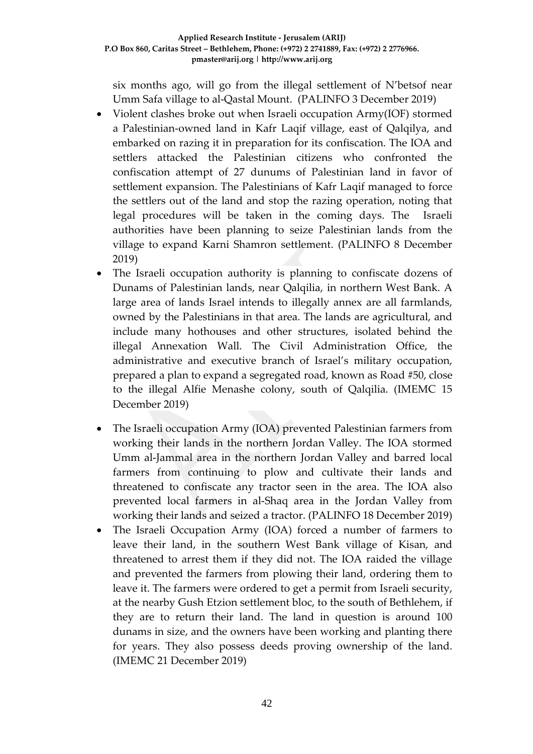six months ago, will go from the illegal settlement of N'betsof near Umm Safa village to al-Qastal Mount. (PALINFO 3 December 2019)

- Violent clashes broke out when Israeli occupation Army(IOF) stormed a Palestinian-owned land in Kafr Laqif village, east of Qalqilya, and embarked on razing it in preparation for its confiscation. The IOA and settlers attacked the Palestinian citizens who confronted the confiscation attempt of 27 dunums of Palestinian land in favor of settlement expansion. The Palestinians of Kafr Laqif managed to force the settlers out of the land and stop the razing operation, noting that legal procedures will be taken in the coming days. The Israeli authorities have been planning to seize Palestinian lands from the village to expand Karni Shamron settlement. (PALINFO 8 December 2019)
- The Israeli occupation authority is planning to confiscate dozens of Dunams of Palestinian lands, near Qalqilia, in northern West Bank. A large area of lands Israel intends to illegally annex are all farmlands, owned by the Palestinians in that area. The lands are agricultural, and include many hothouses and other structures, isolated behind the illegal Annexation Wall. The Civil Administration Office, the administrative and executive branch of Israel's military occupation, prepared a plan to expand a segregated road, known as Road #50, close to the illegal Alfie Menashe colony, south of Qalqilia. (IMEMC 15 December 2019)
- The Israeli occupation Army (IOA) prevented Palestinian farmers from working their lands in the northern Jordan Valley. The IOA stormed Umm al-Jammal area in the northern Jordan Valley and barred local farmers from continuing to plow and cultivate their lands and threatened to confiscate any tractor seen in the area. The IOA also prevented local farmers in al-Shaq area in the Jordan Valley from working their lands and seized a tractor. (PALINFO 18 December 2019)
- The Israeli Occupation Army (IOA) forced a number of farmers to leave their land, in the southern West Bank village of Kisan, and threatened to arrest them if they did not. The IOA raided the village and prevented the farmers from plowing their land, ordering them to leave it. The farmers were ordered to get a permit from Israeli security, at the nearby Gush Etzion settlement bloc, to the south of Bethlehem, if they are to return their land. The land in question is around 100 dunams in size, and the owners have been working and planting there for years. They also possess deeds proving ownership of the land. (IMEMC 21 December 2019)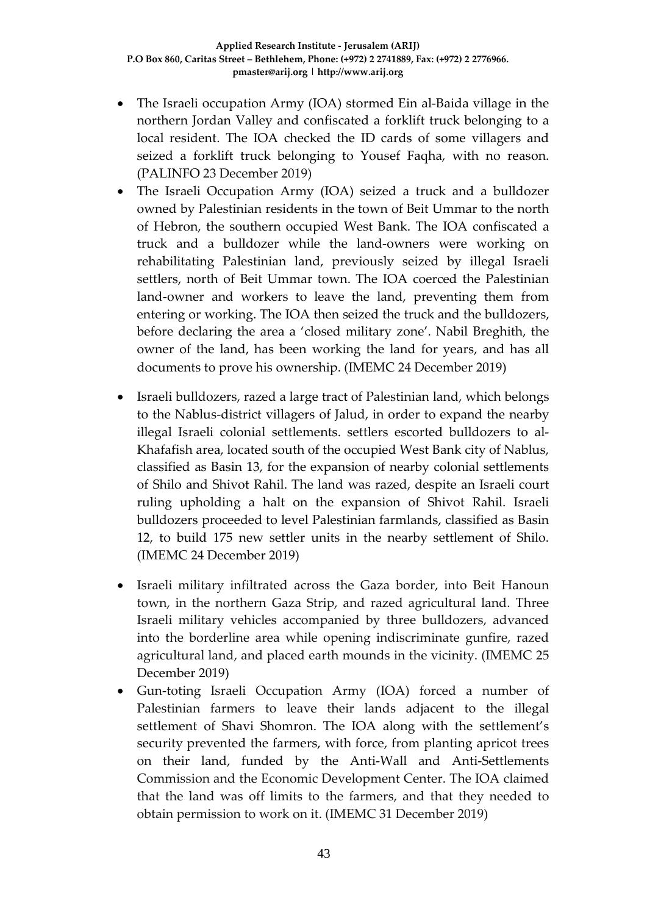- The Israeli occupation Army (IOA) stormed Ein al-Baida village in the northern Jordan Valley and confiscated a forklift truck belonging to a local resident. The IOA checked the ID cards of some villagers and seized a forklift truck belonging to Yousef Faqha, with no reason. (PALINFO 23 December 2019)
- The Israeli Occupation Army (IOA) seized a truck and a bulldozer owned by Palestinian residents in the town of Beit Ummar to the north of Hebron, the southern occupied West Bank. The IOA confiscated a truck and a bulldozer while the land-owners were working on rehabilitating Palestinian land, previously seized by illegal Israeli settlers, north of Beit Ummar town. The IOA coerced the Palestinian land-owner and workers to leave the land, preventing them from entering or working. The IOA then seized the truck and the bulldozers, before declaring the area a 'closed military zone'. Nabil Breghith, the owner of the land, has been working the land for years, and has all documents to prove his ownership. (IMEMC 24 December 2019)
- Israeli bulldozers, razed a large tract of Palestinian land, which belongs to the Nablus-district villagers of Jalud, in order to expand the nearby illegal Israeli colonial settlements. settlers escorted bulldozers to al-Khafafish area, located south of the occupied West Bank city of Nablus, classified as Basin 13, for the expansion of nearby colonial settlements of Shilo and Shivot Rahil. The land was razed, despite an Israeli court ruling upholding a halt on the expansion of Shivot Rahil. Israeli bulldozers proceeded to level Palestinian farmlands, classified as Basin 12, to build 175 new settler units in the nearby settlement of Shilo. (IMEMC 24 December 2019)
- Israeli military infiltrated across the Gaza border, into Beit Hanoun town, in the northern Gaza Strip, and razed agricultural land. Three Israeli military vehicles accompanied by three bulldozers, advanced into the borderline area while opening indiscriminate gunfire, razed agricultural land, and placed earth mounds in the vicinity. (IMEMC 25 December 2019)
- Gun-toting Israeli Occupation Army (IOA) forced a number of Palestinian farmers to leave their lands adjacent to the illegal settlement of Shavi Shomron. The IOA along with the settlement's security prevented the farmers, with force, from planting apricot trees on their land, funded by the Anti-Wall and Anti-Settlements Commission and the Economic Development Center. The IOA claimed that the land was off limits to the farmers, and that they needed to obtain permission to work on it. (IMEMC 31 December 2019)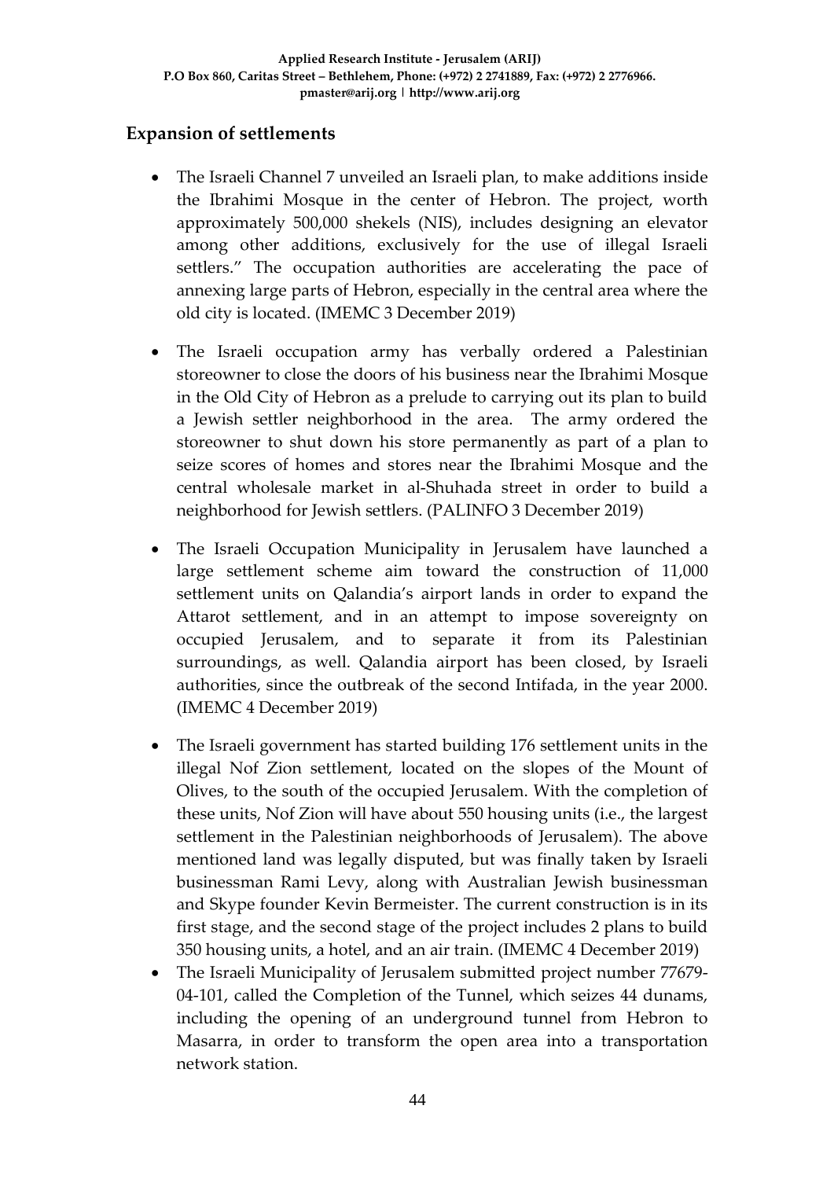## Expansion of settlements

- The Israeli Channel 7 unveiled an Israeli plan, to make additions inside the Ibrahimi Mosque in the center of Hebron. The project, worth approximately 500,000 shekels (NIS), includes designing an elevator among other additions, exclusively for the use of illegal Israeli settlers." The occupation authorities are accelerating the pace of annexing large parts of Hebron, especially in the central area where the old city is located. (IMEMC 3 December 2019)
- The Israeli occupation army has verbally ordered a Palestinian storeowner to close the doors of his business near the Ibrahimi Mosque in the Old City of Hebron as a prelude to carrying out its plan to build a Jewish settler neighborhood in the area. The army ordered the storeowner to shut down his store permanently as part of a plan to seize scores of homes and stores near the Ibrahimi Mosque and the central wholesale market in al-Shuhada street in order to build a neighborhood for Jewish settlers. (PALINFO 3 December 2019)
- The Israeli Occupation Municipality in Jerusalem have launched a large settlement scheme aim toward the construction of 11,000 settlement units on Qalandia's airport lands in order to expand the Attarot settlement, and in an attempt to impose sovereignty on occupied Jerusalem, and to separate it from its Palestinian surroundings, as well. Qalandia airport has been closed, by Israeli authorities, since the outbreak of the second Intifada, in the year 2000. (IMEMC 4 December 2019)
- The Israeli government has started building 176 settlement units in the illegal Nof Zion settlement, located on the slopes of the Mount of Olives, to the south of the occupied Jerusalem. With the completion of these units, Nof Zion will have about 550 housing units (i.e., the largest settlement in the Palestinian neighborhoods of Jerusalem). The above mentioned land was legally disputed, but was finally taken by Israeli businessman Rami Levy, along with Australian Jewish businessman and Skype founder Kevin Bermeister. The current construction is in its first stage, and the second stage of the project includes 2 plans to build 350 housing units, a hotel, and an air train. (IMEMC 4 December 2019)
- The Israeli Municipality of Jerusalem submitted project number 77679-04-101, called the Completion of the Tunnel, which seizes 44 dunams, including the opening of an underground tunnel from Hebron to Masarra, in order to transform the open area into a transportation network station.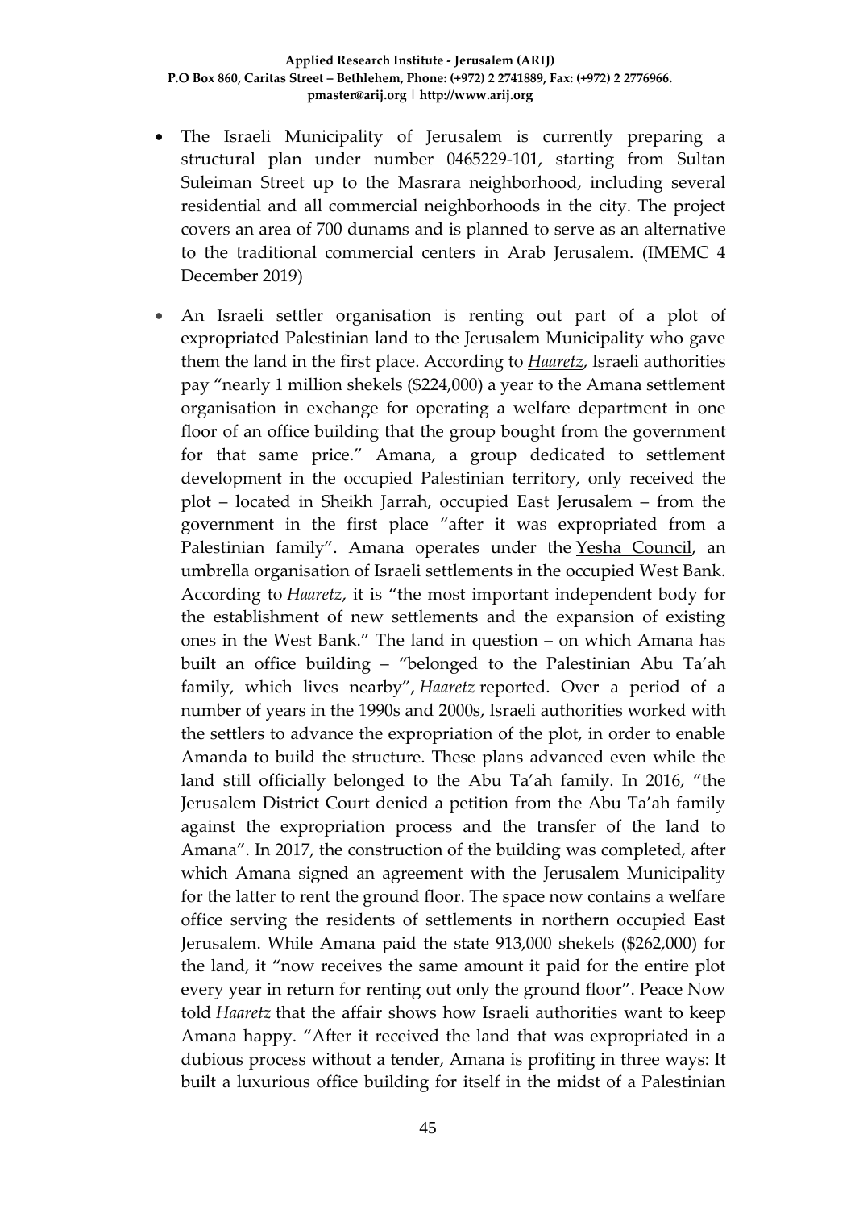- The Israeli Municipality of Jerusalem is currently preparing a structural plan under number 0465229-101, starting from Sultan Suleiman Street up to the Masrara neighborhood, including several residential and all commercial neighborhoods in the city. The project covers an area of 700 dunams and is planned to serve as an alternative to the traditional commercial centers in Arab Jerusalem. (IMEMC 4 December 2019)

- An Israeli settler organisation is renting out part of a plot of expropriated Palestinian land to the Jerusalem Municipality who gave them the land in the first place. According to *Haaretz*, Israeli authorities pay "nearly 1 million shekels ($224,000) a year to the Amana settlement organisation in exchange for operating a welfare department in one floor of an office building that the group bought from the government for that same price." Amana, a group dedicated to settlement development in the occupied Palestinian territory, only received the plot – located in Sheikh Jarrah, occupied East Jerusalem – from the government in the first place "after it was expropriated from a Palestinian family". Amana operates under the Yesha Council, an umbrella organisation of Israeli settlements in the occupied West Bank. According to *Haaretz*, it is "the most important independent body for the establishment of new settlements and the expansion of existing ones in the West Bank." The land in question – on which Amana has built an office building – "belonged to the Palestinian Abu Ta'ah family, which lives nearby", *Haaretz* reported. Over a period of a number of years in the 1990s and 2000s, Israeli authorities worked with the settlers to advance the expropriation of the plot, in order to enable Amanda to build the structure. These plans advanced even while the land still officially belonged to the Abu Ta'ah family. In 2016, "the Jerusalem District Court denied a petition from the Abu Ta'ah family against the expropriation process and the transfer of the land to Amana". In 2017, the construction of the building was completed, after which Amana signed an agreement with the Jerusalem Municipality for the latter to rent the ground floor. The space now contains a welfare office serving the residents of settlements in northern occupied East Jerusalem. While Amana paid the state 913,000 shekels ($262,000) for the land, it "now receives the same amount it paid for the entire plot every year in return for renting out only the ground floor". Peace Now told *Haaretz* that the affair shows how Israeli authorities want to keep Amana happy. "After it received the land that was expropriated in a dubious process without a tender, Amana is profiting in three ways: It built a luxurious office building for itself in the midst of a Palestinian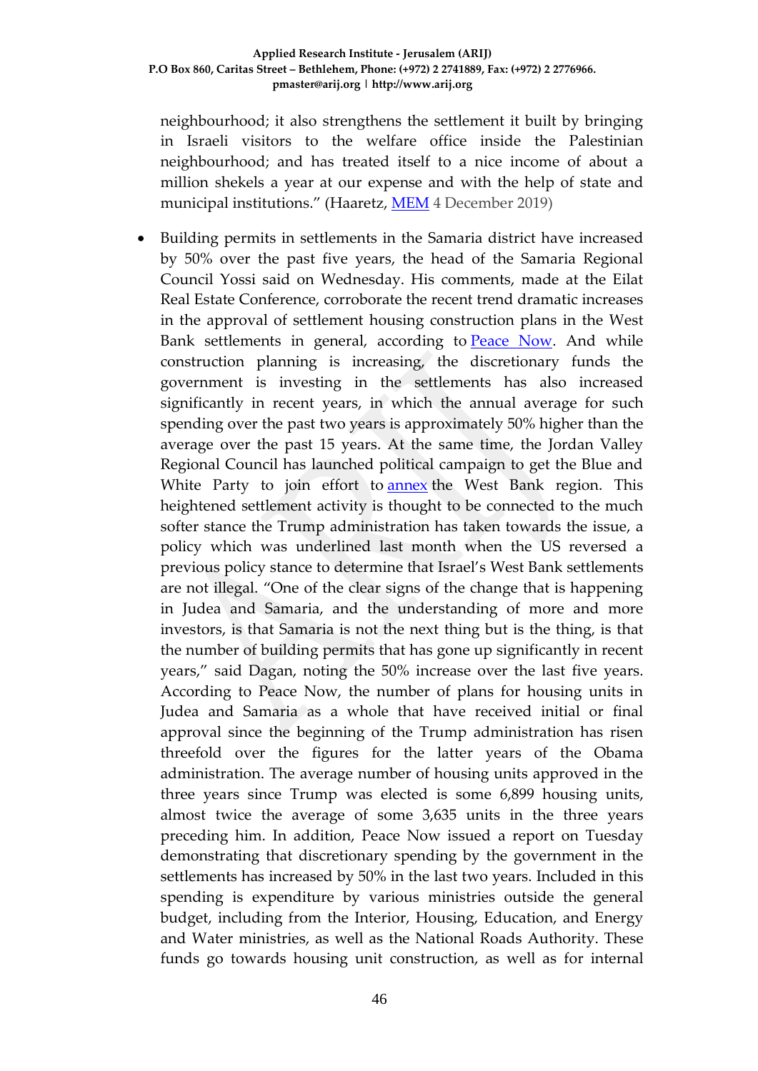neighbourhood; it also strengthens the settlement it built by bringing in Israeli visitors to the welfare office inside the Palestinian neighbourhood; and has treated itself to a nice income of about a million shekels a year at our expense and with the help of state and municipal institutions." (Haaretz, MEM 4 December 2019)

- Building permits in settlements in the Samaria district have increased by 50% over the past five years, the head of the Samaria Regional Council Yossi said on Wednesday. His comments, made at the Eilat Real Estate Conference, corroborate the recent trend dramatic increases in the approval of settlement housing construction plans in the West Bank settlements in general, according to Peace Now. And while construction planning is increasing, the discretionary funds the government is investing in the settlements has also increased significantly in recent years, in which the annual average for such spending over the past two years is approximately 50% higher than the average over the past 15 years. At the same time, the Jordan Valley Regional Council has launched political campaign to get the Blue and White Party to join effort to annex the West Bank region. This heightened settlement activity is thought to be connected to the much softer stance the Trump administration has taken towards the issue, a policy which was underlined last month when the US reversed a previous policy stance to determine that Israel's West Bank settlements are not illegal. "One of the clear signs of the change that is happening in Judea and Samaria, and the understanding of more and more investors, is that Samaria is not the next thing but is the thing, is that the number of building permits that has gone up significantly in recent years," said Dagan, noting the 50% increase over the last five years. According to Peace Now, the number of plans for housing units in Judea and Samaria as a whole that have received initial or final approval since the beginning of the Trump administration has risen threefold over the figures for the latter years of the Obama administration. The average number of housing units approved in the three years since Trump was elected is some 6,899 housing units, almost twice the average of some 3,635 units in the three years preceding him. In addition, Peace Now issued a report on Tuesday demonstrating that discretionary spending by the government in the settlements has increased by 50% in the last two years. Included in this spending is expenditure by various ministries outside the general budget, including from the Interior, Housing, Education, and Energy and Water ministries, as well as the National Roads Authority. These funds go towards housing unit construction, as well as for internal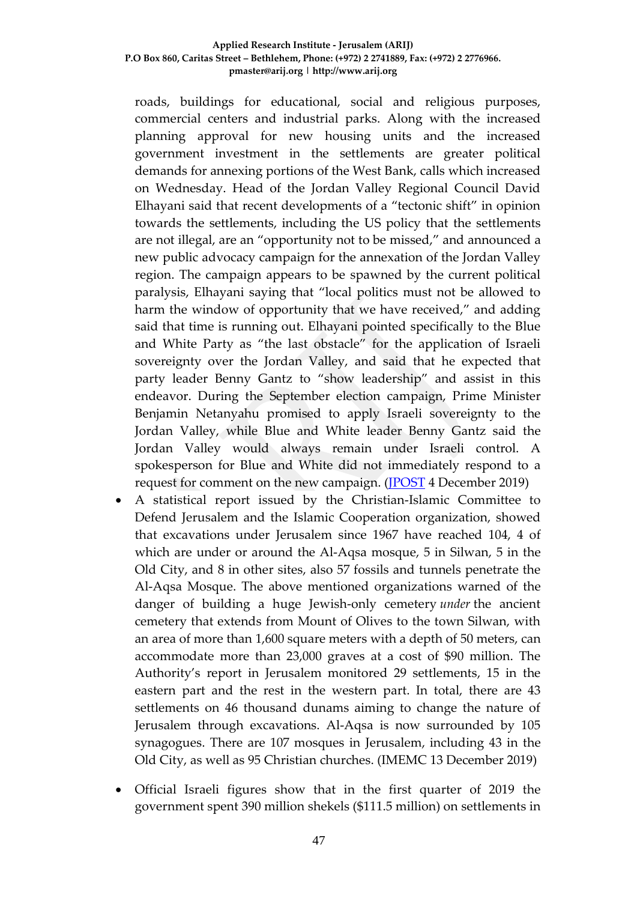roads, buildings for educational, social and religious purposes, commercial centers and industrial parks. Along with the increased planning approval for new housing units and the increased government investment in the settlements are greater political demands for annexing portions of the West Bank, calls which increased on Wednesday. Head of the Jordan Valley Regional Council David Elhayani said that recent developments of a "tectonic shift" in opinion towards the settlements, including the US policy that the settlements are not illegal, are an "opportunity not to be missed," and announced a new public advocacy campaign for the annexation of the Jordan Valley region. The campaign appears to be spawned by the current political paralysis, Elhayani saying that "local politics must not be allowed to harm the window of opportunity that we have received," and adding said that time is running out. Elhayani pointed specifically to the Blue and White Party as "the last obstacle" for the application of Israeli sovereignty over the Jordan Valley, and said that he expected that party leader Benny Gantz to "show leadership" and assist in this endeavor. During the September election campaign, Prime Minister Benjamin Netanyahu promised to apply Israeli sovereignty to the Jordan Valley, while Blue and White leader Benny Gantz said the Jordan Valley would always remain under Israeli control. A spokesperson for Blue and White did not immediately respond to a request for comment on the new campaign. (JPOST 4 December 2019)

- A statistical report issued by the Christian-Islamic Committee to Defend Jerusalem and the Islamic Cooperation organization, showed that excavations under Jerusalem since 1967 have reached 104, 4 of which are under or around the Al-Aqsa mosque, 5 in Silwan, 5 in the Old City, and 8 in other sites, also 57 fossils and tunnels penetrate the Al-Aqsa Mosque. The above mentioned organizations warned of the danger of building a huge Jewish-only cemetery *under* the ancient cemetery that extends from Mount of Olives to the town Silwan, with an area of more than 1,600 square meters with a depth of 50 meters, can accommodate more than 23,000 graves at a cost of $90 million. The Authority's report in Jerusalem monitored 29 settlements, 15 in the eastern part and the rest in the western part. In total, there are 43 settlements on 46 thousand dunams aiming to change the nature of Jerusalem through excavations. Al-Aqsa is now surrounded by 105 synagogues. There are 107 mosques in Jerusalem, including 43 in the Old City, as well as 95 Christian churches. (IMEMC 13 December 2019)

- Official Israeli figures show that in the first quarter of 2019 the government spent 390 million shekels ($111.5 million) on settlements in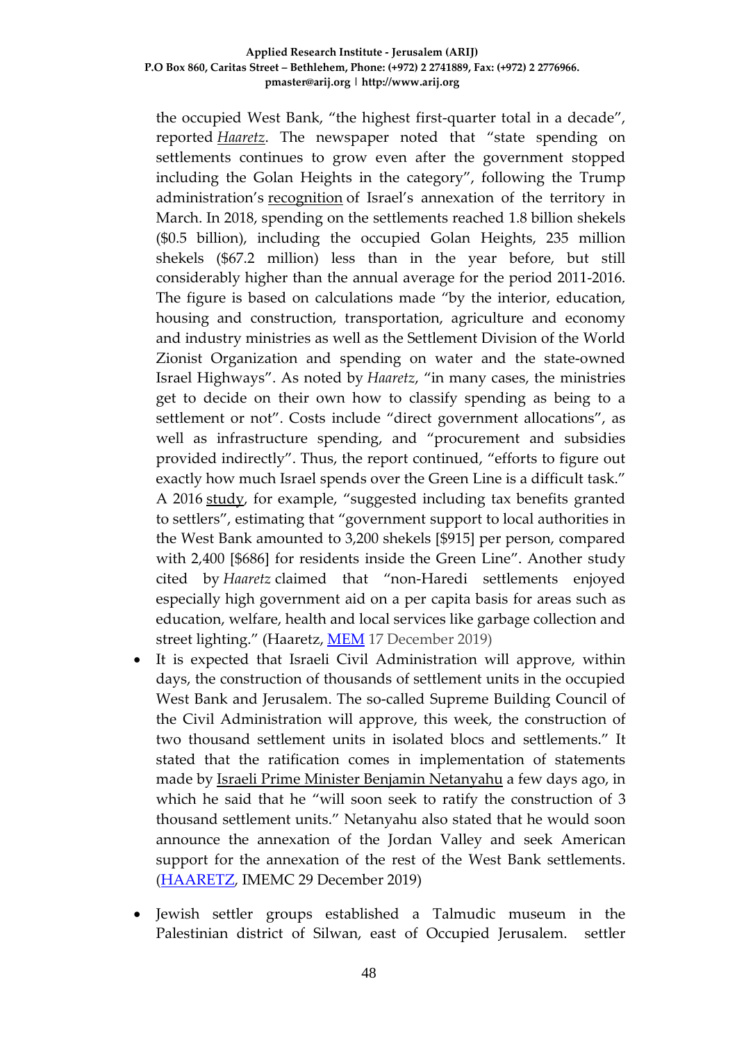the occupied West Bank, "the highest first-quarter total in a decade", reported *Haaretz*. The newspaper noted that "state spending on settlements continues to grow even after the government stopped including the Golan Heights in the category", following the Trump administration's recognition of Israel's annexation of the territory in March. In 2018, spending on the settlements reached 1.8 billion shekels ($0.5 billion), including the occupied Golan Heights, 235 million shekels ($67.2 million) less than in the year before, but still considerably higher than the annual average for the period 2011-2016. The figure is based on calculations made "by the interior, education, housing and construction, transportation, agriculture and economy and industry ministries as well as the Settlement Division of the World Zionist Organization and spending on water and the state-owned Israel Highways". As noted by *Haaretz*, "in many cases, the ministries get to decide on their own how to classify spending as being to a settlement or not". Costs include "direct government allocations", as well as infrastructure spending, and "procurement and subsidies provided indirectly". Thus, the report continued, "efforts to figure out exactly how much Israel spends over the Green Line is a difficult task." A 2016 study, for example, "suggested including tax benefits granted to settlers", estimating that "government support to local authorities in the West Bank amounted to 3,200 shekels [$915] per person, compared with 2,400 [$686] for residents inside the Green Line". Another study cited by *Haaretz* claimed that "non-Haredi settlements enjoyed especially high government aid on a per capita basis for areas such as education, welfare, health and local services like garbage collection and street lighting." (Haaretz, MEM 17 December 2019)

- It is expected that Israeli Civil Administration will approve, within days, the construction of thousands of settlement units in the occupied West Bank and Jerusalem. The so-called Supreme Building Council of the Civil Administration will approve, this week, the construction of two thousand settlement units in isolated blocs and settlements." It stated that the ratification comes in implementation of statements made by Israeli Prime Minister Benjamin Netanyahu a few days ago, in which he said that he "will soon seek to ratify the construction of 3 thousand settlement units." Netanyahu also stated that he would soon announce the annexation of the Jordan Valley and seek American support for the annexation of the rest of the West Bank settlements. (HAARETZ, IMEMC 29 December 2019)

- Jewish settler groups established a Talmudic museum in the Palestinian district of Silwan, east of Occupied Jerusalem. settler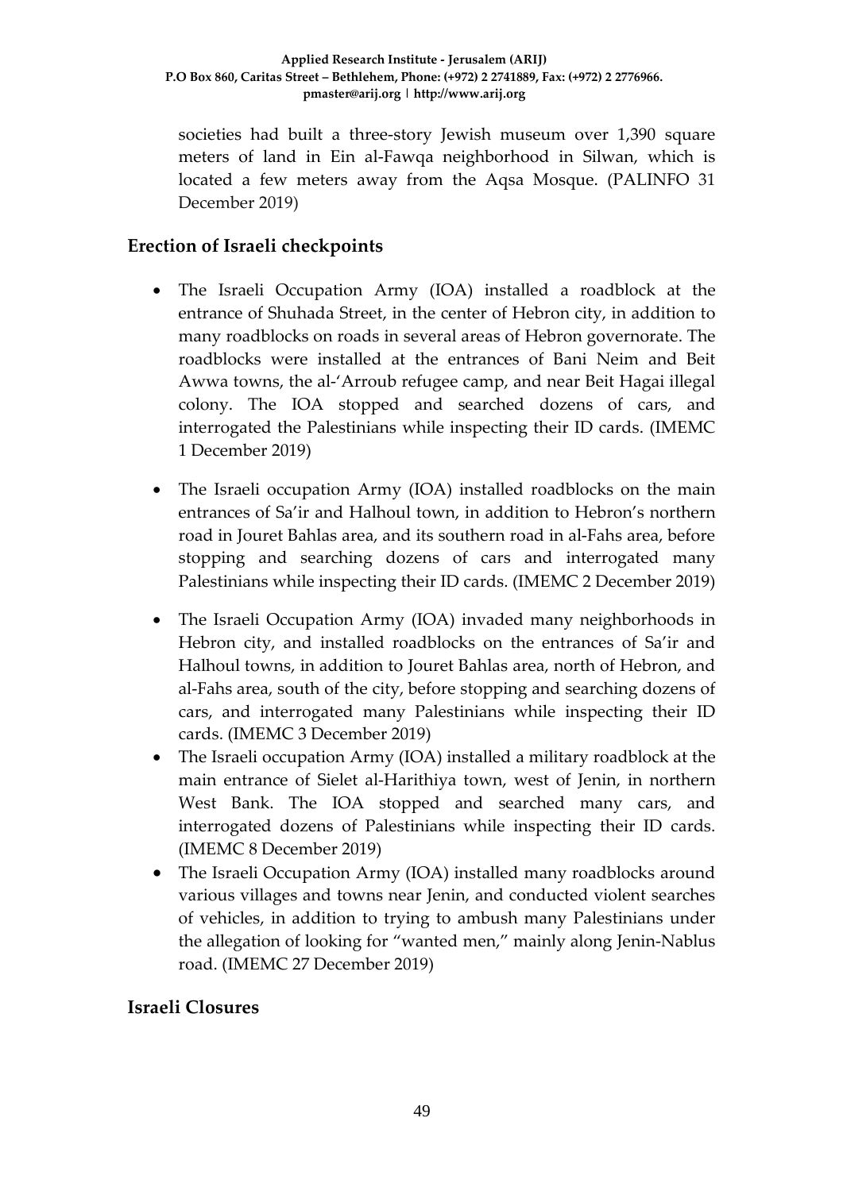societies had built a three-story Jewish museum over 1,390 square meters of land in Ein al-Fawqa neighborhood in Silwan, which is located a few meters away from the Aqsa Mosque. (PALINFO 31 December 2019)

## Erection of Israeli checkpoints

- The Israeli Occupation Army (IOA) installed a roadblock at the entrance of Shuhada Street, in the center of Hebron city, in addition to many roadblocks on roads in several areas of Hebron governorate. The roadblocks were installed at the entrances of Bani Neim and Beit Awwa towns, the al-'Arroub refugee camp, and near Beit Hagai illegal colony. The IOA stopped and searched dozens of cars, and interrogated the Palestinians while inspecting their ID cards. (IMEMC 1 December 2019)
- The Israeli occupation Army (IOA) installed roadblocks on the main entrances of Sa'ir and Halhoul town, in addition to Hebron's northern road in Jouret Bahlas area, and its southern road in al-Fahs area, before stopping and searching dozens of cars and interrogated many Palestinians while inspecting their ID cards. (IMEMC 2 December 2019)
- The Israeli Occupation Army (IOA) invaded many neighborhoods in Hebron city, and installed roadblocks on the entrances of Sa'ir and Halhoul towns, in addition to Jouret Bahlas area, north of Hebron, and al-Fahs area, south of the city, before stopping and searching dozens of cars, and interrogated many Palestinians while inspecting their ID cards. (IMEMC 3 December 2019)
- The Israeli occupation Army (IOA) installed a military roadblock at the main entrance of Sielet al-Harithiya town, west of Jenin, in northern West Bank. The IOA stopped and searched many cars, and interrogated dozens of Palestinians while inspecting their ID cards. (IMEMC 8 December 2019)
- The Israeli Occupation Army (IOA) installed many roadblocks around various villages and towns near Jenin, and conducted violent searches of vehicles, in addition to trying to ambush many Palestinians under the allegation of looking for "wanted men," mainly along Jenin-Nablus road. (IMEMC 27 December 2019)

## Israeli Closures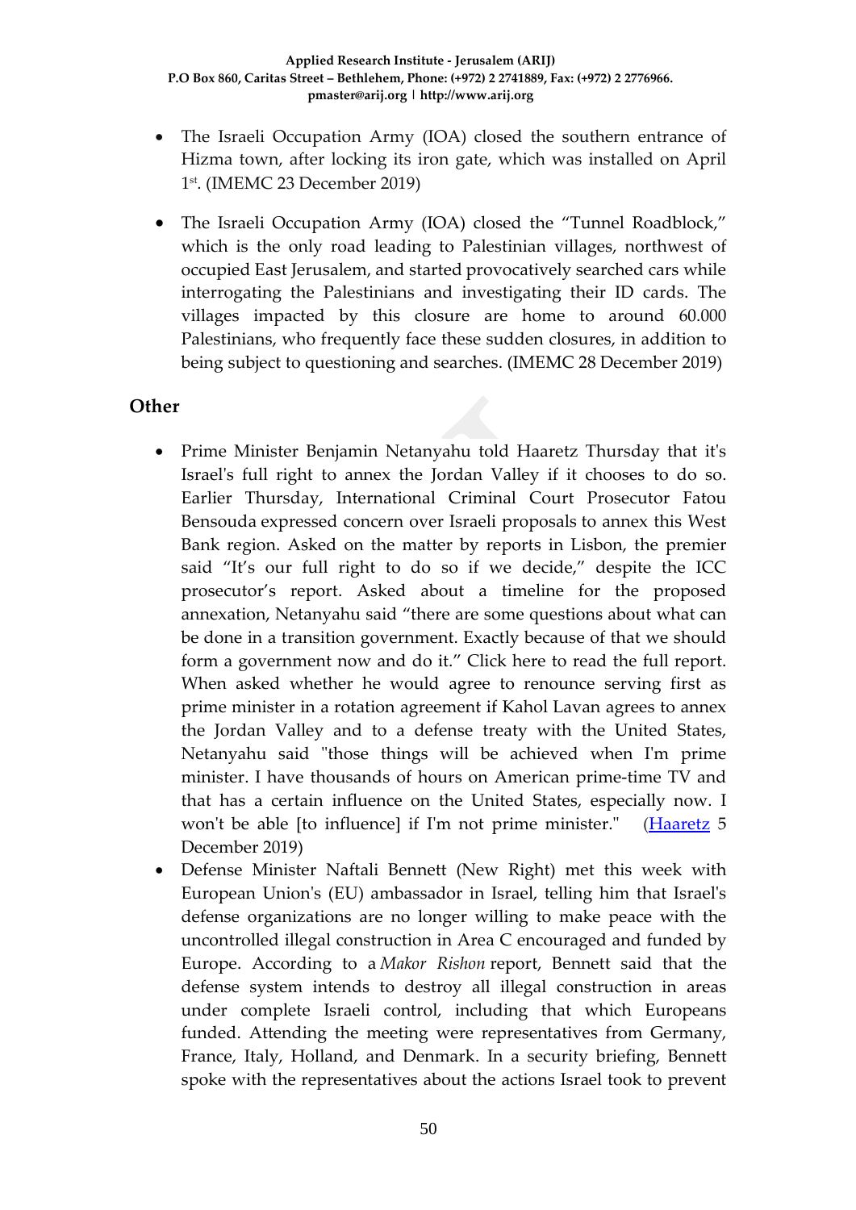- The Israeli Occupation Army (IOA) closed the southern entrance of Hizma town, after locking its iron gate, which was installed on April 1st. (IMEMC 23 December 2019)
- The Israeli Occupation Army (IOA) closed the "Tunnel Roadblock," which is the only road leading to Palestinian villages, northwest of occupied East Jerusalem, and started provocatively searched cars while interrogating the Palestinians and investigating their ID cards. The villages impacted by this closure are home to around 60.000 Palestinians, who frequently face these sudden closures, in addition to being subject to questioning and searches. (IMEMC 28 December 2019)

## Other

- Prime Minister Benjamin Netanyahu told Haaretz Thursday that it's Israel's full right to annex the Jordan Valley if it chooses to do so. Earlier Thursday, International Criminal Court Prosecutor Fatou Bensouda expressed concern over Israeli proposals to annex this West Bank region. Asked on the matter by reports in Lisbon, the premier said "It's our full right to do so if we decide," despite the ICC prosecutor's report. Asked about a timeline for the proposed annexation, Netanyahu said "there are some questions about what can be done in a transition government. Exactly because of that we should form a government now and do it." Click here to read the full report. When asked whether he would agree to renounce serving first as prime minister in a rotation agreement if Kahol Lavan agrees to annex the Jordan Valley and to a defense treaty with the United States, Netanyahu said "those things will be achieved when I'm prime minister. I have thousands of hours on American prime-time TV and that has a certain influence on the United States, especially now. I won't be able [to influence] if I'm not prime minister." (Haaretz 5 December 2019)
- Defense Minister Naftali Bennett (New Right) met this week with European Union's (EU) ambassador in Israel, telling him that Israel's defense organizations are no longer willing to make peace with the uncontrolled illegal construction in Area C encouraged and funded by Europe. According to a *Makor Rishon* report, Bennett said that the defense system intends to destroy all illegal construction in areas under complete Israeli control, including that which Europeans funded. Attending the meeting were representatives from Germany, France, Italy, Holland, and Denmark. In a security briefing, Bennett spoke with the representatives about the actions Israel took to prevent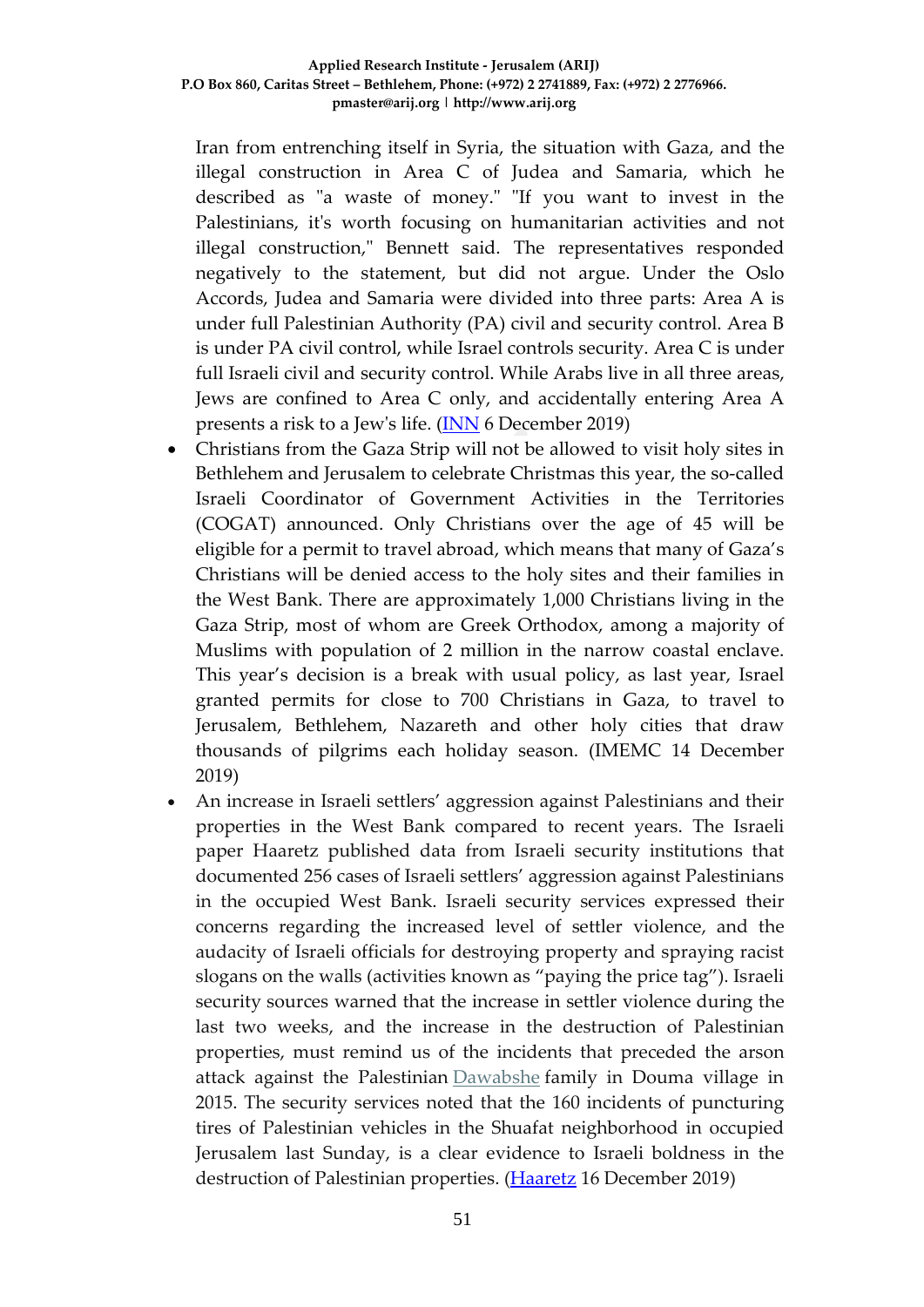Iran from entrenching itself in Syria, the situation with Gaza, and the illegal construction in Area C of Judea and Samaria, which he described as "a waste of money." "If you want to invest in the Palestinians, it's worth focusing on humanitarian activities and not illegal construction," Bennett said. The representatives responded negatively to the statement, but did not argue. Under the Oslo Accords, Judea and Samaria were divided into three parts: Area A is under full Palestinian Authority (PA) civil and security control. Area B is under PA civil control, while Israel controls security. Area C is under full Israeli civil and security control. While Arabs live in all three areas, Jews are confined to Area C only, and accidentally entering Area A presents a risk to a Jew's life. (INN 6 December 2019)

- Christians from the Gaza Strip will not be allowed to visit holy sites in Bethlehem and Jerusalem to celebrate Christmas this year, the so-called Israeli Coordinator of Government Activities in the Territories (COGAT) announced. Only Christians over the age of 45 will be eligible for a permit to travel abroad, which means that many of Gaza's Christians will be denied access to the holy sites and their families in the West Bank. There are approximately 1,000 Christians living in the Gaza Strip, most of whom are Greek Orthodox, among a majority of Muslims with population of 2 million in the narrow coastal enclave. This year's decision is a break with usual policy, as last year, Israel granted permits for close to 700 Christians in Gaza, to travel to Jerusalem, Bethlehem, Nazareth and other holy cities that draw thousands of pilgrims each holiday season. (IMEMC 14 December 2019)
- An increase in Israeli settlers' aggression against Palestinians and their properties in the West Bank compared to recent years. The Israeli paper Haaretz published data from Israeli security institutions that documented 256 cases of Israeli settlers' aggression against Palestinians in the occupied West Bank. Israeli security services expressed their concerns regarding the increased level of settler violence, and the audacity of Israeli officials for destroying property and spraying racist slogans on the walls (activities known as "paying the price tag"). Israeli security sources warned that the increase in settler violence during the last two weeks, and the increase in the destruction of Palestinian properties, must remind us of the incidents that preceded the arson attack against the Palestinian Dawabshe family in Douma village in 2015. The security services noted that the 160 incidents of puncturing tires of Palestinian vehicles in the Shuafat neighborhood in occupied Jerusalem last Sunday, is a clear evidence to Israeli boldness in the destruction of Palestinian properties. (Haaretz 16 December 2019)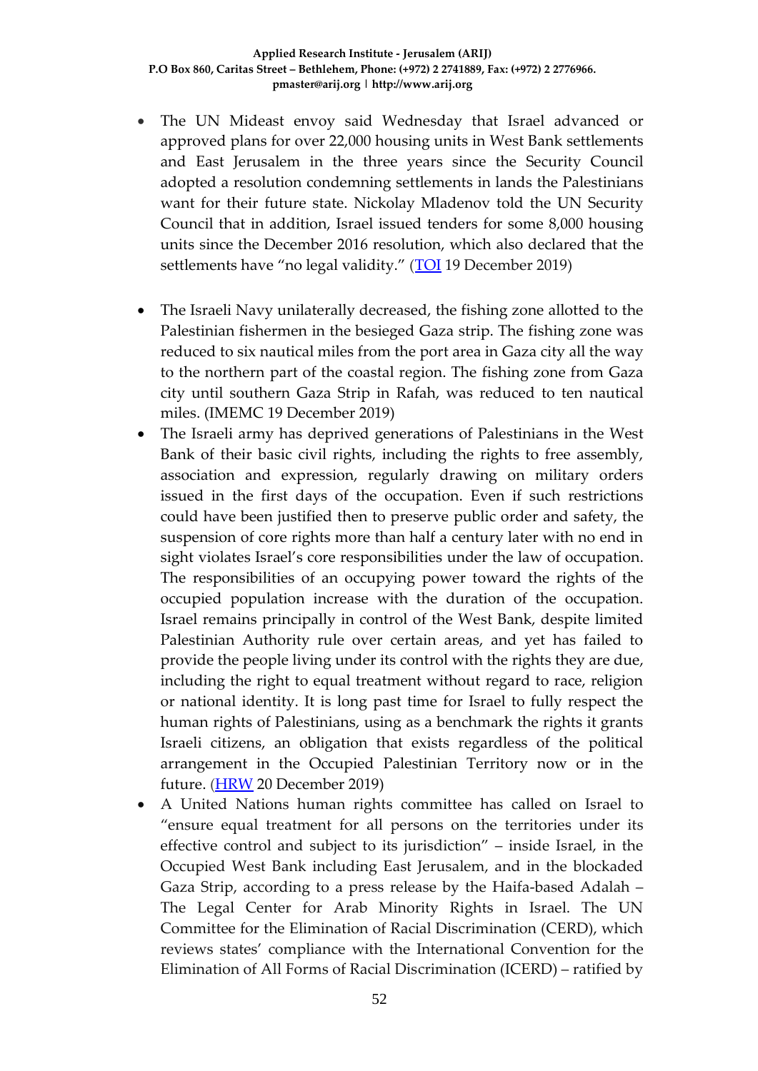- The UN Mideast envoy said Wednesday that Israel advanced or approved plans for over 22,000 housing units in West Bank settlements and East Jerusalem in the three years since the Security Council adopted a resolution condemning settlements in lands the Palestinians want for their future state. Nickolay Mladenov told the UN Security Council that in addition, Israel issued tenders for some 8,000 housing units since the December 2016 resolution, which also declared that the settlements have "no legal validity." (TOI 19 December 2019)

- The Israeli Navy unilaterally decreased, the fishing zone allotted to the Palestinian fishermen in the besieged Gaza strip. The fishing zone was reduced to six nautical miles from the port area in Gaza city all the way to the northern part of the coastal region. The fishing zone from Gaza city until southern Gaza Strip in Rafah, was reduced to ten nautical miles. (IMEMC 19 December 2019)
- The Israeli army has deprived generations of Palestinians in the West Bank of their basic civil rights, including the rights to free assembly, association and expression, regularly drawing on military orders issued in the first days of the occupation. Even if such restrictions could have been justified then to preserve public order and safety, the suspension of core rights more than half a century later with no end in sight violates Israel's core responsibilities under the law of occupation. The responsibilities of an occupying power toward the rights of the occupied population increase with the duration of the occupation. Israel remains principally in control of the West Bank, despite limited Palestinian Authority rule over certain areas, and yet has failed to provide the people living under its control with the rights they are due, including the right to equal treatment without regard to race, religion or national identity. It is long past time for Israel to fully respect the human rights of Palestinians, using as a benchmark the rights it grants Israeli citizens, an obligation that exists regardless of the political arrangement in the Occupied Palestinian Territory now or in the future. (HRW 20 December 2019)
- A United Nations human rights committee has called on Israel to "ensure equal treatment for all persons on the territories under its effective control and subject to its jurisdiction" – inside Israel, in the Occupied West Bank including East Jerusalem, and in the blockaded Gaza Strip, according to a press release by the Haifa-based Adalah – The Legal Center for Arab Minority Rights in Israel. The UN Committee for the Elimination of Racial Discrimination (CERD), which reviews states' compliance with the International Convention for the Elimination of All Forms of Racial Discrimination (ICERD) – ratified by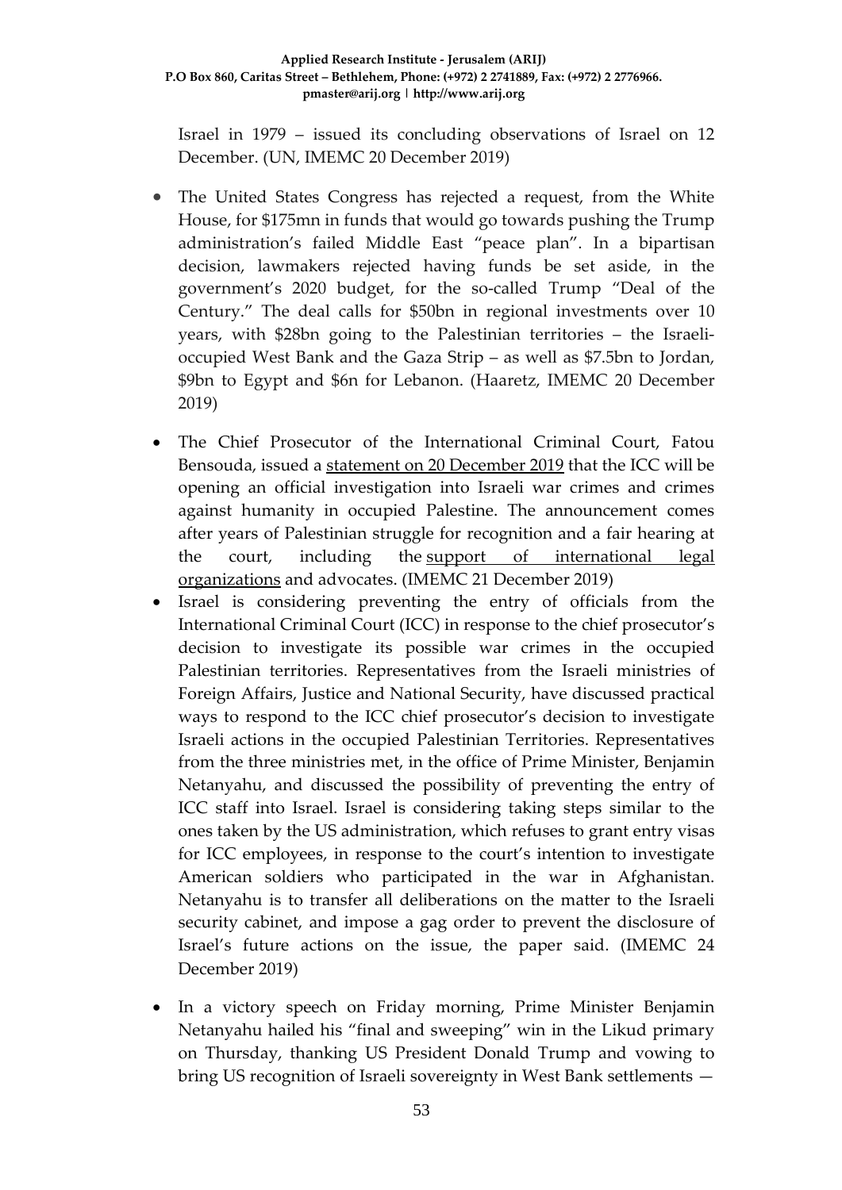Israel in 1979 – issued its concluding observations of Israel on 12 December. (UN, IMEMC 20 December 2019)

- The United States Congress has rejected a request, from the White House, for $175mn in funds that would go towards pushing the Trump administration's failed Middle East "peace plan". In a bipartisan decision, lawmakers rejected having funds be set aside, in the government's 2020 budget, for the so-called Trump "Deal of the Century." The deal calls for $50bn in regional investments over 10 years, with $28bn going to the Palestinian territories – the Israeli-occupied West Bank and the Gaza Strip – as well as $7.5bn to Jordan, $9bn to Egypt and $6n for Lebanon. (Haaretz, IMEMC 20 December 2019)

- The Chief Prosecutor of the International Criminal Court, Fatou Bensouda, issued a statement on 20 December 2019 that the ICC will be opening an official investigation into Israeli war crimes and crimes against humanity in occupied Palestine. The announcement comes after years of Palestinian struggle for recognition and a fair hearing at the court, including the support of international legal organizations and advocates. (IMEMC 21 December 2019)

- Israel is considering preventing the entry of officials from the International Criminal Court (ICC) in response to the chief prosecutor's decision to investigate its possible war crimes in the occupied Palestinian territories. Representatives from the Israeli ministries of Foreign Affairs, Justice and National Security, have discussed practical ways to respond to the ICC chief prosecutor's decision to investigate Israeli actions in the occupied Palestinian Territories. Representatives from the three ministries met, in the office of Prime Minister, Benjamin Netanyahu, and discussed the possibility of preventing the entry of ICC staff into Israel. Israel is considering taking steps similar to the ones taken by the US administration, which refuses to grant entry visas for ICC employees, in response to the court's intention to investigate American soldiers who participated in the war in Afghanistan. Netanyahu is to transfer all deliberations on the matter to the Israeli security cabinet, and impose a gag order to prevent the disclosure of Israel's future actions on the issue, the paper said. (IMEMC 24 December 2019)

- In a victory speech on Friday morning, Prime Minister Benjamin Netanyahu hailed his "final and sweeping" win in the Likud primary on Thursday, thanking US President Donald Trump and vowing to bring US recognition of Israeli sovereignty in West Bank settlements —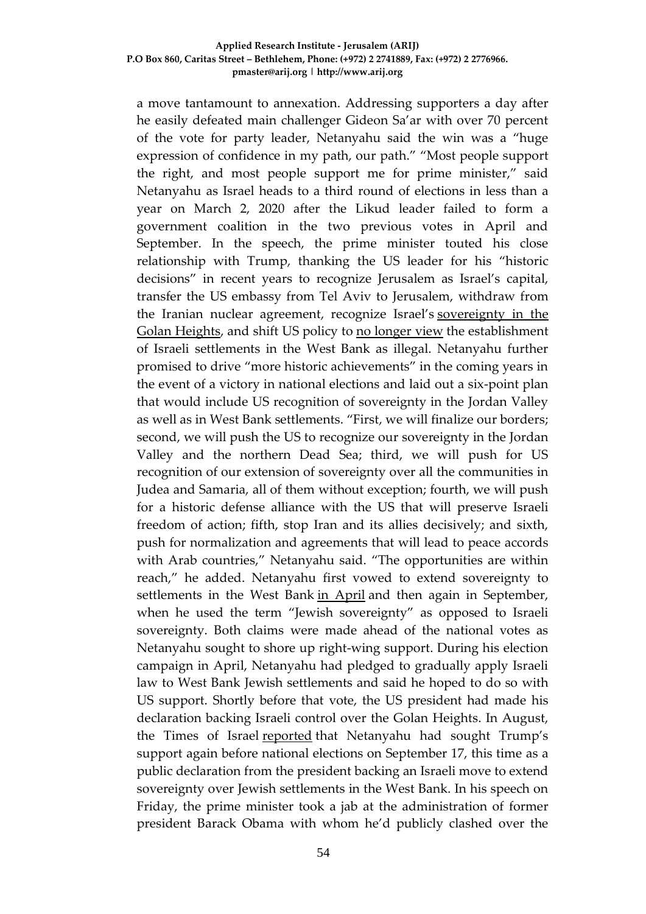a move tantamount to annexation. Addressing supporters a day after he easily defeated main challenger Gideon Sa'ar with over 70 percent of the vote for party leader, Netanyahu said the win was a "huge expression of confidence in my path, our path." "Most people support the right, and most people support me for prime minister," said Netanyahu as Israel heads to a third round of elections in less than a year on March 2, 2020 after the Likud leader failed to form a government coalition in the two previous votes in April and September. In the speech, the prime minister touted his close relationship with Trump, thanking the US leader for his "historic decisions" in recent years to recognize Jerusalem as Israel's capital, transfer the US embassy from Tel Aviv to Jerusalem, withdraw from the Iranian nuclear agreement, recognize Israel's sovereignty in the Golan Heights, and shift US policy to no longer view the establishment of Israeli settlements in the West Bank as illegal. Netanyahu further promised to drive "more historic achievements" in the coming years in the event of a victory in national elections and laid out a six-point plan that would include US recognition of sovereignty in the Jordan Valley as well as in West Bank settlements. "First, we will finalize our borders; second, we will push the US to recognize our sovereignty in the Jordan Valley and the northern Dead Sea; third, we will push for US recognition of our extension of sovereignty over all the communities in Judea and Samaria, all of them without exception; fourth, we will push for a historic defense alliance with the US that will preserve Israeli freedom of action; fifth, stop Iran and its allies decisively; and sixth, push for normalization and agreements that will lead to peace accords with Arab countries," Netanyahu said. "The opportunities are within reach," he added. Netanyahu first vowed to extend sovereignty to settlements in the West Bank in April and then again in September, when he used the term "Jewish sovereignty" as opposed to Israeli sovereignty. Both claims were made ahead of the national votes as Netanyahu sought to shore up right-wing support. During his election campaign in April, Netanyahu had pledged to gradually apply Israeli law to West Bank Jewish settlements and said he hoped to do so with US support. Shortly before that vote, the US president had made his declaration backing Israeli control over the Golan Heights. In August, the Times of Israel reported that Netanyahu had sought Trump's support again before national elections on September 17, this time as a public declaration from the president backing an Israeli move to extend sovereignty over Jewish settlements in the West Bank. In his speech on Friday, the prime minister took a jab at the administration of former president Barack Obama with whom he'd publicly clashed over the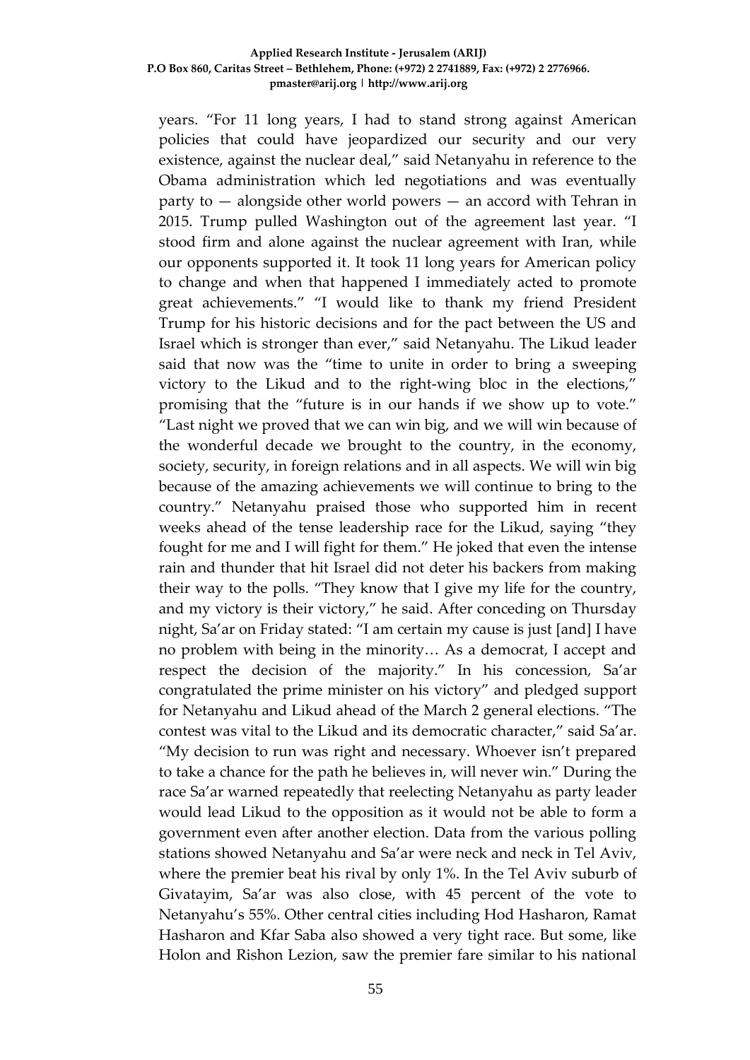years. “For 11 long years, I had to stand strong against American policies that could have jeopardized our security and our very existence, against the nuclear deal,” said Netanyahu in reference to the Obama administration which led negotiations and was eventually party to — alongside other world powers — an accord with Tehran in 2015. Trump pulled Washington out of the agreement last year. “I stood firm and alone against the nuclear agreement with Iran, while our opponents supported it. It took 11 long years for American policy to change and when that happened I immediately acted to promote great achievements.” “I would like to thank my friend President Trump for his historic decisions and for the pact between the US and Israel which is stronger than ever,” said Netanyahu. The Likud leader said that now was the “time to unite in order to bring a sweeping victory to the Likud and to the right-wing bloc in the elections,” promising that the “future is in our hands if we show up to vote.” “Last night we proved that we can win big, and we will win because of the wonderful decade we brought to the country, in the economy, society, security, in foreign relations and in all aspects. We will win big because of the amazing achievements we will continue to bring to the country.” Netanyahu praised those who supported him in recent weeks ahead of the tense leadership race for the Likud, saying “they fought for me and I will fight for them.” He joked that even the intense rain and thunder that hit Israel did not deter his backers from making their way to the polls. “They know that I give my life for the country, and my victory is their victory,” he said. After conceding on Thursday night, Sa’ar on Friday stated: “I am certain my cause is just [and] I have no problem with being in the minority… As a democrat, I accept and respect the decision of the majority.” In his concession, Sa’ar congratulated the prime minister on his victory” and pledged support for Netanyahu and Likud ahead of the March 2 general elections. “The contest was vital to the Likud and its democratic character,” said Sa’ar. “My decision to run was right and necessary. Whoever isn’t prepared to take a chance for the path he believes in, will never win.” During the race Sa’ar warned repeatedly that reelecting Netanyahu as party leader would lead Likud to the opposition as it would not be able to form a government even after another election. Data from the various polling stations showed Netanyahu and Sa’ar were neck and neck in Tel Aviv, where the premier beat his rival by only 1%. In the Tel Aviv suburb of Givatayim, Sa’ar was also close, with 45 percent of the vote to Netanyahu’s 55%. Other central cities including Hod Hasharon, Ramat Hasharon and Kfar Saba also showed a very tight race. But some, like Holon and Rishon Lezion, saw the premier fare similar to his national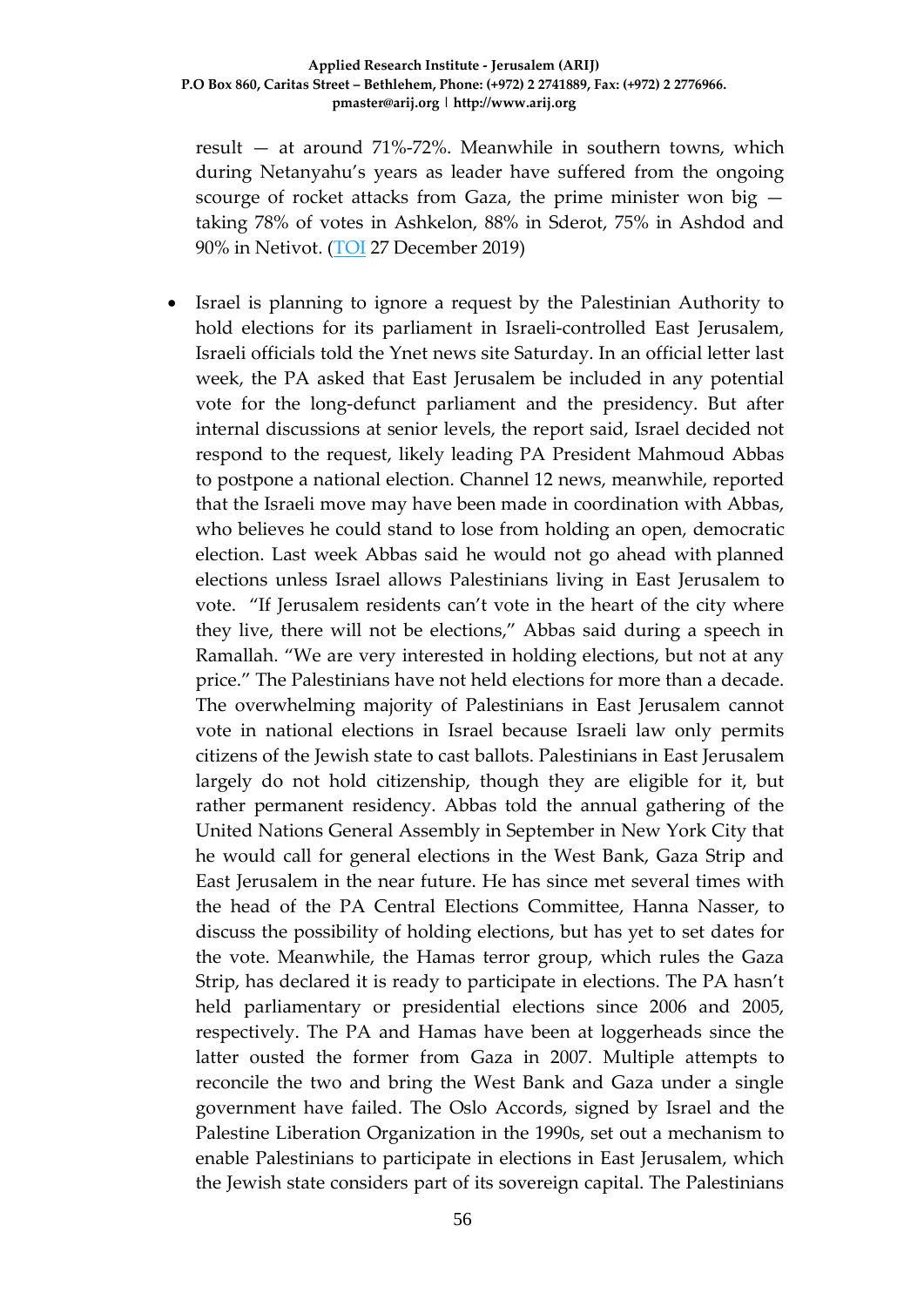result — at around 71%-72%. Meanwhile in southern towns, which during Netanyahu's years as leader have suffered from the ongoing scourge of rocket attacks from Gaza, the prime minister won big — taking 78% of votes in Ashkelon, 88% in Sderot, 75% in Ashdod and 90% in Netivot. (TOI 27 December 2019)

- Israel is planning to ignore a request by the Palestinian Authority to hold elections for its parliament in Israeli-controlled East Jerusalem, Israeli officials told the Ynet news site Saturday. In an official letter last week, the PA asked that East Jerusalem be included in any potential vote for the long-defunct parliament and the presidency. But after internal discussions at senior levels, the report said, Israel decided not respond to the request, likely leading PA President Mahmoud Abbas to postpone a national election. Channel 12 news, meanwhile, reported that the Israeli move may have been made in coordination with Abbas, who believes he could stand to lose from holding an open, democratic election. Last week Abbas said he would not go ahead with planned elections unless Israel allows Palestinians living in East Jerusalem to vote. "If Jerusalem residents can't vote in the heart of the city where they live, there will not be elections," Abbas said during a speech in Ramallah. "We are very interested in holding elections, but not at any price." The Palestinians have not held elections for more than a decade. The overwhelming majority of Palestinians in East Jerusalem cannot vote in national elections in Israel because Israeli law only permits citizens of the Jewish state to cast ballots. Palestinians in East Jerusalem largely do not hold citizenship, though they are eligible for it, but rather permanent residency. Abbas told the annual gathering of the United Nations General Assembly in September in New York City that he would call for general elections in the West Bank, Gaza Strip and East Jerusalem in the near future. He has since met several times with the head of the PA Central Elections Committee, Hanna Nasser, to discuss the possibility of holding elections, but has yet to set dates for the vote. Meanwhile, the Hamas terror group, which rules the Gaza Strip, has declared it is ready to participate in elections. The PA hasn't held parliamentary or presidential elections since 2006 and 2005, respectively. The PA and Hamas have been at loggerheads since the latter ousted the former from Gaza in 2007. Multiple attempts to reconcile the two and bring the West Bank and Gaza under a single government have failed. The Oslo Accords, signed by Israel and the Palestine Liberation Organization in the 1990s, set out a mechanism to enable Palestinians to participate in elections in East Jerusalem, which the Jewish state considers part of its sovereign capital. The Palestinians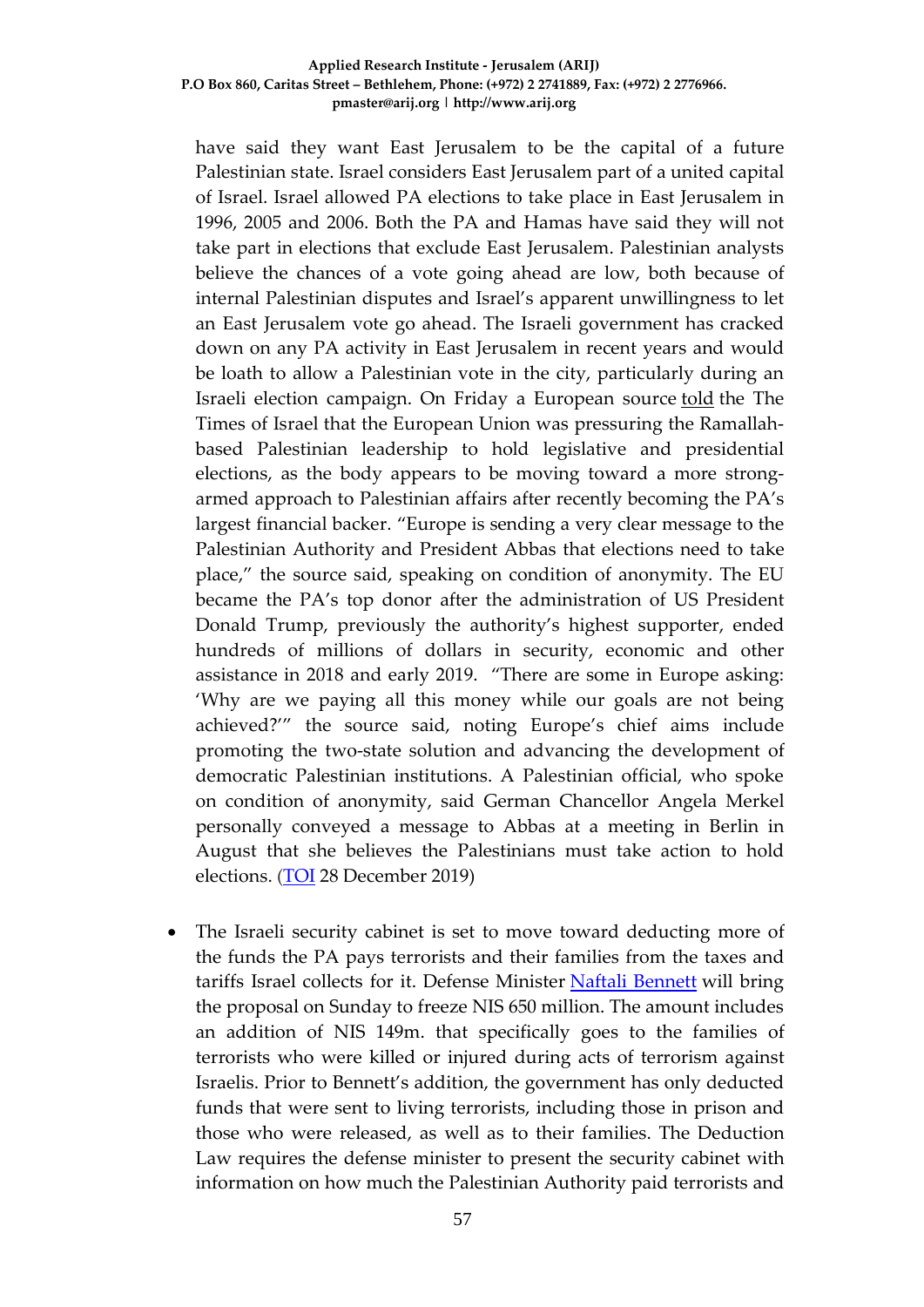have said they want East Jerusalem to be the capital of a future Palestinian state. Israel considers East Jerusalem part of a united capital of Israel. Israel allowed PA elections to take place in East Jerusalem in 1996, 2005 and 2006. Both the PA and Hamas have said they will not take part in elections that exclude East Jerusalem. Palestinian analysts believe the chances of a vote going ahead are low, both because of internal Palestinian disputes and Israel's apparent unwillingness to let an East Jerusalem vote go ahead. The Israeli government has cracked down on any PA activity in East Jerusalem in recent years and would be loath to allow a Palestinian vote in the city, particularly during an Israeli election campaign. On Friday a European source told the The Times of Israel that the European Union was pressuring the Ramallah-based Palestinian leadership to hold legislative and presidential elections, as the body appears to be moving toward a more strong-armed approach to Palestinian affairs after recently becoming the PA's largest financial backer. "Europe is sending a very clear message to the Palestinian Authority and President Abbas that elections need to take place," the source said, speaking on condition of anonymity. The EU became the PA's top donor after the administration of US President Donald Trump, previously the authority's highest supporter, ended hundreds of millions of dollars in security, economic and other assistance in 2018 and early 2019. "There are some in Europe asking: 'Why are we paying all this money while our goals are not being achieved?'" the source said, noting Europe's chief aims include promoting the two-state solution and advancing the development of democratic Palestinian institutions. A Palestinian official, who spoke on condition of anonymity, said German Chancellor Angela Merkel personally conveyed a message to Abbas at a meeting in Berlin in August that she believes the Palestinians must take action to hold elections. (TOI 28 December 2019)

- The Israeli security cabinet is set to move toward deducting more of the funds the PA pays terrorists and their families from the taxes and tariffs Israel collects for it. Defense Minister Naftali Bennett will bring the proposal on Sunday to freeze NIS 650 million. The amount includes an addition of NIS 149m. that specifically goes to the families of terrorists who were killed or injured during acts of terrorism against Israelis. Prior to Bennett's addition, the government has only deducted funds that were sent to living terrorists, including those in prison and those who were released, as well as to their families. The Deduction Law requires the defense minister to present the security cabinet with information on how much the Palestinian Authority paid terrorists and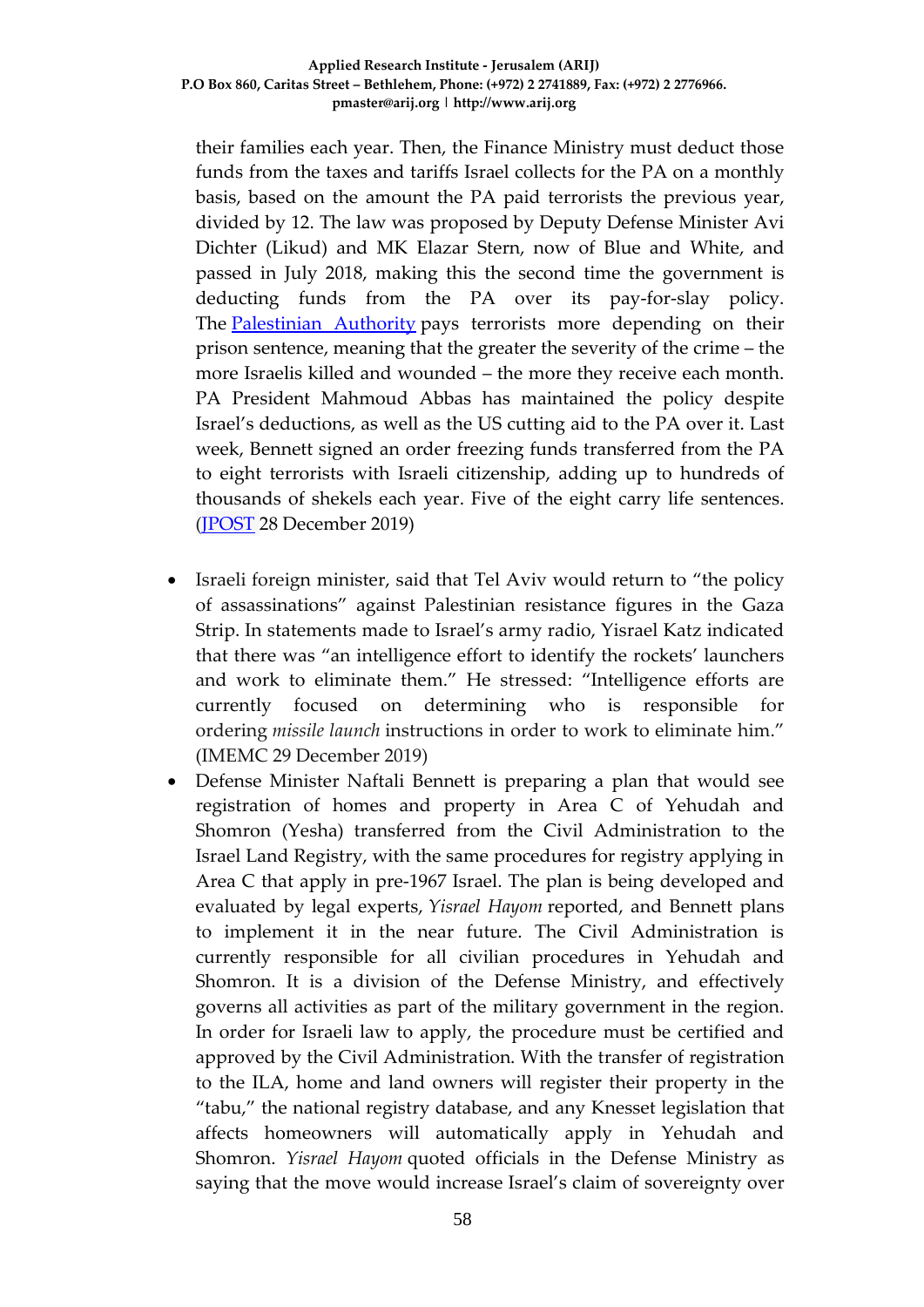their families each year. Then, the Finance Ministry must deduct those funds from the taxes and tariffs Israel collects for the PA on a monthly basis, based on the amount the PA paid terrorists the previous year, divided by 12. The law was proposed by Deputy Defense Minister Avi Dichter (Likud) and MK Elazar Stern, now of Blue and White, and passed in July 2018, making this the second time the government is deducting funds from the PA over its pay-for-slay policy. The [Palestinian Authority] pays terrorists more depending on their prison sentence, meaning that the greater the severity of the crime – the more Israelis killed and wounded – the more they receive each month. PA President Mahmoud Abbas has maintained the policy despite Israel's deductions, as well as the US cutting aid to the PA over it. Last week, Bennett signed an order freezing funds transferred from the PA to eight terrorists with Israeli citizenship, adding up to hundreds of thousands of shekels each year. Five of the eight carry life sentences. ([JPOST] 28 December 2019)

- Israeli foreign minister, said that Tel Aviv would return to "the policy of assassinations" against Palestinian resistance figures in the Gaza Strip. In statements made to Israel's army radio, Yisrael Katz indicated that there was "an intelligence effort to identify the rockets' launchers and work to eliminate them." He stressed: "Intelligence efforts are currently focused on determining who is responsible for ordering *missile launch* instructions in order to work to eliminate him." (IMEMC 29 December 2019)
- Defense Minister Naftali Bennett is preparing a plan that would see registration of homes and property in Area C of Yehudah and Shomron (Yesha) transferred from the Civil Administration to the Israel Land Registry, with the same procedures for registry applying in Area C that apply in pre-1967 Israel. The plan is being developed and evaluated by legal experts, *Yisrael Hayom* reported, and Bennett plans to implement it in the near future. The Civil Administration is currently responsible for all civilian procedures in Yehudah and Shomron. It is a division of the Defense Ministry, and effectively governs all activities as part of the military government in the region. In order for Israeli law to apply, the procedure must be certified and approved by the Civil Administration. With the transfer of registration to the ILA, home and land owners will register their property in the "tabu," the national registry database, and any Knesset legislation that affects homeowners will automatically apply in Yehudah and Shomron. *Yisrael Hayom* quoted officials in the Defense Ministry as saying that the move would increase Israel's claim of sovereignty over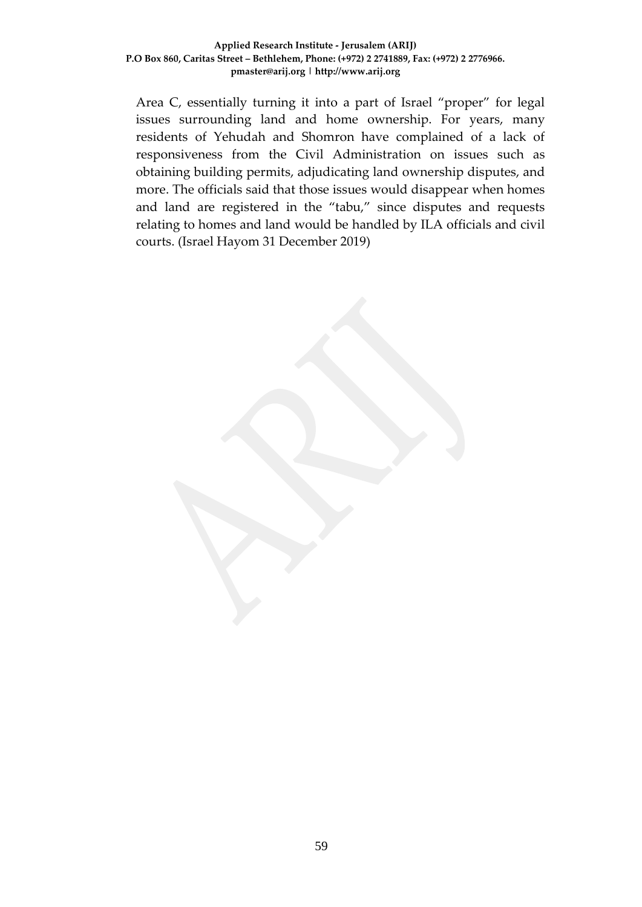Area C, essentially turning it into a part of Israel "proper" for legal issues surrounding land and home ownership. For years, many residents of Yehudah and Shomron have complained of a lack of responsiveness from the Civil Administration on issues such as obtaining building permits, adjudicating land ownership disputes, and more. The officials said that those issues would disappear when homes and land are registered in the "tabu," since disputes and requests relating to homes and land would be handled by ILA officials and civil courts. (Israel Hayom 31 December 2019)